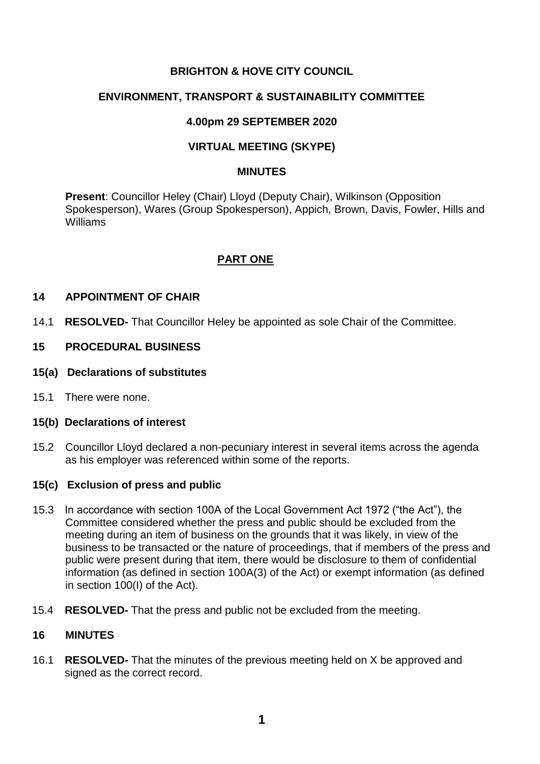# BRIGHTON & HOVE CITY COUNCIL

## ENVIRONMENT, TRANSPORT & SUSTAINABILITY COMMITTEE

## 4.00pm 29 SEPTEMBER 2020

## VIRTUAL MEETING (SKYPE)

## MINUTES

**Present**: Councillor Heley (Chair) Lloyd (Deputy Chair), Wilkinson (Opposition Spokesperson), Wares (Group Spokesperson), Appich, Brown, Davis, Fowler, Hills and Williams

## PART ONE

### 14 APPOINTMENT OF CHAIR

14.1 **RESOLVED-** That Councillor Heley be appointed as sole Chair of the Committee.

### 15 PROCEDURAL BUSINESS

#### 15(a) Declarations of substitutes

15.1 There were none.

#### 15(b) Declarations of interest

15.2 Councillor Lloyd declared a non-pecuniary interest in several items across the agenda as his employer was referenced within some of the reports.

#### 15(c) Exclusion of press and public

15.3 In accordance with section 100A of the Local Government Act 1972 ("the Act"), the Committee considered whether the press and public should be excluded from the meeting during an item of business on the grounds that it was likely, in view of the business to be transacted or the nature of proceedings, that if members of the press and public were present during that item, there would be disclosure to them of confidential information (as defined in section 100A(3) of the Act) or exempt information (as defined in section 100(I) of the Act).

15.4 **RESOLVED-** That the press and public not be excluded from the meeting.

### 16 MINUTES

16.1 **RESOLVED-** That the minutes of the previous meeting held on X be approved and signed as the correct record.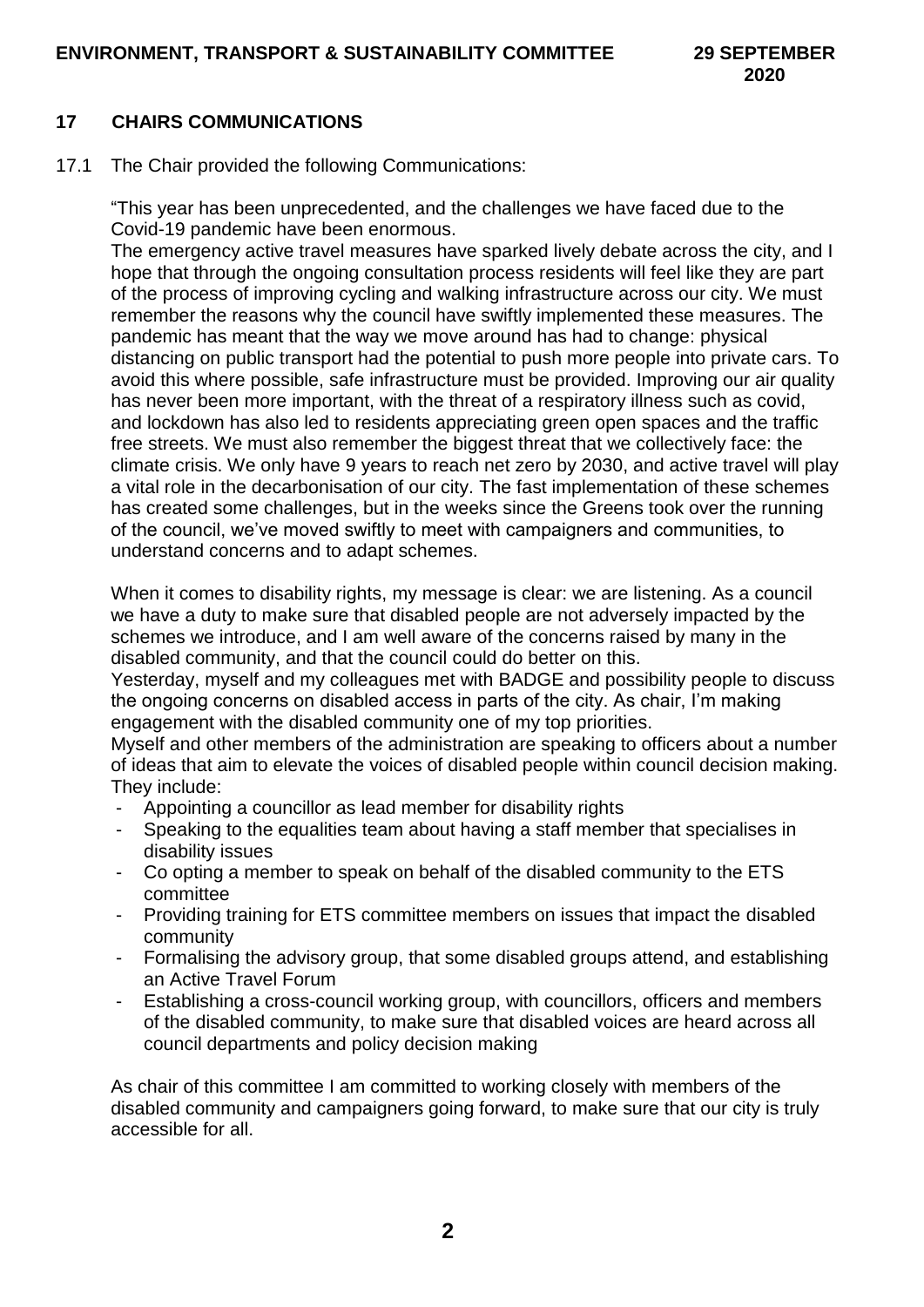## 17 CHAIRS COMMUNICATIONS

17.1 The Chair provided the following Communications:

"This year has been unprecedented, and the challenges we have faced due to the Covid-19 pandemic have been enormous.

The emergency active travel measures have sparked lively debate across the city, and I hope that through the ongoing consultation process residents will feel like they are part of the process of improving cycling and walking infrastructure across our city. We must remember the reasons why the council have swiftly implemented these measures. The pandemic has meant that the way we move around has had to change: physical distancing on public transport had the potential to push more people into private cars. To avoid this where possible, safe infrastructure must be provided. Improving our air quality has never been more important, with the threat of a respiratory illness such as covid, and lockdown has also led to residents appreciating green open spaces and the traffic free streets. We must also remember the biggest threat that we collectively face: the climate crisis. We only have 9 years to reach net zero by 2030, and active travel will play a vital role in the decarbonisation of our city. The fast implementation of these schemes has created some challenges, but in the weeks since the Greens took over the running of the council, we've moved swiftly to meet with campaigners and communities, to understand concerns and to adapt schemes.

When it comes to disability rights, my message is clear: we are listening. As a council we have a duty to make sure that disabled people are not adversely impacted by the schemes we introduce, and I am well aware of the concerns raised by many in the disabled community, and that the council could do better on this.

Yesterday, myself and my colleagues met with BADGE and possibility people to discuss the ongoing concerns on disabled access in parts of the city. As chair, I'm making engagement with the disabled community one of my top priorities.

Myself and other members of the administration are speaking to officers about a number of ideas that aim to elevate the voices of disabled people within council decision making. They include:

- Appointing a councillor as lead member for disability rights
- Speaking to the equalities team about having a staff member that specialises in disability issues
- Co opting a member to speak on behalf of the disabled community to the ETS committee
- Providing training for ETS committee members on issues that impact the disabled community
- Formalising the advisory group, that some disabled groups attend, and establishing an Active Travel Forum
- Establishing a cross-council working group, with councillors, officers and members of the disabled community, to make sure that disabled voices are heard across all council departments and policy decision making

As chair of this committee I am committed to working closely with members of the disabled community and campaigners going forward, to make sure that our city is truly accessible for all.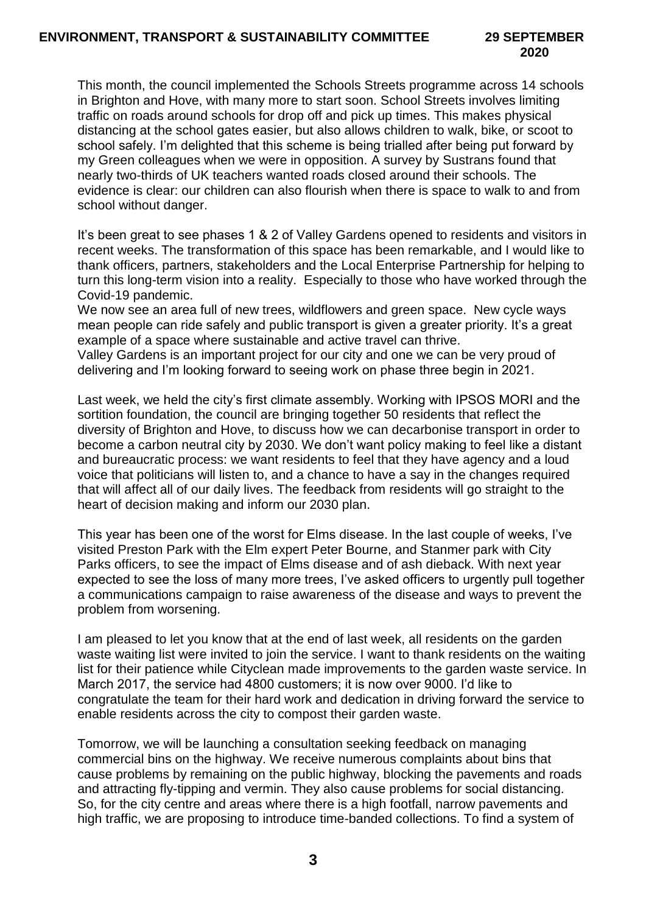This month, the council implemented the Schools Streets programme across 14 schools in Brighton and Hove, with many more to start soon. School Streets involves limiting traffic on roads around schools for drop off and pick up times. This makes physical distancing at the school gates easier, but also allows children to walk, bike, or scoot to school safely. I'm delighted that this scheme is being trialled after being put forward by my Green colleagues when we were in opposition. A survey by Sustrans found that nearly two-thirds of UK teachers wanted roads closed around their schools. The evidence is clear: our children can also flourish when there is space to walk to and from school without danger.

It's been great to see phases 1 & 2 of Valley Gardens opened to residents and visitors in recent weeks. The transformation of this space has been remarkable, and I would like to thank officers, partners, stakeholders and the Local Enterprise Partnership for helping to turn this long-term vision into a reality. Especially to those who have worked through the Covid-19 pandemic.

We now see an area full of new trees, wildflowers and green space. New cycle ways mean people can ride safely and public transport is given a greater priority. It's a great example of a space where sustainable and active travel can thrive.

Valley Gardens is an important project for our city and one we can be very proud of delivering and I'm looking forward to seeing work on phase three begin in 2021.

Last week, we held the city's first climate assembly. Working with IPSOS MORI and the sortition foundation, the council are bringing together 50 residents that reflect the diversity of Brighton and Hove, to discuss how we can decarbonise transport in order to become a carbon neutral city by 2030. We don't want policy making to feel like a distant and bureaucratic process: we want residents to feel that they have agency and a loud voice that politicians will listen to, and a chance to have a say in the changes required that will affect all of our daily lives. The feedback from residents will go straight to the heart of decision making and inform our 2030 plan.

This year has been one of the worst for Elms disease. In the last couple of weeks, I've visited Preston Park with the Elm expert Peter Bourne, and Stanmer park with City Parks officers, to see the impact of Elms disease and of ash dieback. With next year expected to see the loss of many more trees, I've asked officers to urgently pull together a communications campaign to raise awareness of the disease and ways to prevent the problem from worsening.

I am pleased to let you know that at the end of last week, all residents on the garden waste waiting list were invited to join the service. I want to thank residents on the waiting list for their patience while Cityclean made improvements to the garden waste service. In March 2017, the service had 4800 customers; it is now over 9000. I'd like to congratulate the team for their hard work and dedication in driving forward the service to enable residents across the city to compost their garden waste.

Tomorrow, we will be launching a consultation seeking feedback on managing commercial bins on the highway. We receive numerous complaints about bins that cause problems by remaining on the public highway, blocking the pavements and roads and attracting fly-tipping and vermin. They also cause problems for social distancing. So, for the city centre and areas where there is a high footfall, narrow pavements and high traffic, we are proposing to introduce time-banded collections. To find a system of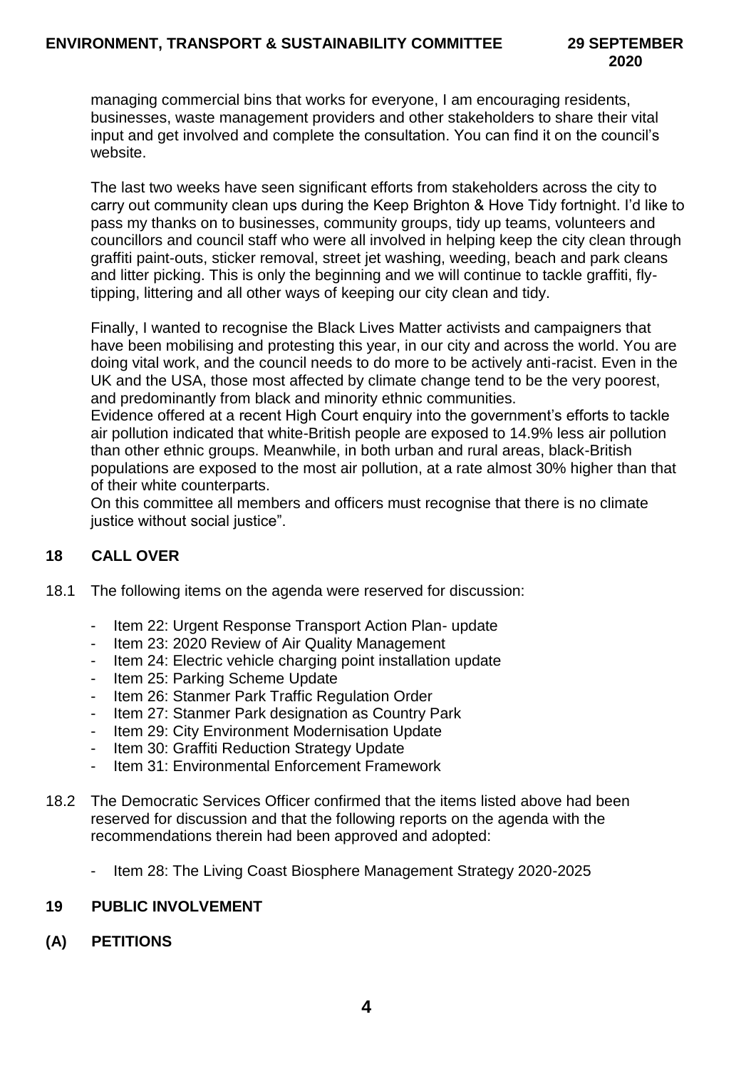managing commercial bins that works for everyone, I am encouraging residents, businesses, waste management providers and other stakeholders to share their vital input and get involved and complete the consultation. You can find it on the council's website.

The last two weeks have seen significant efforts from stakeholders across the city to carry out community clean ups during the Keep Brighton & Hove Tidy fortnight. I'd like to pass my thanks on to businesses, community groups, tidy up teams, volunteers and councillors and council staff who were all involved in helping keep the city clean through graffiti paint-outs, sticker removal, street jet washing, weeding, beach and park cleans and litter picking. This is only the beginning and we will continue to tackle graffiti, fly-tipping, littering and all other ways of keeping our city clean and tidy.

Finally, I wanted to recognise the Black Lives Matter activists and campaigners that have been mobilising and protesting this year, in our city and across the world. You are doing vital work, and the council needs to do more to be actively anti-racist. Even in the UK and the USA, those most affected by climate change tend to be the very poorest, and predominantly from black and minority ethnic communities.
Evidence offered at a recent High Court enquiry into the government's efforts to tackle air pollution indicated that white-British people are exposed to 14.9% less air pollution than other ethnic groups. Meanwhile, in both urban and rural areas, black-British populations are exposed to the most air pollution, at a rate almost 30% higher than that of their white counterparts.
On this committee all members and officers must recognise that there is no climate justice without social justice".

## 18 CALL OVER

18.1 The following items on the agenda were reserved for discussion:

- Item 22: Urgent Response Transport Action Plan- update
- Item 23: 2020 Review of Air Quality Management
- Item 24: Electric vehicle charging point installation update
- Item 25: Parking Scheme Update
- Item 26: Stanmer Park Traffic Regulation Order
- Item 27: Stanmer Park designation as Country Park
- Item 29: City Environment Modernisation Update
- Item 30: Graffiti Reduction Strategy Update
- Item 31: Environmental Enforcement Framework

18.2 The Democratic Services Officer confirmed that the items listed above had been reserved for discussion and that the following reports on the agenda with the recommendations therein had been approved and adopted:

- Item 28: The Living Coast Biosphere Management Strategy 2020-2025

## 19 PUBLIC INVOLVEMENT

## (A) PETITIONS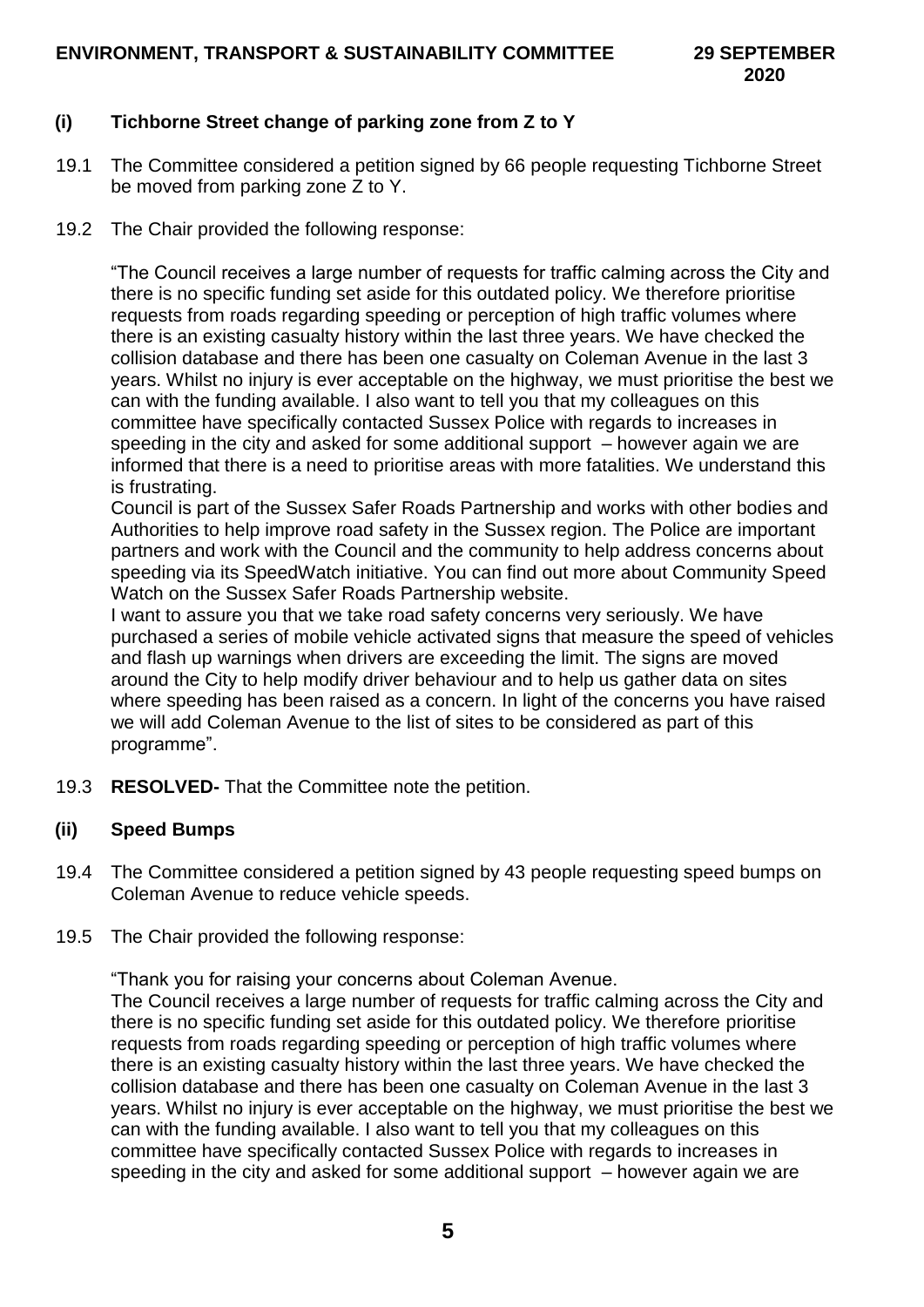### (i) Tichborne Street change of parking zone from Z to Y

19.1 The Committee considered a petition signed by 66 people requesting Tichborne Street be moved from parking zone Z to Y.

19.2 The Chair provided the following response:

"The Council receives a large number of requests for traffic calming across the City and there is no specific funding set aside for this outdated policy. We therefore prioritise requests from roads regarding speeding or perception of high traffic volumes where there is an existing casualty history within the last three years. We have checked the collision database and there has been one casualty on Coleman Avenue in the last 3 years. Whilst no injury is ever acceptable on the highway, we must prioritise the best we can with the funding available. I also want to tell you that my colleagues on this committee have specifically contacted Sussex Police with regards to increases in speeding in the city and asked for some additional support – however again we are informed that there is a need to prioritise areas with more fatalities. We understand this is frustrating.

Council is part of the Sussex Safer Roads Partnership and works with other bodies and Authorities to help improve road safety in the Sussex region. The Police are important partners and work with the Council and the community to help address concerns about speeding via its SpeedWatch initiative. You can find out more about Community Speed Watch on the Sussex Safer Roads Partnership website.

I want to assure you that we take road safety concerns very seriously. We have purchased a series of mobile vehicle activated signs that measure the speed of vehicles and flash up warnings when drivers are exceeding the limit. The signs are moved around the City to help modify driver behaviour and to help us gather data on sites where speeding has been raised as a concern. In light of the concerns you have raised we will add Coleman Avenue to the list of sites to be considered as part of this programme".

19.3 **RESOLVED-** That the Committee note the petition.

### (ii) Speed Bumps

19.4 The Committee considered a petition signed by 43 people requesting speed bumps on Coleman Avenue to reduce vehicle speeds.

19.5 The Chair provided the following response:

"Thank you for raising your concerns about Coleman Avenue.

The Council receives a large number of requests for traffic calming across the City and there is no specific funding set aside for this outdated policy. We therefore prioritise requests from roads regarding speeding or perception of high traffic volumes where there is an existing casualty history within the last three years. We have checked the collision database and there has been one casualty on Coleman Avenue in the last 3 years. Whilst no injury is ever acceptable on the highway, we must prioritise the best we can with the funding available. I also want to tell you that my colleagues on this committee have specifically contacted Sussex Police with regards to increases in speeding in the city and asked for some additional support – however again we are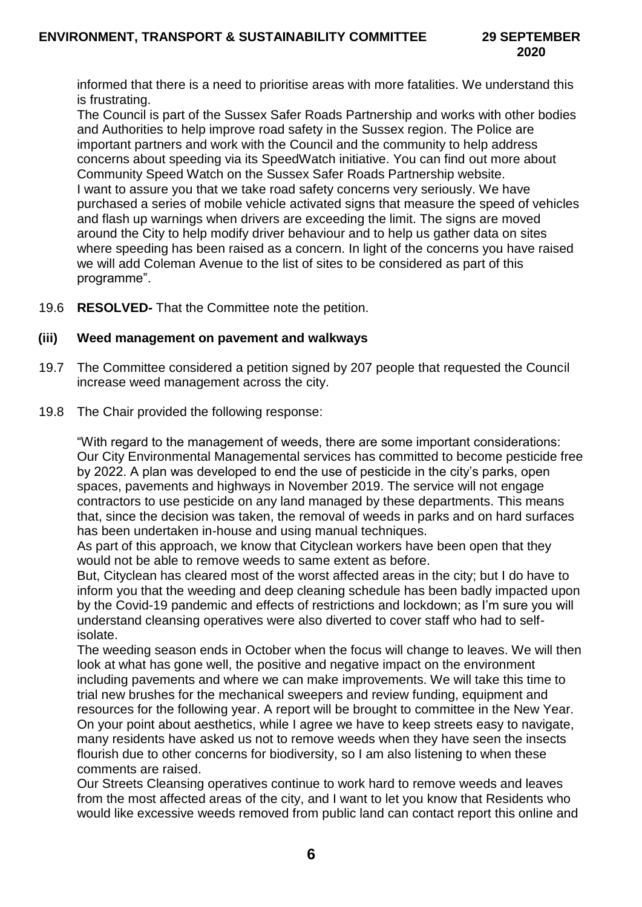informed that there is a need to prioritise areas with more fatalities. We understand this is frustrating.
The Council is part of the Sussex Safer Roads Partnership and works with other bodies and Authorities to help improve road safety in the Sussex region. The Police are important partners and work with the Council and the community to help address concerns about speeding via its SpeedWatch initiative. You can find out more about Community Speed Watch on the Sussex Safer Roads Partnership website.
I want to assure you that we take road safety concerns very seriously. We have purchased a series of mobile vehicle activated signs that measure the speed of vehicles and flash up warnings when drivers are exceeding the limit. The signs are moved around the City to help modify driver behaviour and to help us gather data on sites where speeding has been raised as a concern. In light of the concerns you have raised we will add Coleman Avenue to the list of sites to be considered as part of this programme".

19.6 **RESOLVED-** That the Committee note the petition.

**(iii) Weed management on pavement and walkways**

19.7 The Committee considered a petition signed by 207 people that requested the Council increase weed management across the city.

19.8 The Chair provided the following response:

"With regard to the management of weeds, there are some important considerations: Our City Environmental Managemental services has committed to become pesticide free by 2022. A plan was developed to end the use of pesticide in the city's parks, open spaces, pavements and highways in November 2019. The service will not engage contractors to use pesticide on any land managed by these departments. This means that, since the decision was taken, the removal of weeds in parks and on hard surfaces has been undertaken in-house and using manual techniques.
As part of this approach, we know that Cityclean workers have been open that they would not be able to remove weeds to same extent as before.
But, Cityclean has cleared most of the worst affected areas in the city; but I do have to inform you that the weeding and deep cleaning schedule has been badly impacted upon by the Covid-19 pandemic and effects of restrictions and lockdown; as I'm sure you will understand cleansing operatives were also diverted to cover staff who had to self-isolate.
The weeding season ends in October when the focus will change to leaves. We will then look at what has gone well, the positive and negative impact on the environment including pavements and where we can make improvements. We will take this time to trial new brushes for the mechanical sweepers and review funding, equipment and resources for the following year. A report will be brought to committee in the New Year.
On your point about aesthetics, while I agree we have to keep streets easy to navigate, many residents have asked us not to remove weeds when they have seen the insects flourish due to other concerns for biodiversity, so I am also listening to when these comments are raised.
Our Streets Cleansing operatives continue to work hard to remove weeds and leaves from the most affected areas of the city, and I want to let you know that Residents who would like excessive weeds removed from public land can contact report this online and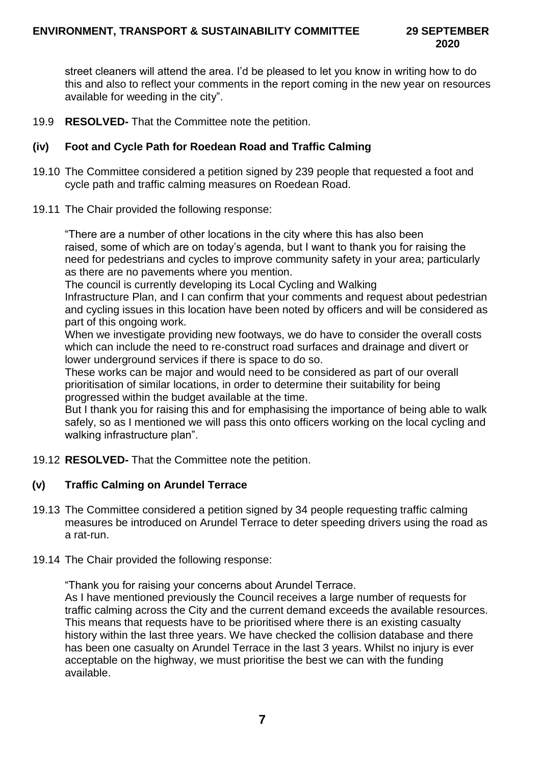street cleaners will attend the area. I'd be pleased to let you know in writing how to do this and also to reflect your comments in the report coming in the new year on resources available for weeding in the city".

19.9 **RESOLVED-** That the Committee note the petition.

### (iv) Foot and Cycle Path for Roedean Road and Traffic Calming

19.10 The Committee considered a petition signed by 239 people that requested a foot and cycle path and traffic calming measures on Roedean Road.

19.11 The Chair provided the following response:

"There are a number of other locations in the city where this has also been raised, some of which are on today's agenda, but I want to thank you for raising the need for pedestrians and cycles to improve community safety in your area; particularly as there are no pavements where you mention.

The council is currently developing its Local Cycling and Walking Infrastructure Plan, and I can confirm that your comments and request about pedestrian and cycling issues in this location have been noted by officers and will be considered as part of this ongoing work.

When we investigate providing new footways, we do have to consider the overall costs which can include the need to re-construct road surfaces and drainage and divert or lower underground services if there is space to do so.

These works can be major and would need to be considered as part of our overall prioritisation of similar locations, in order to determine their suitability for being progressed within the budget available at the time.

But I thank you for raising this and for emphasising the importance of being able to walk safely, so as I mentioned we will pass this onto officers working on the local cycling and walking infrastructure plan".

19.12 **RESOLVED-** That the Committee note the petition.

### (v) Traffic Calming on Arundel Terrace

19.13 The Committee considered a petition signed by 34 people requesting traffic calming measures be introduced on Arundel Terrace to deter speeding drivers using the road as a rat-run.

19.14 The Chair provided the following response:

"Thank you for raising your concerns about Arundel Terrace.

As I have mentioned previously the Council receives a large number of requests for traffic calming across the City and the current demand exceeds the available resources. This means that requests have to be prioritised where there is an existing casualty history within the last three years. We have checked the collision database and there has been one casualty on Arundel Terrace in the last 3 years. Whilst no injury is ever acceptable on the highway, we must prioritise the best we can with the funding available.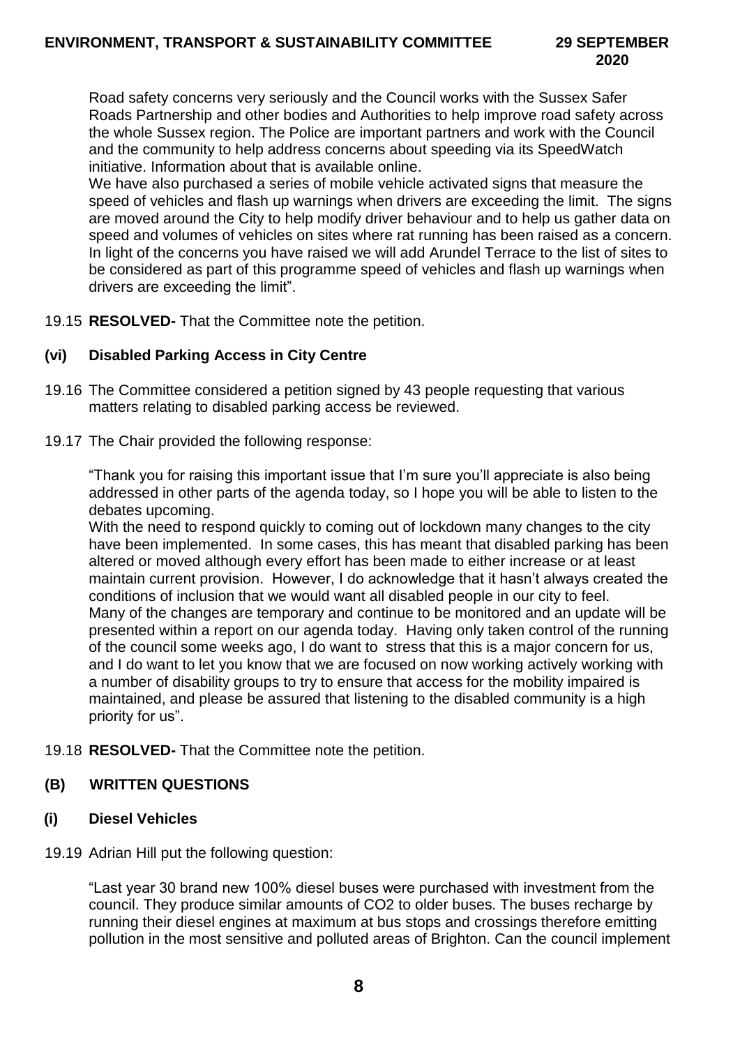Road safety concerns very seriously and the Council works with the Sussex Safer Roads Partnership and other bodies and Authorities to help improve road safety across the whole Sussex region. The Police are important partners and work with the Council and the community to help address concerns about speeding via its SpeedWatch initiative. Information about that is available online.
We have also purchased a series of mobile vehicle activated signs that measure the speed of vehicles and flash up warnings when drivers are exceeding the limit. The signs are moved around the City to help modify driver behaviour and to help us gather data on speed and volumes of vehicles on sites where rat running has been raised as a concern. In light of the concerns you have raised we will add Arundel Terrace to the list of sites to be considered as part of this programme speed of vehicles and flash up warnings when drivers are exceeding the limit".

19.15 **RESOLVED-** That the Committee note the petition.

**(vi) Disabled Parking Access in City Centre**

19.16 The Committee considered a petition signed by 43 people requesting that various matters relating to disabled parking access be reviewed.

19.17 The Chair provided the following response:

"Thank you for raising this important issue that I'm sure you'll appreciate is also being addressed in other parts of the agenda today, so I hope you will be able to listen to the debates upcoming.
With the need to respond quickly to coming out of lockdown many changes to the city have been implemented. In some cases, this has meant that disabled parking has been altered or moved although every effort has been made to either increase or at least maintain current provision. However, I do acknowledge that it hasn't always created the conditions of inclusion that we would want all disabled people in our city to feel.
Many of the changes are temporary and continue to be monitored and an update will be presented within a report on our agenda today. Having only taken control of the running of the council some weeks ago, I do want to stress that this is a major concern for us, and I do want to let you know that we are focused on now working actively working with a number of disability groups to try to ensure that access for the mobility impaired is maintained, and please be assured that listening to the disabled community is a high priority for us".

19.18 **RESOLVED-** That the Committee note the petition.

**(B) WRITTEN QUESTIONS**

**(i) Diesel Vehicles**

19.19 Adrian Hill put the following question:

"Last year 30 brand new 100% diesel buses were purchased with investment from the council. They produce similar amounts of $CO_2$ to older buses. The buses recharge by running their diesel engines at maximum at bus stops and crossings therefore emitting pollution in the most sensitive and polluted areas of Brighton. Can the council implement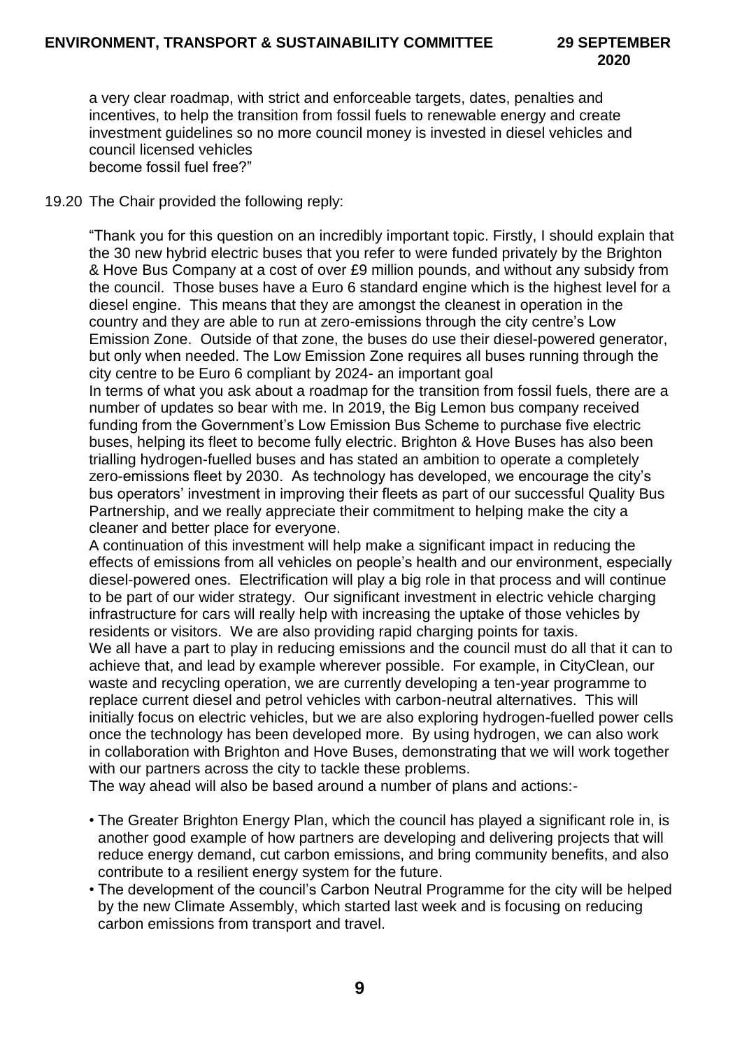a very clear roadmap, with strict and enforceable targets, dates, penalties and incentives, to help the transition from fossil fuels to renewable energy and create investment guidelines so no more council money is invested in diesel vehicles and council licensed vehicles
become fossil fuel free?"

19.20 The Chair provided the following reply:

"Thank you for this question on an incredibly important topic. Firstly, I should explain that the 30 new hybrid electric buses that you refer to were funded privately by the Brighton & Hove Bus Company at a cost of over £9 million pounds, and without any subsidy from the council. Those buses have a Euro 6 standard engine which is the highest level for a diesel engine. This means that they are amongst the cleanest in operation in the country and they are able to run at zero-emissions through the city centre's Low Emission Zone. Outside of that zone, the buses do use their diesel-powered generator, but only when needed. The Low Emission Zone requires all buses running through the city centre to be Euro 6 compliant by 2024- an important goal

In terms of what you ask about a roadmap for the transition from fossil fuels, there are a number of updates so bear with me. In 2019, the Big Lemon bus company received funding from the Government's Low Emission Bus Scheme to purchase five electric buses, helping its fleet to become fully electric. Brighton & Hove Buses has also been trialling hydrogen-fuelled buses and has stated an ambition to operate a completely zero-emissions fleet by 2030. As technology has developed, we encourage the city's bus operators' investment in improving their fleets as part of our successful Quality Bus Partnership, and we really appreciate their commitment to helping make the city a cleaner and better place for everyone.

A continuation of this investment will help make a significant impact in reducing the effects of emissions from all vehicles on people's health and our environment, especially diesel-powered ones. Electrification will play a big role in that process and will continue to be part of our wider strategy. Our significant investment in electric vehicle charging infrastructure for cars will really help with increasing the uptake of those vehicles by residents or visitors. We are also providing rapid charging points for taxis.

We all have a part to play in reducing emissions and the council must do all that it can to achieve that, and lead by example wherever possible. For example, in CityClean, our waste and recycling operation, we are currently developing a ten-year programme to replace current diesel and petrol vehicles with carbon-neutral alternatives. This will initially focus on electric vehicles, but we are also exploring hydrogen-fuelled power cells once the technology has been developed more. By using hydrogen, we can also work in collaboration with Brighton and Hove Buses, demonstrating that we will work together with our partners across the city to tackle these problems.

The way ahead will also be based around a number of plans and actions:-

- The Greater Brighton Energy Plan, which the council has played a significant role in, is another good example of how partners are developing and delivering projects that will reduce energy demand, cut carbon emissions, and bring community benefits, and also contribute to a resilient energy system for the future.
- The development of the council's Carbon Neutral Programme for the city will be helped by the new Climate Assembly, which started last week and is focusing on reducing carbon emissions from transport and travel.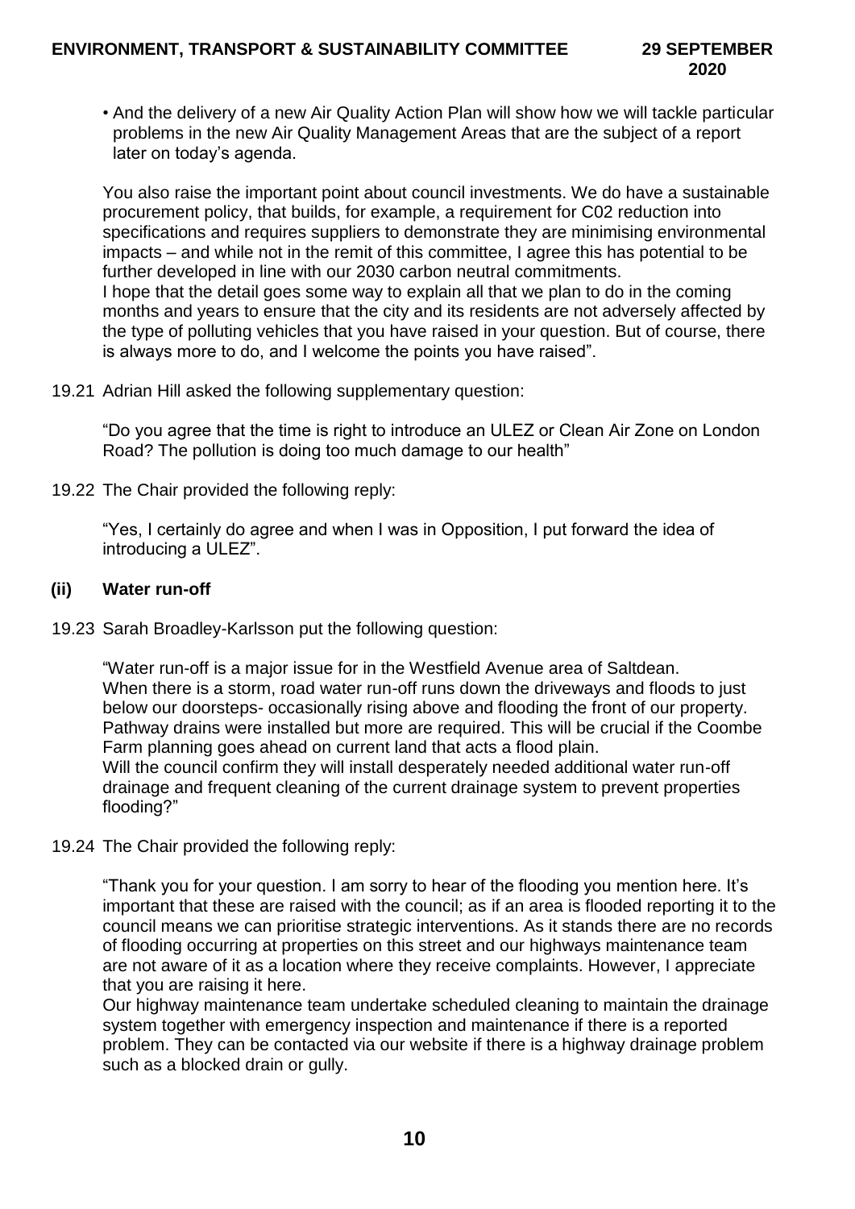- And the delivery of a new Air Quality Action Plan will show how we will tackle particular problems in the new Air Quality Management Areas that are the subject of a report later on today's agenda.

You also raise the important point about council investments. We do have a sustainable procurement policy, that builds, for example, a requirement for C02 reduction into specifications and requires suppliers to demonstrate they are minimising environmental impacts – and while not in the remit of this committee, I agree this has potential to be further developed in line with our 2030 carbon neutral commitments.
I hope that the detail goes some way to explain all that we plan to do in the coming months and years to ensure that the city and its residents are not adversely affected by the type of polluting vehicles that you have raised in your question. But of course, there is always more to do, and I welcome the points you have raised".

19.21 Adrian Hill asked the following supplementary question:

"Do you agree that the time is right to introduce an ULEZ or Clean Air Zone on London Road? The pollution is doing too much damage to our health"

19.22 The Chair provided the following reply:

"Yes, I certainly do agree and when I was in Opposition, I put forward the idea of introducing a ULEZ".

**(ii) Water run-off**

19.23 Sarah Broadley-Karlsson put the following question:

"Water run-off is a major issue for in the Westfield Avenue area of Saltdean.
When there is a storm, road water run-off runs down the driveways and floods to just below our doorsteps- occasionally rising above and flooding the front of our property. Pathway drains were installed but more are required. This will be crucial if the Coombe Farm planning goes ahead on current land that acts a flood plain.
Will the council confirm they will install desperately needed additional water run-off drainage and frequent cleaning of the current drainage system to prevent properties flooding?"

19.24 The Chair provided the following reply:

"Thank you for your question. I am sorry to hear of the flooding you mention here. It's important that these are raised with the council; as if an area is flooded reporting it to the council means we can prioritise strategic interventions. As it stands there are no records of flooding occurring at properties on this street and our highways maintenance team are not aware of it as a location where they receive complaints. However, I appreciate that you are raising it here.
Our highway maintenance team undertake scheduled cleaning to maintain the drainage system together with emergency inspection and maintenance if there is a reported problem. They can be contacted via our website if there is a highway drainage problem such as a blocked drain or gully.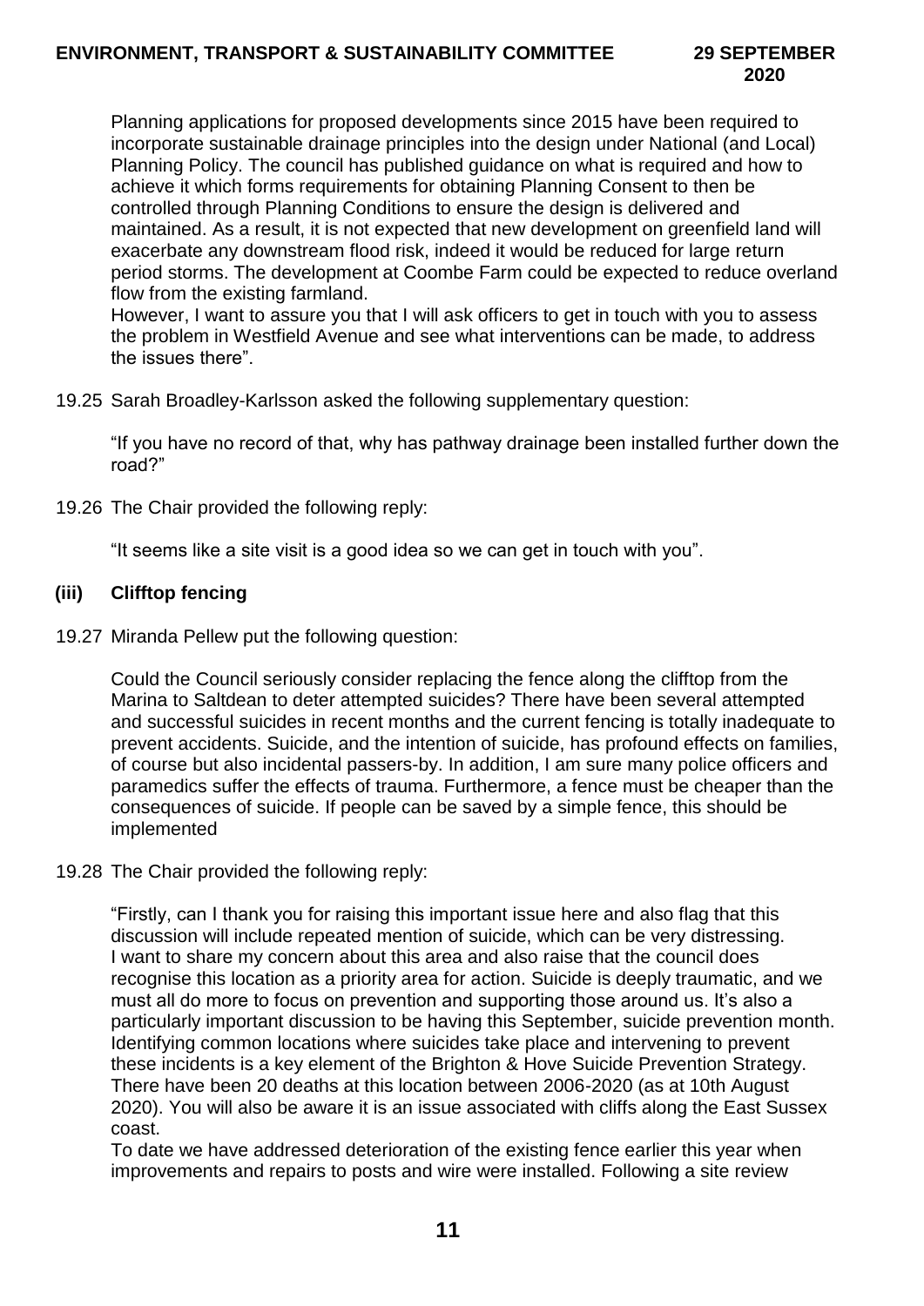Planning applications for proposed developments since 2015 have been required to incorporate sustainable drainage principles into the design under National (and Local) Planning Policy. The council has published guidance on what is required and how to achieve it which forms requirements for obtaining Planning Consent to then be controlled through Planning Conditions to ensure the design is delivered and maintained. As a result, it is not expected that new development on greenfield land will exacerbate any downstream flood risk, indeed it would be reduced for large return period storms. The development at Coombe Farm could be expected to reduce overland flow from the existing farmland.
However, I want to assure you that I will ask officers to get in touch with you to assess the problem in Westfield Avenue and see what interventions can be made, to address the issues there".

19.25 Sarah Broadley-Karlsson asked the following supplementary question:

"If you have no record of that, why has pathway drainage been installed further down the road?"

19.26 The Chair provided the following reply:

"It seems like a site visit is a good idea so we can get in touch with you".

### (iii) Clifftop fencing

19.27 Miranda Pellew put the following question:

Could the Council seriously consider replacing the fence along the clifftop from the Marina to Saltdean to deter attempted suicides? There have been several attempted and successful suicides in recent months and the current fencing is totally inadequate to prevent accidents. Suicide, and the intention of suicide, has profound effects on families, of course but also incidental passers-by. In addition, I am sure many police officers and paramedics suffer the effects of trauma. Furthermore, a fence must be cheaper than the consequences of suicide. If people can be saved by a simple fence, this should be implemented

19.28 The Chair provided the following reply:

"Firstly, can I thank you for raising this important issue here and also flag that this discussion will include repeated mention of suicide, which can be very distressing. I want to share my concern about this area and also raise that the council does recognise this location as a priority area for action. Suicide is deeply traumatic, and we must all do more to focus on prevention and supporting those around us. It's also a particularly important discussion to be having this September, suicide prevention month. Identifying common locations where suicides take place and intervening to prevent these incidents is a key element of the Brighton & Hove Suicide Prevention Strategy. There have been 20 deaths at this location between 2006-2020 (as at 10th August 2020). You will also be aware it is an issue associated with cliffs along the East Sussex coast.
To date we have addressed deterioration of the existing fence earlier this year when improvements and repairs to posts and wire were installed. Following a site review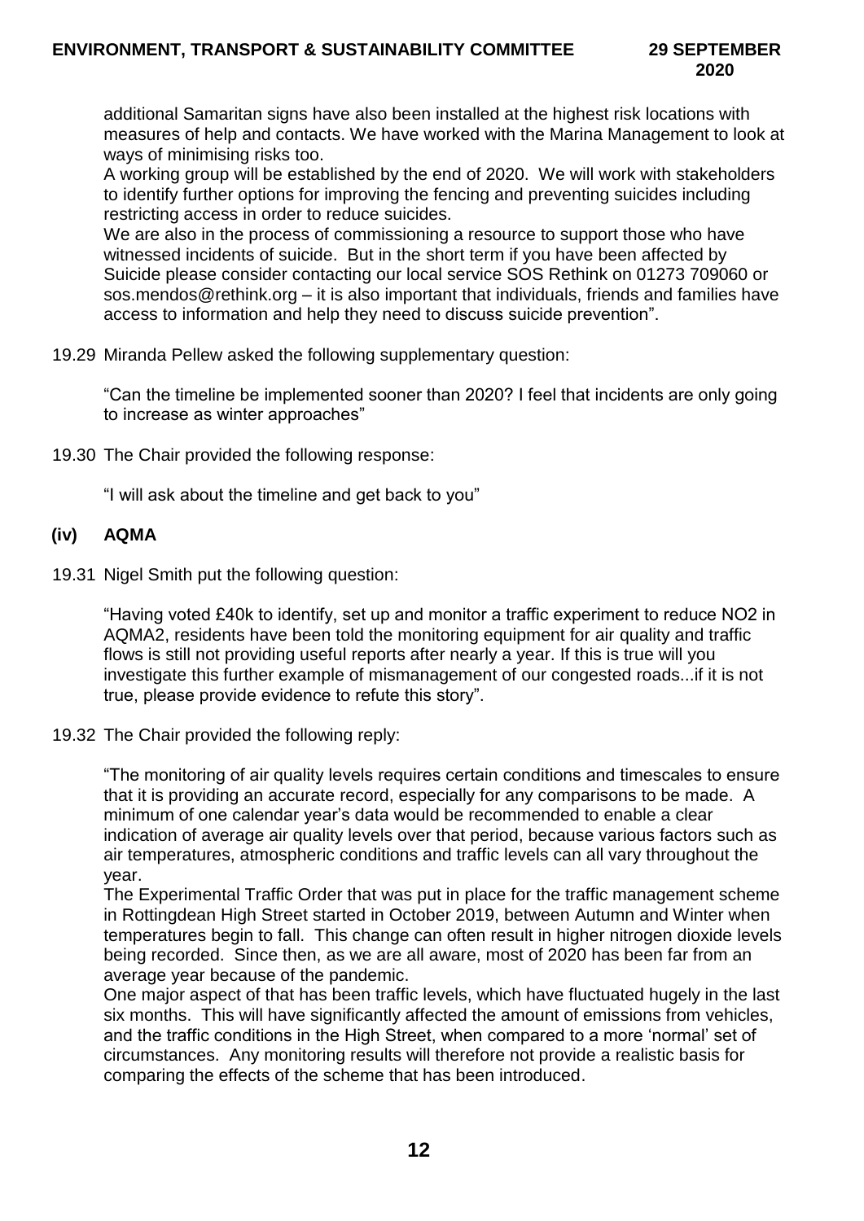additional Samaritan signs have also been installed at the highest risk locations with measures of help and contacts. We have worked with the Marina Management to look at ways of minimising risks too.
A working group will be established by the end of 2020. We will work with stakeholders to identify further options for improving the fencing and preventing suicides including restricting access in order to reduce suicides.
We are also in the process of commissioning a resource to support those who have witnessed incidents of suicide. But in the short term if you have been affected by Suicide please consider contacting our local service SOS Rethink on 01273 709060 or sos.mendos@rethink.org – it is also important that individuals, friends and families have access to information and help they need to discuss suicide prevention".

19.29 Miranda Pellew asked the following supplementary question:

"Can the timeline be implemented sooner than 2020? I feel that incidents are only going to increase as winter approaches"

19.30 The Chair provided the following response:

"I will ask about the timeline and get back to you"

### (iv) AQMA

19.31 Nigel Smith put the following question:

"Having voted £40k to identify, set up and monitor a traffic experiment to reduce NO2 in AQMA2, residents have been told the monitoring equipment for air quality and traffic flows is still not providing useful reports after nearly a year. If this is true will you investigate this further example of mismanagement of our congested roads...if it is not true, please provide evidence to refute this story".

19.32 The Chair provided the following reply:

"The monitoring of air quality levels requires certain conditions and timescales to ensure that it is providing an accurate record, especially for any comparisons to be made. A minimum of one calendar year's data would be recommended to enable a clear indication of average air quality levels over that period, because various factors such as air temperatures, atmospheric conditions and traffic levels can all vary throughout the year.
The Experimental Traffic Order that was put in place for the traffic management scheme in Rottingdean High Street started in October 2019, between Autumn and Winter when temperatures begin to fall. This change can often result in higher nitrogen dioxide levels being recorded. Since then, as we are all aware, most of 2020 has been far from an average year because of the pandemic.
One major aspect of that has been traffic levels, which have fluctuated hugely in the last six months. This will have significantly affected the amount of emissions from vehicles, and the traffic conditions in the High Street, when compared to a more 'normal' set of circumstances. Any monitoring results will therefore not provide a realistic basis for comparing the effects of the scheme that has been introduced.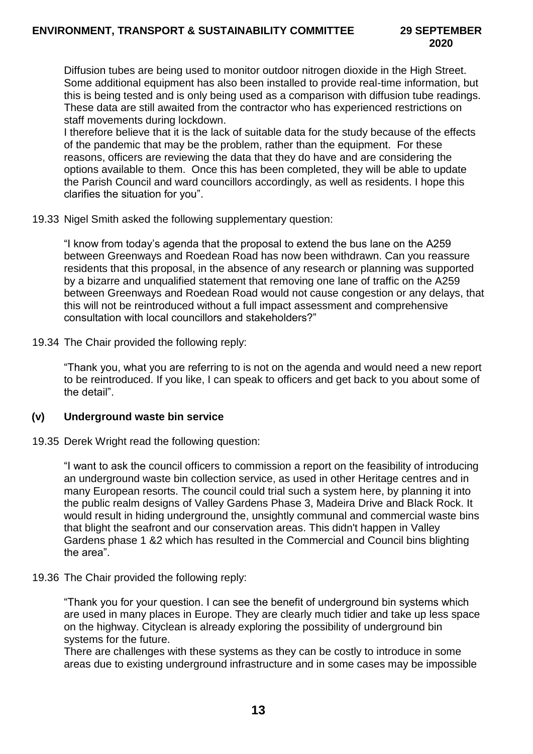Diffusion tubes are being used to monitor outdoor nitrogen dioxide in the High Street. Some additional equipment has also been installed to provide real-time information, but this is being tested and is only being used as a comparison with diffusion tube readings. These data are still awaited from the contractor who has experienced restrictions on staff movements during lockdown.

I therefore believe that it is the lack of suitable data for the study because of the effects of the pandemic that may be the problem, rather than the equipment. For these reasons, officers are reviewing the data that they do have and are considering the options available to them. Once this has been completed, they will be able to update the Parish Council and ward councillors accordingly, as well as residents. I hope this clarifies the situation for you".

19.33 Nigel Smith asked the following supplementary question:

"I know from today's agenda that the proposal to extend the bus lane on the A259 between Greenways and Roedean Road has now been withdrawn. Can you reassure residents that this proposal, in the absence of any research or planning was supported by a bizarre and unqualified statement that removing one lane of traffic on the A259 between Greenways and Roedean Road would not cause congestion or any delays, that this will not be reintroduced without a full impact assessment and comprehensive consultation with local councillors and stakeholders?"

19.34 The Chair provided the following reply:

"Thank you, what you are referring to is not on the agenda and would need a new report to be reintroduced. If you like, I can speak to officers and get back to you about some of the detail".

### (v) Underground waste bin service

19.35 Derek Wright read the following question:

"I want to ask the council officers to commission a report on the feasibility of introducing an underground waste bin collection service, as used in other Heritage centres and in many European resorts. The council could trial such a system here, by planning it into the public realm designs of Valley Gardens Phase 3, Madeira Drive and Black Rock. It would result in hiding underground the, unsightly communal and commercial waste bins that blight the seafront and our conservation areas. This didn't happen in Valley Gardens phase 1 &2 which has resulted in the Commercial and Council bins blighting the area".

19.36 The Chair provided the following reply:

"Thank you for your question. I can see the benefit of underground bin systems which are used in many places in Europe. They are clearly much tidier and take up less space on the highway. Cityclean is already exploring the possibility of underground bin systems for the future.

There are challenges with these systems as they can be costly to introduce in some areas due to existing underground infrastructure and in some cases may be impossible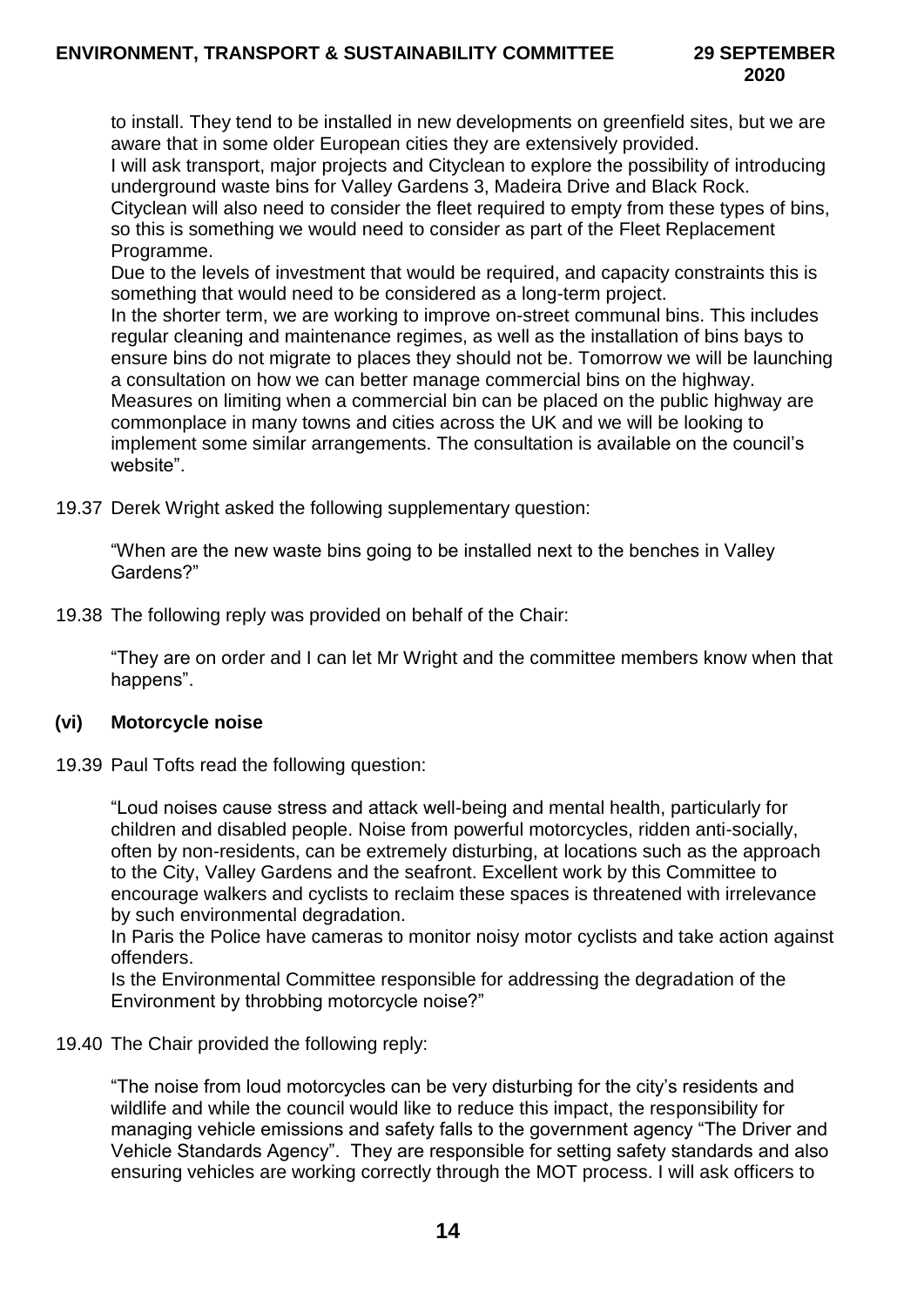to install. They tend to be installed in new developments on greenfield sites, but we are aware that in some older European cities they are extensively provided.
I will ask transport, major projects and Cityclean to explore the possibility of introducing underground waste bins for Valley Gardens 3, Madeira Drive and Black Rock.
Cityclean will also need to consider the fleet required to empty from these types of bins, so this is something we would need to consider as part of the Fleet Replacement Programme.
Due to the levels of investment that would be required, and capacity constraints this is something that would need to be considered as a long-term project.
In the shorter term, we are working to improve on-street communal bins. This includes regular cleaning and maintenance regimes, as well as the installation of bins bays to ensure bins do not migrate to places they should not be. Tomorrow we will be launching a consultation on how we can better manage commercial bins on the highway.
Measures on limiting when a commercial bin can be placed on the public highway are commonplace in many towns and cities across the UK and we will be looking to implement some similar arrangements. The consultation is available on the council's website".

19.37 Derek Wright asked the following supplementary question:

"When are the new waste bins going to be installed next to the benches in Valley Gardens?"

19.38 The following reply was provided on behalf of the Chair:

"They are on order and I can let Mr Wright and the committee members know when that happens".

**(vi) Motorcycle noise**

19.39 Paul Tofts read the following question:

"Loud noises cause stress and attack well-being and mental health, particularly for children and disabled people. Noise from powerful motorcycles, ridden anti-socially, often by non-residents, can be extremely disturbing, at locations such as the approach to the City, Valley Gardens and the seafront. Excellent work by this Committee to encourage walkers and cyclists to reclaim these spaces is threatened with irrelevance by such environmental degradation.
In Paris the Police have cameras to monitor noisy motor cyclists and take action against offenders.
Is the Environmental Committee responsible for addressing the degradation of the Environment by throbbing motorcycle noise?"

19.40 The Chair provided the following reply:

"The noise from loud motorcycles can be very disturbing for the city's residents and wildlife and while the council would like to reduce this impact, the responsibility for managing vehicle emissions and safety falls to the government agency "The Driver and Vehicle Standards Agency". They are responsible for setting safety standards and also ensuring vehicles are working correctly through the MOT process. I will ask officers to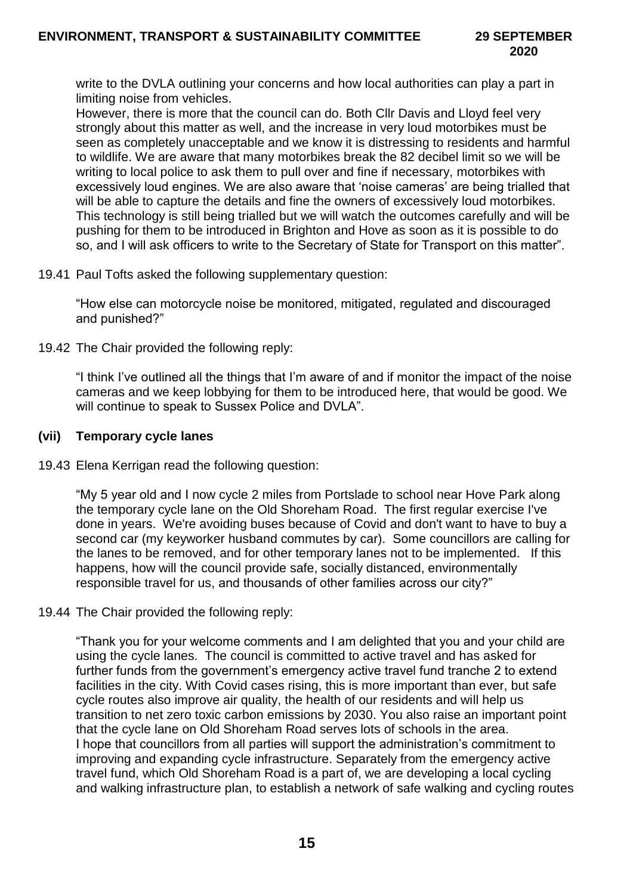write to the DVLA outlining your concerns and how local authorities can play a part in limiting noise from vehicles.

However, there is more that the council can do. Both Cllr Davis and Lloyd feel very strongly about this matter as well, and the increase in very loud motorbikes must be seen as completely unacceptable and we know it is distressing to residents and harmful to wildlife. We are aware that many motorbikes break the 82 decibel limit so we will be writing to local police to ask them to pull over and fine if necessary, motorbikes with excessively loud engines. We are also aware that 'noise cameras' are being trialled that will be able to capture the details and fine the owners of excessively loud motorbikes. This technology is still being trialled but we will watch the outcomes carefully and will be pushing for them to be introduced in Brighton and Hove as soon as it is possible to do so, and I will ask officers to write to the Secretary of State for Transport on this matter".

19.41 Paul Tofts asked the following supplementary question:

"How else can motorcycle noise be monitored, mitigated, regulated and discouraged and punished?"

19.42 The Chair provided the following reply:

"I think I've outlined all the things that I'm aware of and if monitor the impact of the noise cameras and we keep lobbying for them to be introduced here, that would be good. We will continue to speak to Sussex Police and DVLA".

### (vii) Temporary cycle lanes

19.43 Elena Kerrigan read the following question:

"My 5 year old and I now cycle 2 miles from Portslade to school near Hove Park along the temporary cycle lane on the Old Shoreham Road. The first regular exercise I've done in years. We're avoiding buses because of Covid and don't want to have to buy a second car (my keyworker husband commutes by car). Some councillors are calling for the lanes to be removed, and for other temporary lanes not to be implemented. If this happens, how will the council provide safe, socially distanced, environmentally responsible travel for us, and thousands of other families across our city?"

19.44 The Chair provided the following reply:

"Thank you for your welcome comments and I am delighted that you and your child are using the cycle lanes. The council is committed to active travel and has asked for further funds from the government's emergency active travel fund tranche 2 to extend facilities in the city. With Covid cases rising, this is more important than ever, but safe cycle routes also improve air quality, the health of our residents and will help us transition to net zero toxic carbon emissions by 2030. You also raise an important point that the cycle lane on Old Shoreham Road serves lots of schools in the area.

I hope that councillors from all parties will support the administration's commitment to improving and expanding cycle infrastructure. Separately from the emergency active travel fund, which Old Shoreham Road is a part of, we are developing a local cycling and walking infrastructure plan, to establish a network of safe walking and cycling routes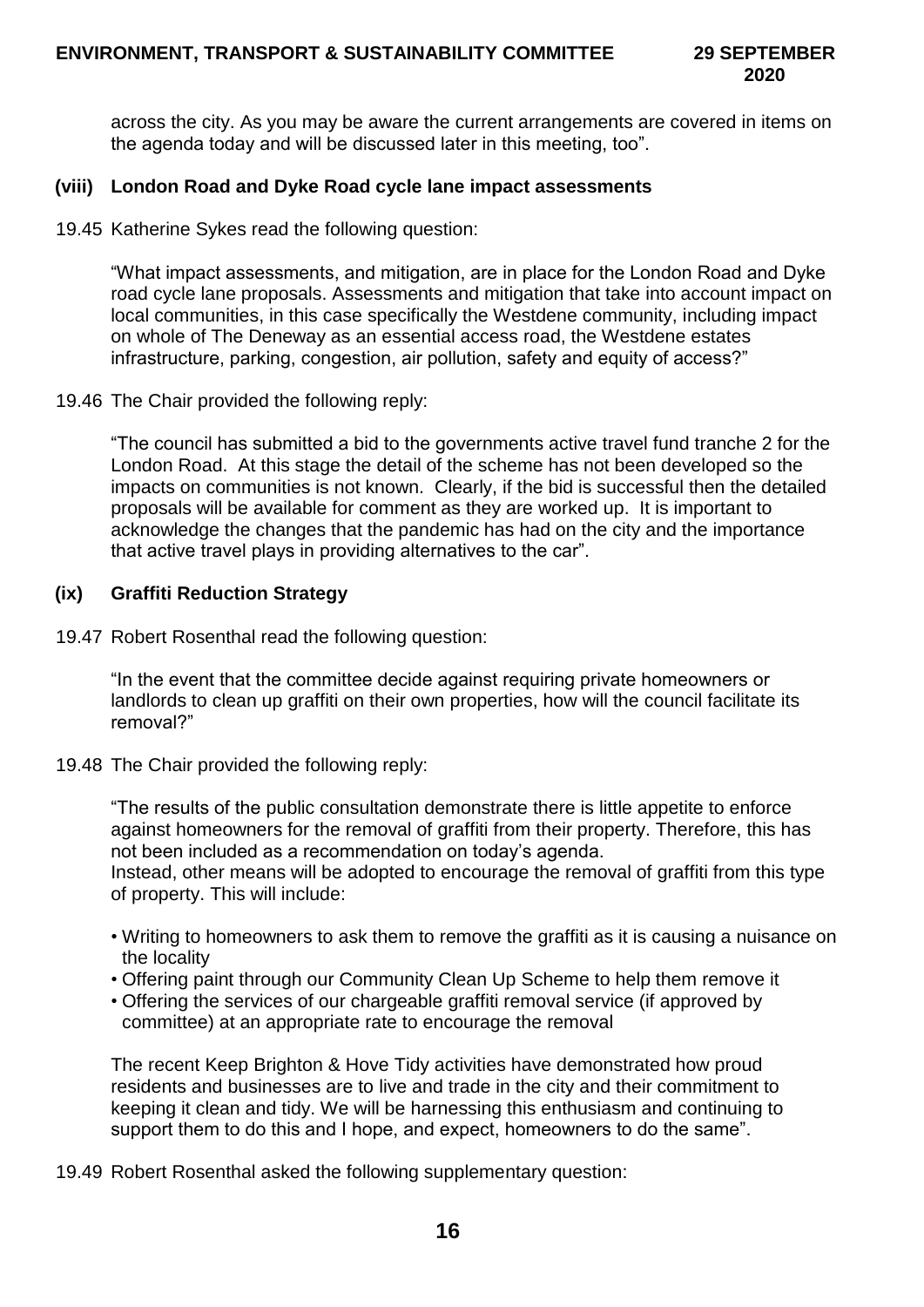across the city. As you may be aware the current arrangements are covered in items on the agenda today and will be discussed later in this meeting, too".

**(viii) London Road and Dyke Road cycle lane impact assessments**

19.45 Katherine Sykes read the following question:

"What impact assessments, and mitigation, are in place for the London Road and Dyke road cycle lane proposals. Assessments and mitigation that take into account impact on local communities, in this case specifically the Westdene community, including impact on whole of The Deneway as an essential access road, the Westdene estates infrastructure, parking, congestion, air pollution, safety and equity of access?"

19.46 The Chair provided the following reply:

"The council has submitted a bid to the governments active travel fund tranche 2 for the London Road. At this stage the detail of the scheme has not been developed so the impacts on communities is not known. Clearly, if the bid is successful then the detailed proposals will be available for comment as they are worked up. It is important to acknowledge the changes that the pandemic has had on the city and the importance that active travel plays in providing alternatives to the car".

**(ix) Graffiti Reduction Strategy**

19.47 Robert Rosenthal read the following question:

"In the event that the committee decide against requiring private homeowners or landlords to clean up graffiti on their own properties, how will the council facilitate its removal?"

19.48 The Chair provided the following reply:

"The results of the public consultation demonstrate there is little appetite to enforce against homeowners for the removal of graffiti from their property. Therefore, this has not been included as a recommendation on today's agenda.
Instead, other means will be adopted to encourage the removal of graffiti from this type of property. This will include:

- Writing to homeowners to ask them to remove the graffiti as it is causing a nuisance on the locality
- Offering paint through our Community Clean Up Scheme to help them remove it
- Offering the services of our chargeable graffiti removal service (if approved by committee) at an appropriate rate to encourage the removal

The recent Keep Brighton & Hove Tidy activities have demonstrated how proud residents and businesses are to live and trade in the city and their commitment to keeping it clean and tidy. We will be harnessing this enthusiasm and continuing to support them to do this and I hope, and expect, homeowners to do the same".

19.49 Robert Rosenthal asked the following supplementary question: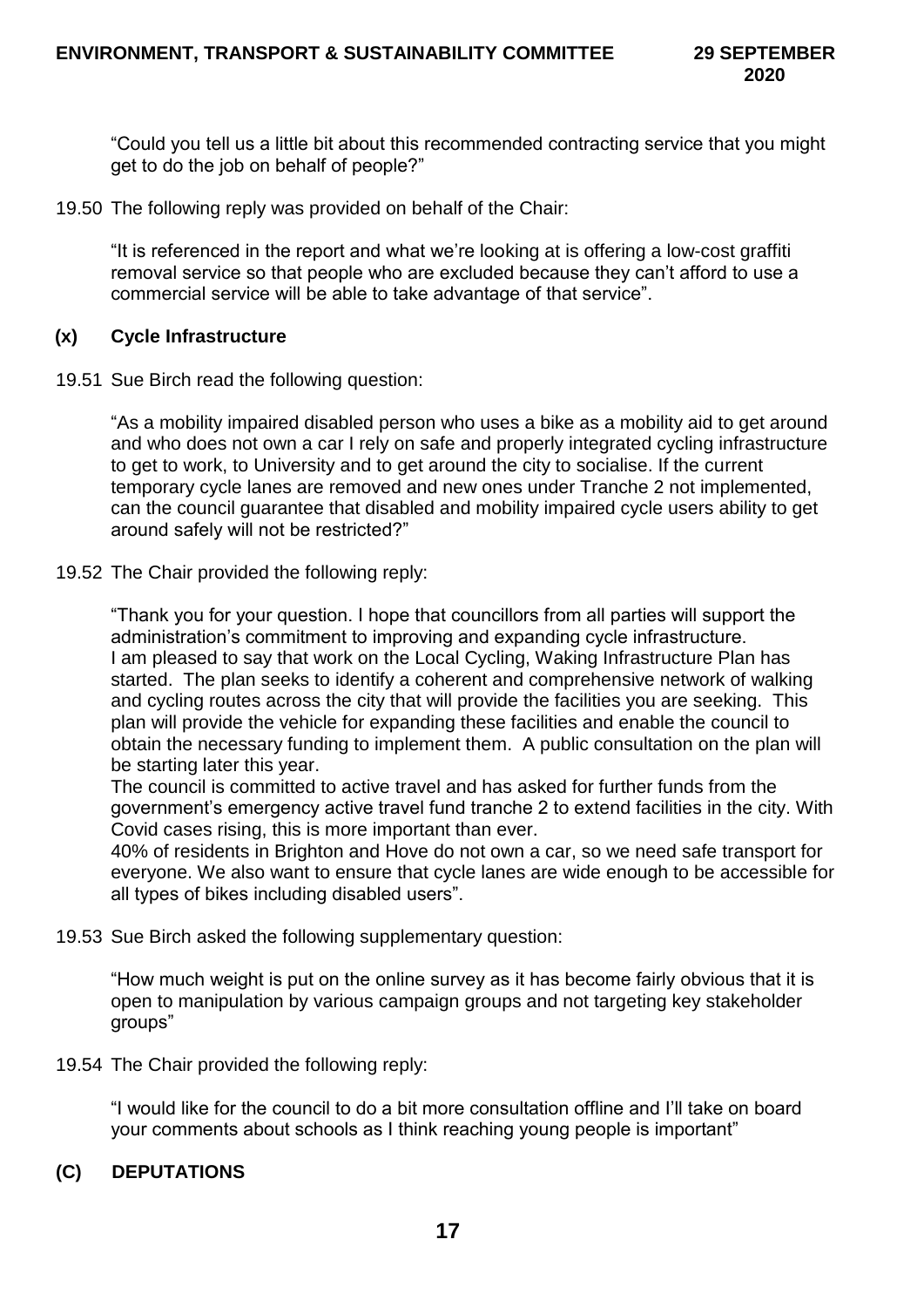"Could you tell us a little bit about this recommended contracting service that you might get to do the job on behalf of people?"

19.50 The following reply was provided on behalf of the Chair:

"It is referenced in the report and what we're looking at is offering a low-cost graffiti removal service so that people who are excluded because they can't afford to use a commercial service will be able to take advantage of that service".

### (x) Cycle Infrastructure

19.51 Sue Birch read the following question:

"As a mobility impaired disabled person who uses a bike as a mobility aid to get around and who does not own a car I rely on safe and properly integrated cycling infrastructure to get to work, to University and to get around the city to socialise. If the current temporary cycle lanes are removed and new ones under Tranche 2 not implemented, can the council guarantee that disabled and mobility impaired cycle users ability to get around safely will not be restricted?"

19.52 The Chair provided the following reply:

"Thank you for your question. I hope that councillors from all parties will support the administration's commitment to improving and expanding cycle infrastructure.
I am pleased to say that work on the Local Cycling, Waking Infrastructure Plan has started. The plan seeks to identify a coherent and comprehensive network of walking and cycling routes across the city that will provide the facilities you are seeking. This plan will provide the vehicle for expanding these facilities and enable the council to obtain the necessary funding to implement them. A public consultation on the plan will be starting later this year.
The council is committed to active travel and has asked for further funds from the government's emergency active travel fund tranche 2 to extend facilities in the city. With Covid cases rising, this is more important than ever.
40% of residents in Brighton and Hove do not own a car, so we need safe transport for everyone. We also want to ensure that cycle lanes are wide enough to be accessible for all types of bikes including disabled users".

19.53 Sue Birch asked the following supplementary question:

"How much weight is put on the online survey as it has become fairly obvious that it is open to manipulation by various campaign groups and not targeting key stakeholder groups"

19.54 The Chair provided the following reply:

"I would like for the council to do a bit more consultation offline and I'll take on board your comments about schools as I think reaching young people is important"

## (C) DEPUTATIONS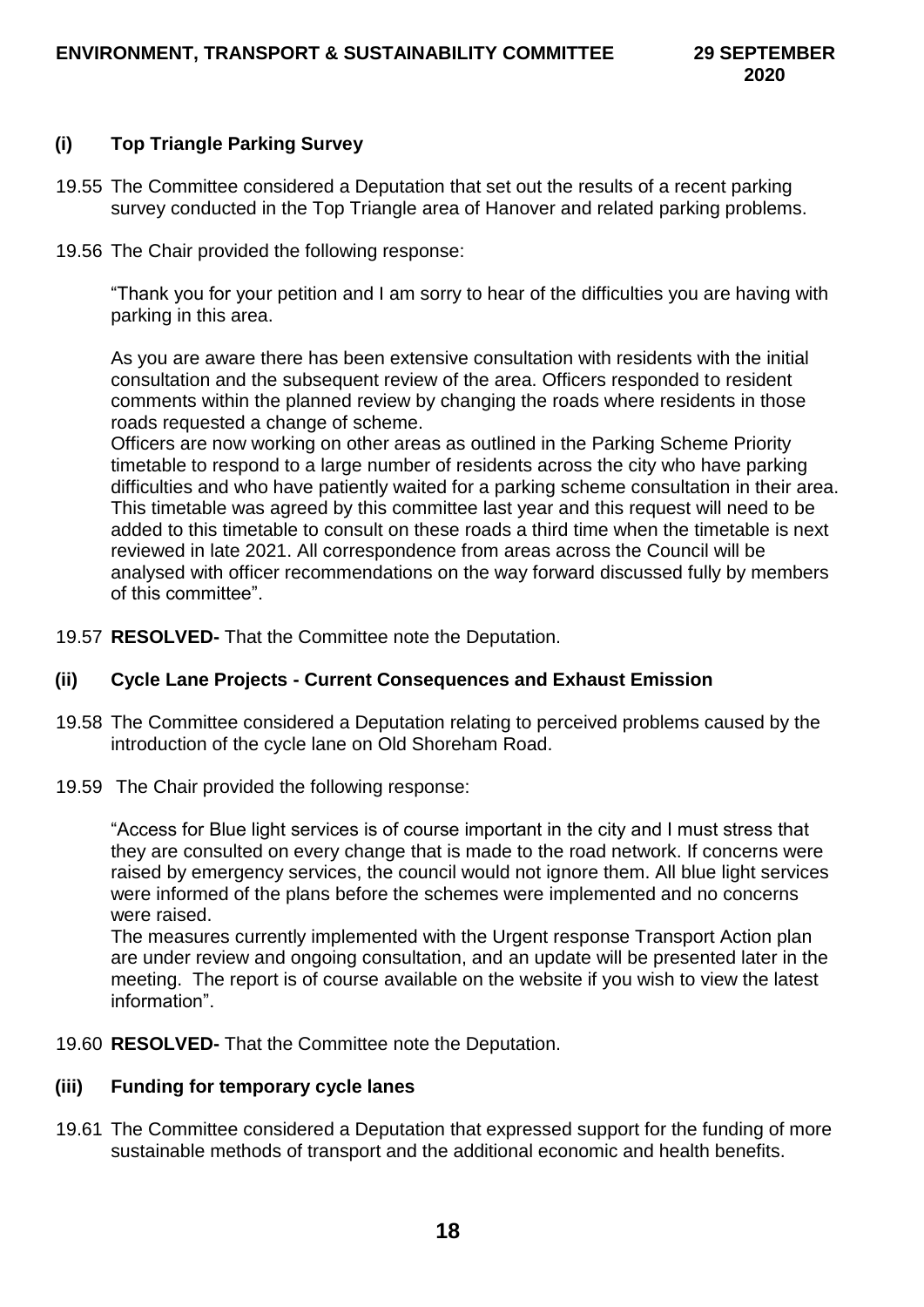### (i) Top Triangle Parking Survey

19.55 The Committee considered a Deputation that set out the results of a recent parking survey conducted in the Top Triangle area of Hanover and related parking problems.

19.56 The Chair provided the following response:

"Thank you for your petition and I am sorry to hear of the difficulties you are having with parking in this area.

As you are aware there has been extensive consultation with residents with the initial consultation and the subsequent review of the area. Officers responded to resident comments within the planned review by changing the roads where residents in those roads requested a change of scheme.

Officers are now working on other areas as outlined in the Parking Scheme Priority timetable to respond to a large number of residents across the city who have parking difficulties and who have patiently waited for a parking scheme consultation in their area. This timetable was agreed by this committee last year and this request will need to be added to this timetable to consult on these roads a third time when the timetable is next reviewed in late 2021. All correspondence from areas across the Council will be analysed with officer recommendations on the way forward discussed fully by members of this committee".

19.57 **RESOLVED-** That the Committee note the Deputation.

### (ii) Cycle Lane Projects - Current Consequences and Exhaust Emission

19.58 The Committee considered a Deputation relating to perceived problems caused by the introduction of the cycle lane on Old Shoreham Road.

19.59 The Chair provided the following response:

"Access for Blue light services is of course important in the city and I must stress that they are consulted on every change that is made to the road network. If concerns were raised by emergency services, the council would not ignore them. All blue light services were informed of the plans before the schemes were implemented and no concerns were raised.

The measures currently implemented with the Urgent response Transport Action plan are under review and ongoing consultation, and an update will be presented later in the meeting. The report is of course available on the website if you wish to view the latest information".

19.60 **RESOLVED-** That the Committee note the Deputation.

### (iii) Funding for temporary cycle lanes

19.61 The Committee considered a Deputation that expressed support for the funding of more sustainable methods of transport and the additional economic and health benefits.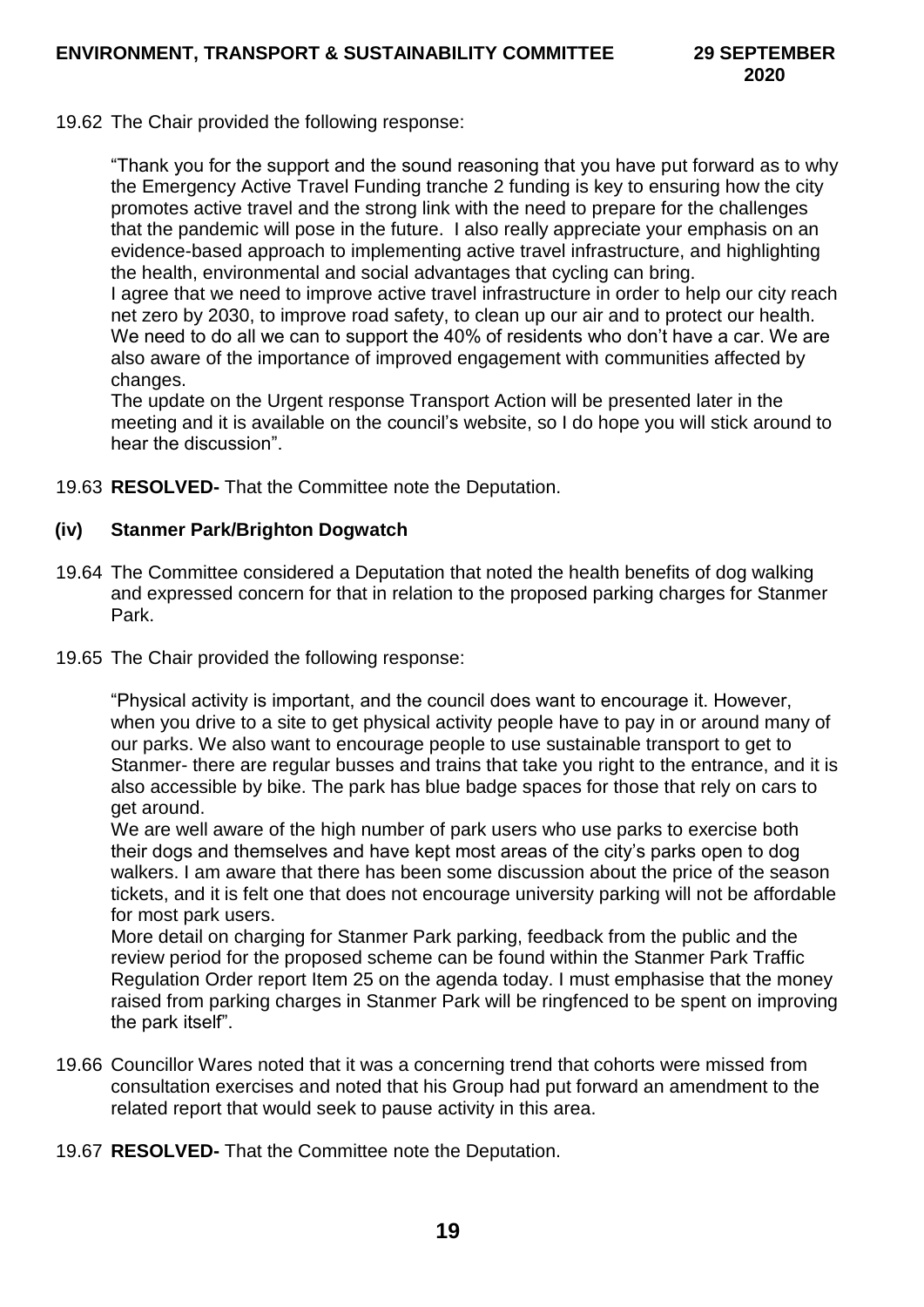19.62 The Chair provided the following response:

"Thank you for the support and the sound reasoning that you have put forward as to why the Emergency Active Travel Funding tranche 2 funding is key to ensuring how the city promotes active travel and the strong link with the need to prepare for the challenges that the pandemic will pose in the future. I also really appreciate your emphasis on an evidence-based approach to implementing active travel infrastructure, and highlighting the health, environmental and social advantages that cycling can bring.
I agree that we need to improve active travel infrastructure in order to help our city reach net zero by 2030, to improve road safety, to clean up our air and to protect our health. We need to do all we can to support the 40% of residents who don't have a car. We are also aware of the importance of improved engagement with communities affected by changes.
The update on the Urgent response Transport Action will be presented later in the meeting and it is available on the council's website, so I do hope you will stick around to hear the discussion".

19.63 **RESOLVED-** That the Committee note the Deputation.

### (iv) Stanmer Park/Brighton Dogwatch

19.64 The Committee considered a Deputation that noted the health benefits of dog walking and expressed concern for that in relation to the proposed parking charges for Stanmer Park.

19.65 The Chair provided the following response:

"Physical activity is important, and the council does want to encourage it. However, when you drive to a site to get physical activity people have to pay in or around many of our parks. We also want to encourage people to use sustainable transport to get to Stanmer- there are regular busses and trains that take you right to the entrance, and it is also accessible by bike. The park has blue badge spaces for those that rely on cars to get around.
We are well aware of the high number of park users who use parks to exercise both their dogs and themselves and have kept most areas of the city's parks open to dog walkers. I am aware that there has been some discussion about the price of the season tickets, and it is felt one that does not encourage university parking will not be affordable for most park users.
More detail on charging for Stanmer Park parking, feedback from the public and the review period for the proposed scheme can be found within the Stanmer Park Traffic Regulation Order report Item 25 on the agenda today. I must emphasise that the money raised from parking charges in Stanmer Park will be ringfenced to be spent on improving the park itself".

19.66 Councillor Wares noted that it was a concerning trend that cohorts were missed from consultation exercises and noted that his Group had put forward an amendment to the related report that would seek to pause activity in this area.

19.67 **RESOLVED-** That the Committee note the Deputation.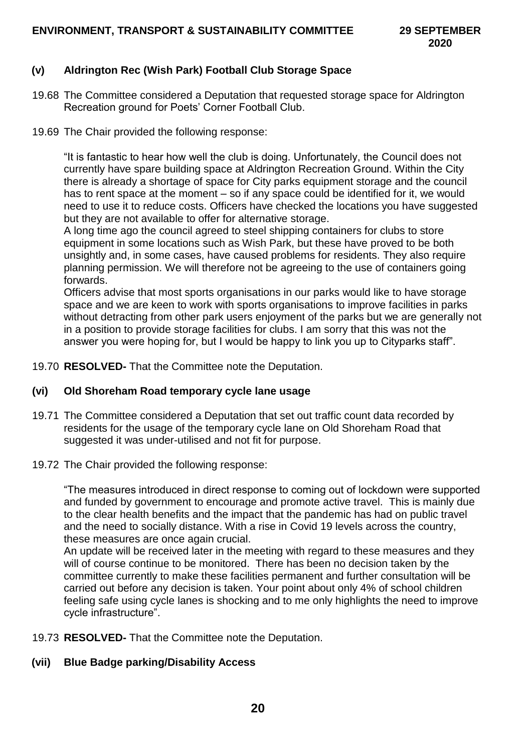### (v) Aldrington Rec (Wish Park) Football Club Storage Space

19.68 The Committee considered a Deputation that requested storage space for Aldrington Recreation ground for Poets' Corner Football Club.

19.69 The Chair provided the following response:

"It is fantastic to hear how well the club is doing. Unfortunately, the Council does not currently have spare building space at Aldrington Recreation Ground. Within the City there is already a shortage of space for City parks equipment storage and the council has to rent space at the moment – so if any space could be identified for it, we would need to use it to reduce costs. Officers have checked the locations you have suggested but they are not available to offer for alternative storage.

A long time ago the council agreed to steel shipping containers for clubs to store equipment in some locations such as Wish Park, but these have proved to be both unsightly and, in some cases, have caused problems for residents. They also require planning permission. We will therefore not be agreeing to the use of containers going forwards.

Officers advise that most sports organisations in our parks would like to have storage space and we are keen to work with sports organisations to improve facilities in parks without detracting from other park users enjoyment of the parks but we are generally not in a position to provide storage facilities for clubs. I am sorry that this was not the answer you were hoping for, but I would be happy to link you up to Cityparks staff".

19.70 **RESOLVED-** That the Committee note the Deputation.

### (vi) Old Shoreham Road temporary cycle lane usage

19.71 The Committee considered a Deputation that set out traffic count data recorded by residents for the usage of the temporary cycle lane on Old Shoreham Road that suggested it was under-utilised and not fit for purpose.

19.72 The Chair provided the following response:

"The measures introduced in direct response to coming out of lockdown were supported and funded by government to encourage and promote active travel. This is mainly due to the clear health benefits and the impact that the pandemic has had on public travel and the need to socially distance. With a rise in Covid 19 levels across the country, these measures are once again crucial.

An update will be received later in the meeting with regard to these measures and they will of course continue to be monitored. There has been no decision taken by the committee currently to make these facilities permanent and further consultation will be carried out before any decision is taken. Your point about only 4% of school children feeling safe using cycle lanes is shocking and to me only highlights the need to improve cycle infrastructure".

19.73 **RESOLVED-** That the Committee note the Deputation.

### (vii) Blue Badge parking/Disability Access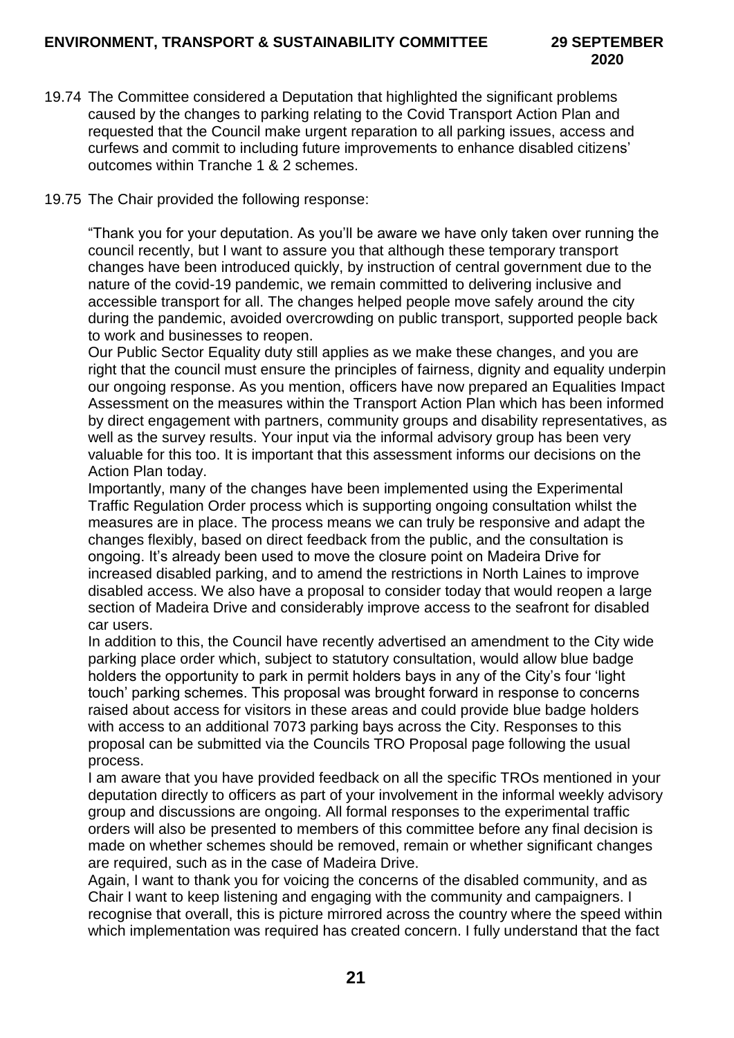19.74 The Committee considered a Deputation that highlighted the significant problems caused by the changes to parking relating to the Covid Transport Action Plan and requested that the Council make urgent reparation to all parking issues, access and curfews and commit to including future improvements to enhance disabled citizens' outcomes within Tranche 1 & 2 schemes.

19.75 The Chair provided the following response:

"Thank you for your deputation. As you'll be aware we have only taken over running the council recently, but I want to assure you that although these temporary transport changes have been introduced quickly, by instruction of central government due to the nature of the covid-19 pandemic, we remain committed to delivering inclusive and accessible transport for all. The changes helped people move safely around the city during the pandemic, avoided overcrowding on public transport, supported people back to work and businesses to reopen.

Our Public Sector Equality duty still applies as we make these changes, and you are right that the council must ensure the principles of fairness, dignity and equality underpin our ongoing response. As you mention, officers have now prepared an Equalities Impact Assessment on the measures within the Transport Action Plan which has been informed by direct engagement with partners, community groups and disability representatives, as well as the survey results. Your input via the informal advisory group has been very valuable for this too. It is important that this assessment informs our decisions on the Action Plan today.

Importantly, many of the changes have been implemented using the Experimental Traffic Regulation Order process which is supporting ongoing consultation whilst the measures are in place. The process means we can truly be responsive and adapt the changes flexibly, based on direct feedback from the public, and the consultation is ongoing. It's already been used to move the closure point on Madeira Drive for increased disabled parking, and to amend the restrictions in North Laines to improve disabled access. We also have a proposal to consider today that would reopen a large section of Madeira Drive and considerably improve access to the seafront for disabled car users.

In addition to this, the Council have recently advertised an amendment to the City wide parking place order which, subject to statutory consultation, would allow blue badge holders the opportunity to park in permit holders bays in any of the City's four 'light touch' parking schemes. This proposal was brought forward in response to concerns raised about access for visitors in these areas and could provide blue badge holders with access to an additional 7073 parking bays across the City. Responses to this proposal can be submitted via the Councils TRO Proposal page following the usual process.

I am aware that you have provided feedback on all the specific TROs mentioned in your deputation directly to officers as part of your involvement in the informal weekly advisory group and discussions are ongoing. All formal responses to the experimental traffic orders will also be presented to members of this committee before any final decision is made on whether schemes should be removed, remain or whether significant changes are required, such as in the case of Madeira Drive.

Again, I want to thank you for voicing the concerns of the disabled community, and as Chair I want to keep listening and engaging with the community and campaigners. I recognise that overall, this is picture mirrored across the country where the speed within which implementation was required has created concern. I fully understand that the fact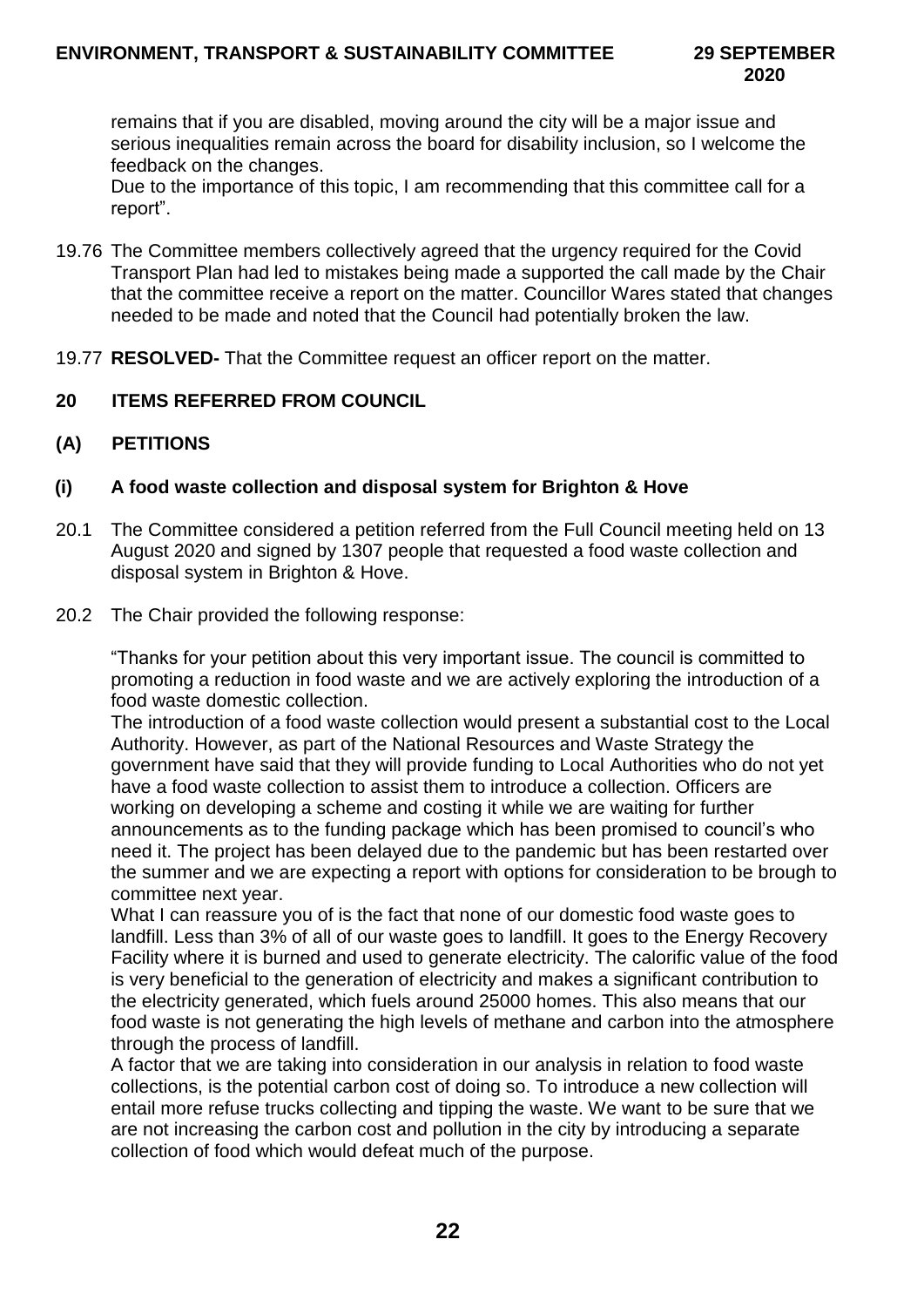remains that if you are disabled, moving around the city will be a major issue and serious inequalities remain across the board for disability inclusion, so I welcome the feedback on the changes.

Due to the importance of this topic, I am recommending that this committee call for a report".

19.76 The Committee members collectively agreed that the urgency required for the Covid Transport Plan had led to mistakes being made a supported the call made by the Chair that the committee receive a report on the matter. Councillor Wares stated that changes needed to be made and noted that the Council had potentially broken the law.

19.77 **RESOLVED-** That the Committee request an officer report on the matter.

## 20 ITEMS REFERRED FROM COUNCIL

### (A) PETITIONS

### (i) A food waste collection and disposal system for Brighton & Hove

20.1 The Committee considered a petition referred from the Full Council meeting held on 13 August 2020 and signed by 1307 people that requested a food waste collection and disposal system in Brighton & Hove.

20.2 The Chair provided the following response:

"Thanks for your petition about this very important issue. The council is committed to promoting a reduction in food waste and we are actively exploring the introduction of a food waste domestic collection.

The introduction of a food waste collection would present a substantial cost to the Local Authority. However, as part of the National Resources and Waste Strategy the government have said that they will provide funding to Local Authorities who do not yet have a food waste collection to assist them to introduce a collection. Officers are working on developing a scheme and costing it while we are waiting for further announcements as to the funding package which has been promised to council's who need it. The project has been delayed due to the pandemic but has been restarted over the summer and we are expecting a report with options for consideration to be brough to committee next year.

What I can reassure you of is the fact that none of our domestic food waste goes to landfill. Less than 3% of all of our waste goes to landfill. It goes to the Energy Recovery Facility where it is burned and used to generate electricity. The calorific value of the food is very beneficial to the generation of electricity and makes a significant contribution to the electricity generated, which fuels around 25000 homes. This also means that our food waste is not generating the high levels of methane and carbon into the atmosphere through the process of landfill.

A factor that we are taking into consideration in our analysis in relation to food waste collections, is the potential carbon cost of doing so. To introduce a new collection will entail more refuse trucks collecting and tipping the waste. We want to be sure that we are not increasing the carbon cost and pollution in the city by introducing a separate collection of food which would defeat much of the purpose.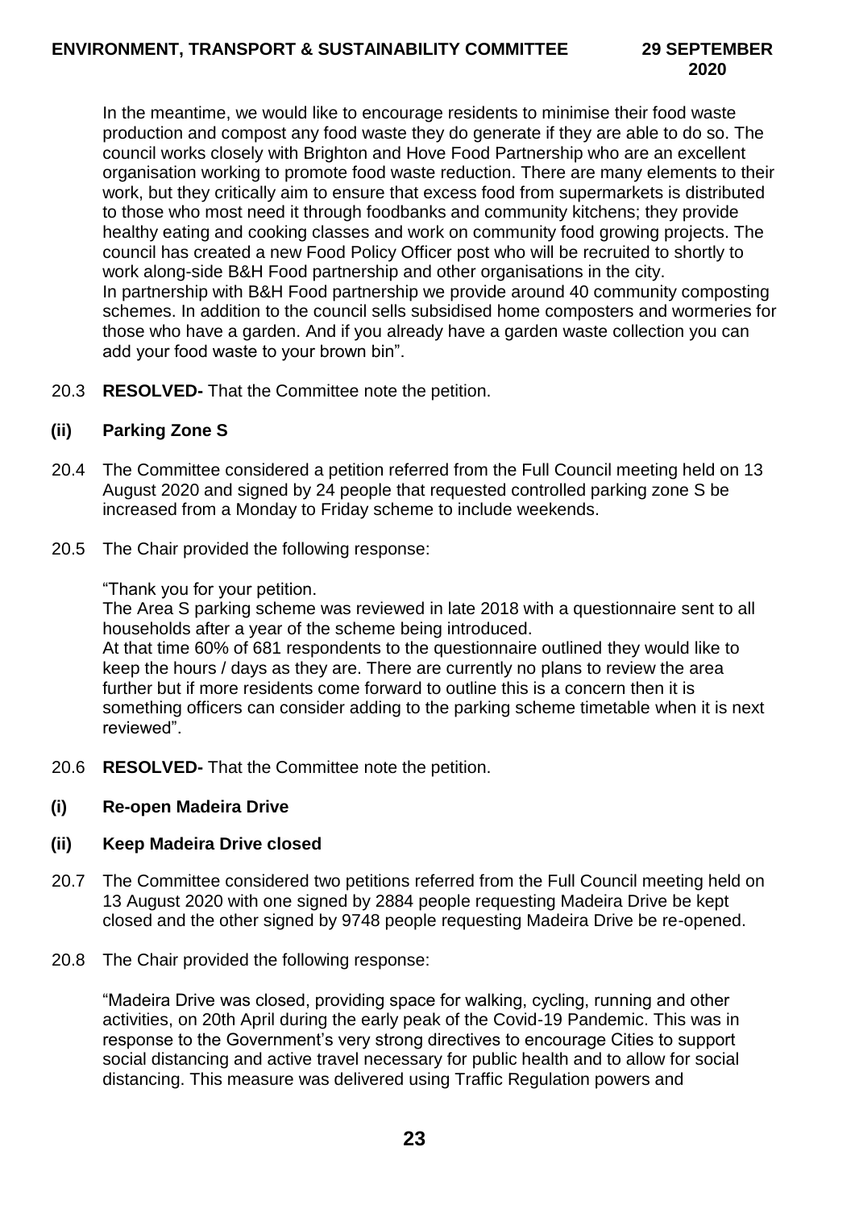In the meantime, we would like to encourage residents to minimise their food waste production and compost any food waste they do generate if they are able to do so. The council works closely with Brighton and Hove Food Partnership who are an excellent organisation working to promote food waste reduction. There are many elements to their work, but they critically aim to ensure that excess food from supermarkets is distributed to those who most need it through foodbanks and community kitchens; they provide healthy eating and cooking classes and work on community food growing projects. The council has created a new Food Policy Officer post who will be recruited to shortly to work along-side B&H Food partnership and other organisations in the city.
In partnership with B&H Food partnership we provide around 40 community composting schemes. In addition to the council sells subsidised home composters and wormeries for those who have a garden. And if you already have a garden waste collection you can add your food waste to your brown bin".

20.3 **RESOLVED-** That the Committee note the petition.

**(ii) Parking Zone S**

20.4 The Committee considered a petition referred from the Full Council meeting held on 13 August 2020 and signed by 24 people that requested controlled parking zone S be increased from a Monday to Friday scheme to include weekends.

20.5 The Chair provided the following response:

"Thank you for your petition.
The Area S parking scheme was reviewed in late 2018 with a questionnaire sent to all households after a year of the scheme being introduced.
At that time 60% of 681 respondents to the questionnaire outlined they would like to keep the hours / days as they are. There are currently no plans to review the area further but if more residents come forward to outline this is a concern then it is something officers can consider adding to the parking scheme timetable when it is next reviewed".

20.6 **RESOLVED-** That the Committee note the petition.

**(i) Re-open Madeira Drive**

**(ii) Keep Madeira Drive closed**

20.7 The Committee considered two petitions referred from the Full Council meeting held on 13 August 2020 with one signed by 2884 people requesting Madeira Drive be kept closed and the other signed by 9748 people requesting Madeira Drive be re-opened.

20.8 The Chair provided the following response:

"Madeira Drive was closed, providing space for walking, cycling, running and other activities, on 20th April during the early peak of the Covid-19 Pandemic. This was in response to the Government's very strong directives to encourage Cities to support social distancing and active travel necessary for public health and to allow for social distancing. This measure was delivered using Traffic Regulation powers and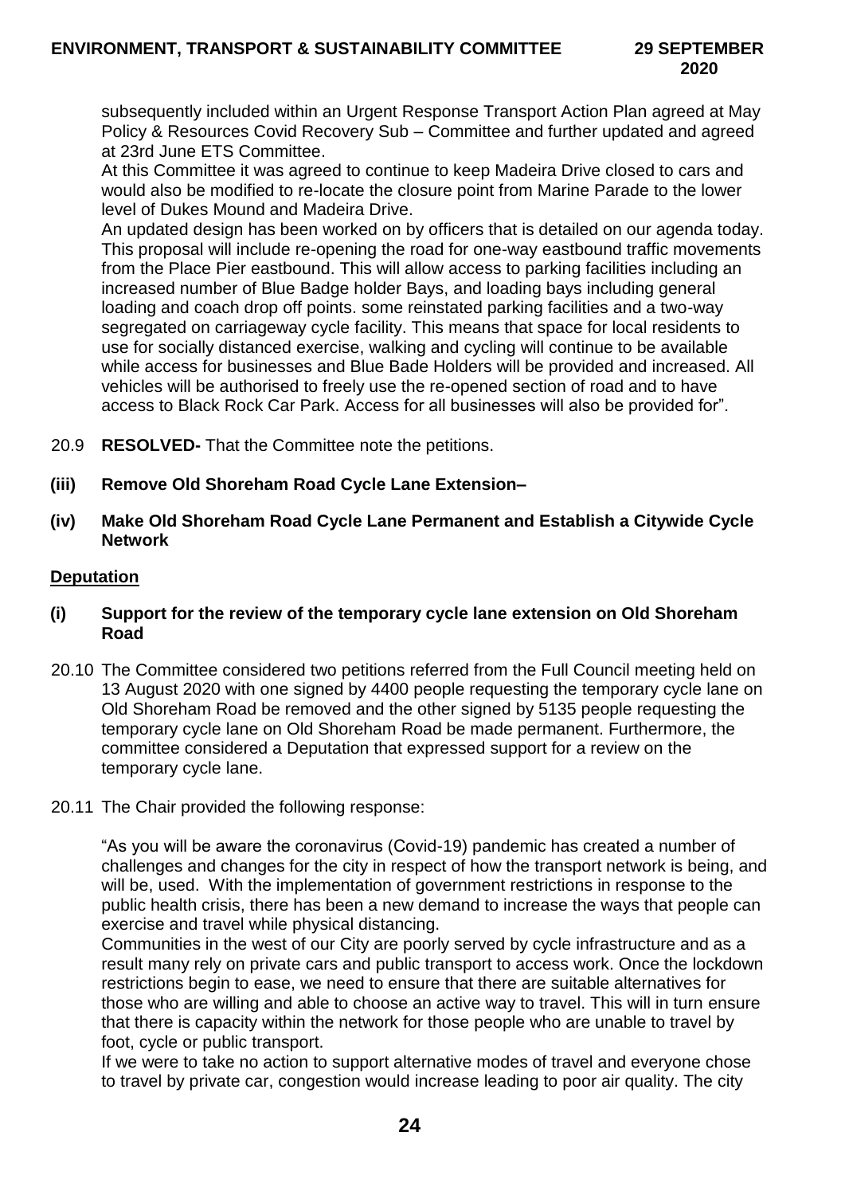subsequently included within an Urgent Response Transport Action Plan agreed at May Policy & Resources Covid Recovery Sub – Committee and further updated and agreed at 23rd June ETS Committee.

At this Committee it was agreed to continue to keep Madeira Drive closed to cars and would also be modified to re-locate the closure point from Marine Parade to the lower level of Dukes Mound and Madeira Drive.

An updated design has been worked on by officers that is detailed on our agenda today. This proposal will include re-opening the road for one-way eastbound traffic movements from the Place Pier eastbound. This will allow access to parking facilities including an increased number of Blue Badge holder Bays, and loading bays including general loading and coach drop off points. some reinstated parking facilities and a two-way segregated on carriageway cycle facility. This means that space for local residents to use for socially distanced exercise, walking and cycling will continue to be available while access for businesses and Blue Bade Holders will be provided and increased. All vehicles will be authorised to freely use the re-opened section of road and to have access to Black Rock Car Park. Access for all businesses will also be provided for".

20.9 **RESOLVED-** That the Committee note the petitions.

**(iii) Remove Old Shoreham Road Cycle Lane Extension–**

**(iv) Make Old Shoreham Road Cycle Lane Permanent and Establish a Citywide Cycle Network**

**Deputation**

**(i) Support for the review of the temporary cycle lane extension on Old Shoreham Road**

20.10 The Committee considered two petitions referred from the Full Council meeting held on 13 August 2020 with one signed by 4400 people requesting the temporary cycle lane on Old Shoreham Road be removed and the other signed by 5135 people requesting the temporary cycle lane on Old Shoreham Road be made permanent. Furthermore, the committee considered a Deputation that expressed support for a review on the temporary cycle lane.

20.11 The Chair provided the following response:

"As you will be aware the coronavirus (Covid-19) pandemic has created a number of challenges and changes for the city in respect of how the transport network is being, and will be, used. With the implementation of government restrictions in response to the public health crisis, there has been a new demand to increase the ways that people can exercise and travel while physical distancing.

Communities in the west of our City are poorly served by cycle infrastructure and as a result many rely on private cars and public transport to access work. Once the lockdown restrictions begin to ease, we need to ensure that there are suitable alternatives for those who are willing and able to choose an active way to travel. This will in turn ensure that there is capacity within the network for those people who are unable to travel by foot, cycle or public transport.

If we were to take no action to support alternative modes of travel and everyone chose to travel by private car, congestion would increase leading to poor air quality. The city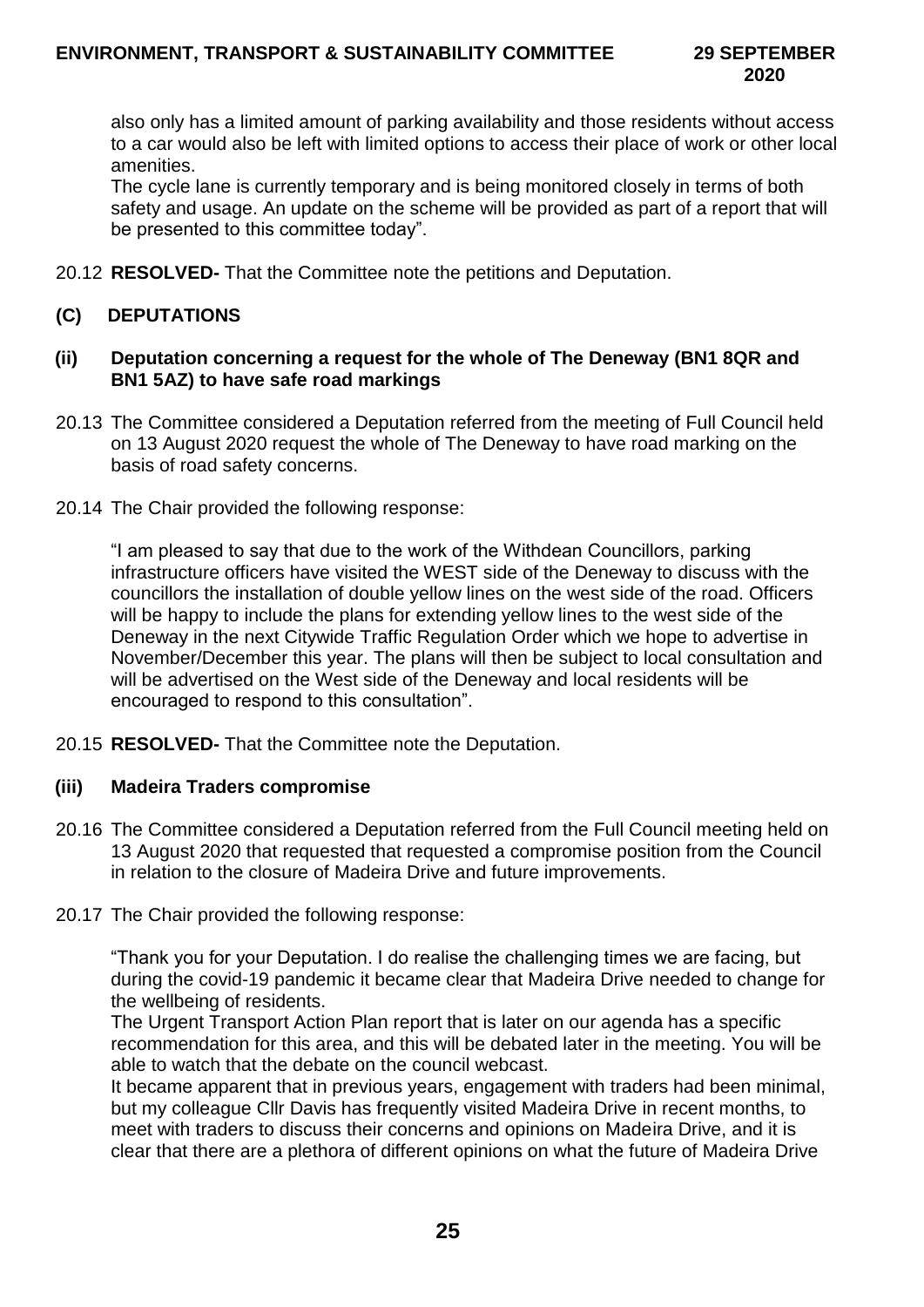also only has a limited amount of parking availability and those residents without access to a car would also be left with limited options to access their place of work or other local amenities.

The cycle lane is currently temporary and is being monitored closely in terms of both safety and usage. An update on the scheme will be provided as part of a report that will be presented to this committee today".

20.12 **RESOLVED-** That the Committee note the petitions and Deputation.

## (C) DEPUTATIONS

### (ii) Deputation concerning a request for the whole of The Deneway (BN1 8QR and BN1 5AZ) to have safe road markings

20.13 The Committee considered a Deputation referred from the meeting of Full Council held on 13 August 2020 request the whole of The Deneway to have road marking on the basis of road safety concerns.

20.14 The Chair provided the following response:

"I am pleased to say that due to the work of the Withdean Councillors, parking infrastructure officers have visited the WEST side of the Deneway to discuss with the councillors the installation of double yellow lines on the west side of the road. Officers will be happy to include the plans for extending yellow lines to the west side of the Deneway in the next Citywide Traffic Regulation Order which we hope to advertise in November/December this year. The plans will then be subject to local consultation and will be advertised on the West side of the Deneway and local residents will be encouraged to respond to this consultation".

20.15 **RESOLVED-** That the Committee note the Deputation.

### (iii) Madeira Traders compromise

20.16 The Committee considered a Deputation referred from the Full Council meeting held on 13 August 2020 that requested that requested a compromise position from the Council in relation to the closure of Madeira Drive and future improvements.

20.17 The Chair provided the following response:

"Thank you for your Deputation. I do realise the challenging times we are facing, but during the covid-19 pandemic it became clear that Madeira Drive needed to change for the wellbeing of residents.

The Urgent Transport Action Plan report that is later on our agenda has a specific recommendation for this area, and this will be debated later in the meeting. You will be able to watch that the debate on the council webcast.

It became apparent that in previous years, engagement with traders had been minimal, but my colleague Cllr Davis has frequently visited Madeira Drive in recent months, to meet with traders to discuss their concerns and opinions on Madeira Drive, and it is clear that there are a plethora of different opinions on what the future of Madeira Drive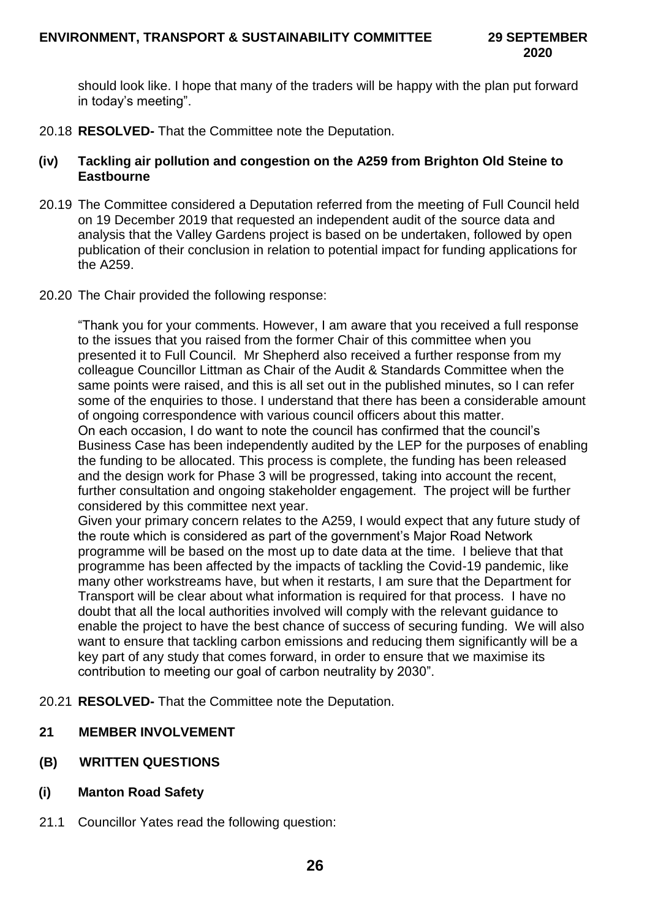should look like. I hope that many of the traders will be happy with the plan put forward in today's meeting".

20.18 **RESOLVED-** That the Committee note the Deputation.

**(iv) Tackling air pollution and congestion on the A259 from Brighton Old Steine to Eastbourne**

20.19 The Committee considered a Deputation referred from the meeting of Full Council held on 19 December 2019 that requested an independent audit of the source data and analysis that the Valley Gardens project is based on be undertaken, followed by open publication of their conclusion in relation to potential impact for funding applications for the A259.

20.20 The Chair provided the following response:

"Thank you for your comments. However, I am aware that you received a full response to the issues that you raised from the former Chair of this committee when you presented it to Full Council. Mr Shepherd also received a further response from my colleague Councillor Littman as Chair of the Audit & Standards Committee when the same points were raised, and this is all set out in the published minutes, so I can refer some of the enquiries to those. I understand that there has been a considerable amount of ongoing correspondence with various council officers about this matter.
On each occasion, I do want to note the council has confirmed that the council's Business Case has been independently audited by the LEP for the purposes of enabling the funding to be allocated. This process is complete, the funding has been released and the design work for Phase 3 will be progressed, taking into account the recent, further consultation and ongoing stakeholder engagement. The project will be further considered by this committee next year.
Given your primary concern relates to the A259, I would expect that any future study of the route which is considered as part of the government's Major Road Network programme will be based on the most up to date data at the time. I believe that that programme has been affected by the impacts of tackling the Covid-19 pandemic, like many other workstreams have, but when it restarts, I am sure that the Department for Transport will be clear about what information is required for that process. I have no doubt that all the local authorities involved will comply with the relevant guidance to enable the project to have the best chance of success of securing funding. We will also want to ensure that tackling carbon emissions and reducing them significantly will be a key part of any study that comes forward, in order to ensure that we maximise its contribution to meeting our goal of carbon neutrality by 2030".

20.21 **RESOLVED-** That the Committee note the Deputation.

## 21 MEMBER INVOLVEMENT

### (B) WRITTEN QUESTIONS

**(i) Manton Road Safety**

21.1 Councillor Yates read the following question: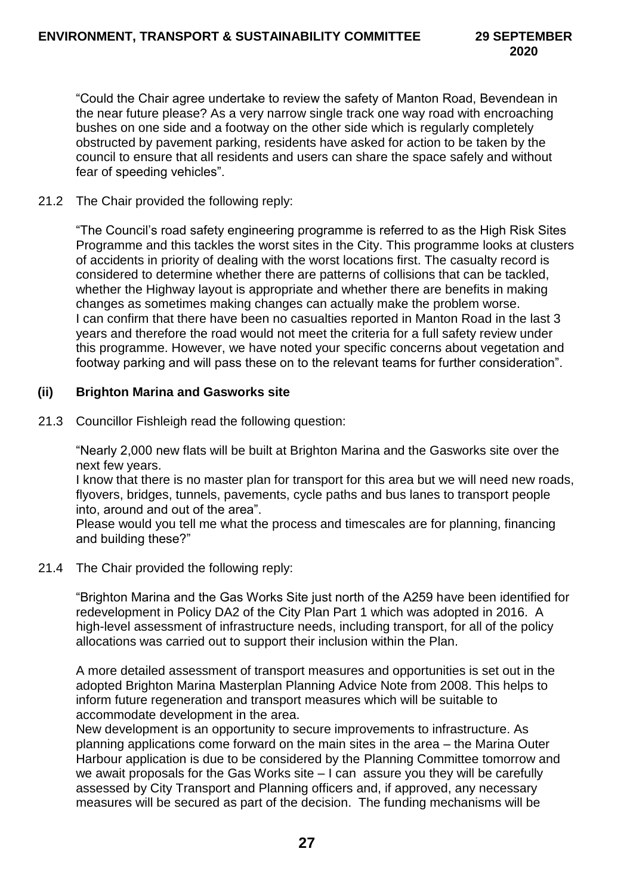"Could the Chair agree undertake to review the safety of Manton Road, Bevendean in the near future please? As a very narrow single track one way road with encroaching bushes on one side and a footway on the other side which is regularly completely obstructed by pavement parking, residents have asked for action to be taken by the council to ensure that all residents and users can share the space safely and without fear of speeding vehicles".

21.2 The Chair provided the following reply:

"The Council's road safety engineering programme is referred to as the High Risk Sites Programme and this tackles the worst sites in the City. This programme looks at clusters of accidents in priority of dealing with the worst locations first. The casualty record is considered to determine whether there are patterns of collisions that can be tackled, whether the Highway layout is appropriate and whether there are benefits in making changes as sometimes making changes can actually make the problem worse.
I can confirm that there have been no casualties reported in Manton Road in the last 3 years and therefore the road would not meet the criteria for a full safety review under this programme. However, we have noted your specific concerns about vegetation and footway parking and will pass these on to the relevant teams for further consideration".

### (ii) Brighton Marina and Gasworks site

21.3 Councillor Fishleigh read the following question:

"Nearly 2,000 new flats will be built at Brighton Marina and the Gasworks site over the next few years.
I know that there is no master plan for transport for this area but we will need new roads, flyovers, bridges, tunnels, pavements, cycle paths and bus lanes to transport people into, around and out of the area".
Please would you tell me what the process and timescales are for planning, financing and building these?"

21.4 The Chair provided the following reply:

"Brighton Marina and the Gas Works Site just north of the A259 have been identified for redevelopment in Policy DA2 of the City Plan Part 1 which was adopted in 2016. A high-level assessment of infrastructure needs, including transport, for all of the policy allocations was carried out to support their inclusion within the Plan.

A more detailed assessment of transport measures and opportunities is set out in the adopted Brighton Marina Masterplan Planning Advice Note from 2008. This helps to inform future regeneration and transport measures which will be suitable to accommodate development in the area.
New development is an opportunity to secure improvements to infrastructure. As planning applications come forward on the main sites in the area – the Marina Outer Harbour application is due to be considered by the Planning Committee tomorrow and we await proposals for the Gas Works site – I can assure you they will be carefully assessed by City Transport and Planning officers and, if approved, any necessary measures will be secured as part of the decision. The funding mechanisms will be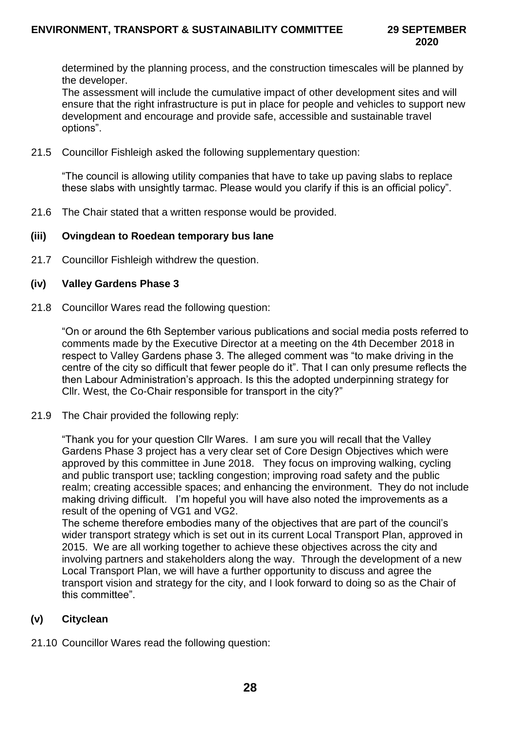determined by the planning process, and the construction timescales will be planned by the developer.
The assessment will include the cumulative impact of other development sites and will ensure that the right infrastructure is put in place for people and vehicles to support new development and encourage and provide safe, accessible and sustainable travel options".

21.5 Councillor Fishleigh asked the following supplementary question:

"The council is allowing utility companies that have to take up paving slabs to replace these slabs with unsightly tarmac. Please would you clarify if this is an official policy".

21.6 The Chair stated that a written response would be provided.

**(iii) Ovingdean to Roedean temporary bus lane**

21.7 Councillor Fishleigh withdrew the question.

**(iv) Valley Gardens Phase 3**

21.8 Councillor Wares read the following question:

"On or around the 6th September various publications and social media posts referred to comments made by the Executive Director at a meeting on the 4th December 2018 in respect to Valley Gardens phase 3. The alleged comment was "to make driving in the centre of the city so difficult that fewer people do it". That I can only presume reflects the then Labour Administration's approach. Is this the adopted underpinning strategy for Cllr. West, the Co-Chair responsible for transport in the city?"

21.9 The Chair provided the following reply:

"Thank you for your question Cllr Wares. I am sure you will recall that the Valley Gardens Phase 3 project has a very clear set of Core Design Objectives which were approved by this committee in June 2018. They focus on improving walking, cycling and public transport use; tackling congestion; improving road safety and the public realm; creating accessible spaces; and enhancing the environment. They do not include making driving difficult. I'm hopeful you will have also noted the improvements as a result of the opening of VG1 and VG2.
The scheme therefore embodies many of the objectives that are part of the council's wider transport strategy which is set out in its current Local Transport Plan, approved in 2015. We are all working together to achieve these objectives across the city and involving partners and stakeholders along the way. Through the development of a new Local Transport Plan, we will have a further opportunity to discuss and agree the transport vision and strategy for the city, and I look forward to doing so as the Chair of this committee".

**(v) Cityclean**

21.10 Councillor Wares read the following question: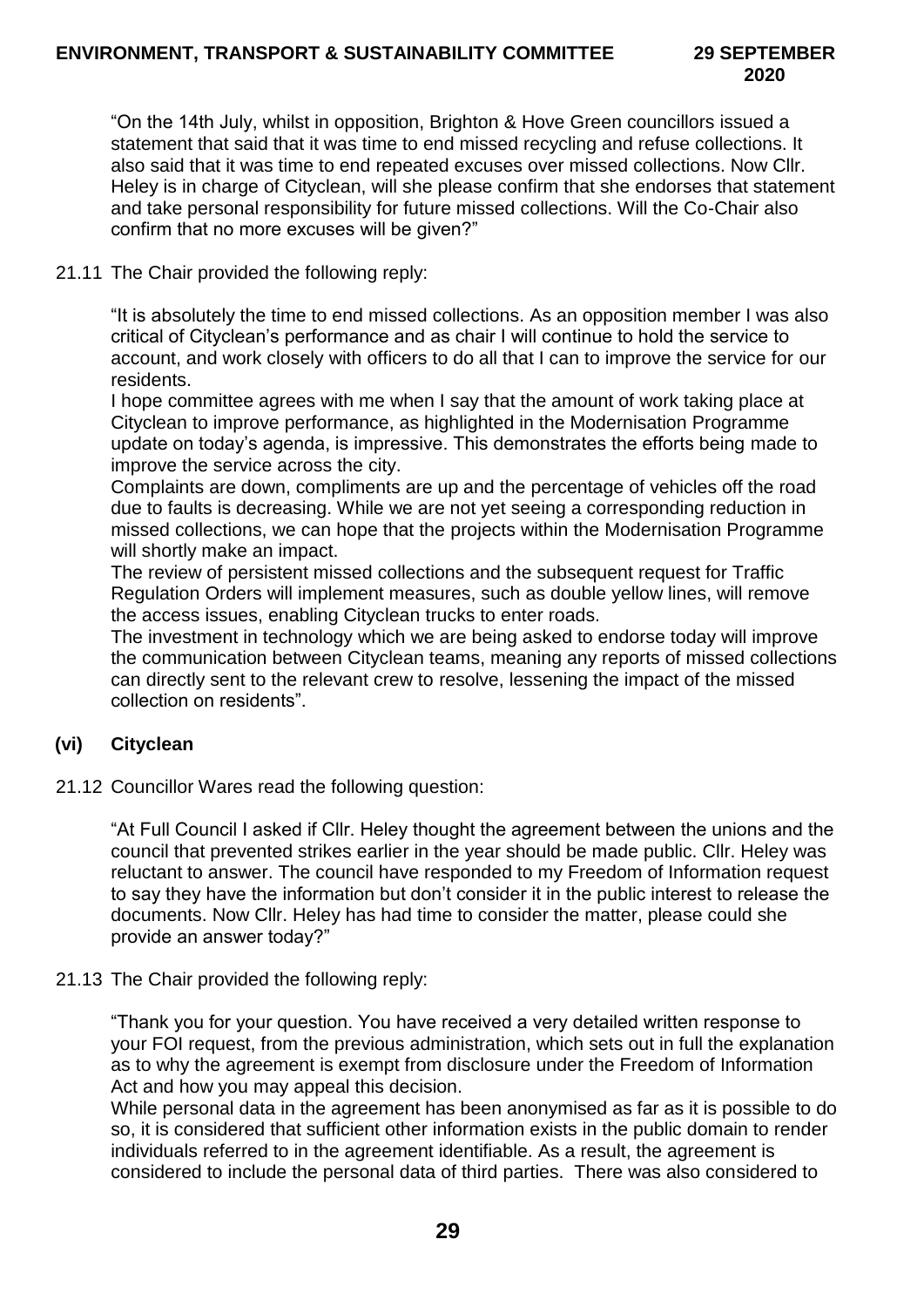"On the 14th July, whilst in opposition, Brighton & Hove Green councillors issued a statement that said that it was time to end missed recycling and refuse collections. It also said that it was time to end repeated excuses over missed collections. Now Cllr. Heley is in charge of Cityclean, will she please confirm that she endorses that statement and take personal responsibility for future missed collections. Will the Co-Chair also confirm that no more excuses will be given?"

21.11 The Chair provided the following reply:

"It is absolutely the time to end missed collections. As an opposition member I was also critical of Cityclean's performance and as chair I will continue to hold the service to account, and work closely with officers to do all that I can to improve the service for our residents.

I hope committee agrees with me when I say that the amount of work taking place at Cityclean to improve performance, as highlighted in the Modernisation Programme update on today's agenda, is impressive. This demonstrates the efforts being made to improve the service across the city.

Complaints are down, compliments are up and the percentage of vehicles off the road due to faults is decreasing. While we are not yet seeing a corresponding reduction in missed collections, we can hope that the projects within the Modernisation Programme will shortly make an impact.

The review of persistent missed collections and the subsequent request for Traffic Regulation Orders will implement measures, such as double yellow lines, will remove the access issues, enabling Cityclean trucks to enter roads.

The investment in technology which we are being asked to endorse today will improve the communication between Cityclean teams, meaning any reports of missed collections can directly sent to the relevant crew to resolve, lessening the impact of the missed collection on residents".

### (vi) Cityclean

21.12 Councillor Wares read the following question:

"At Full Council I asked if Cllr. Heley thought the agreement between the unions and the council that prevented strikes earlier in the year should be made public. Cllr. Heley was reluctant to answer. The council have responded to my Freedom of Information request to say they have the information but don't consider it in the public interest to release the documents. Now Cllr. Heley has had time to consider the matter, please could she provide an answer today?"

21.13 The Chair provided the following reply:

"Thank you for your question. You have received a very detailed written response to your FOI request, from the previous administration, which sets out in full the explanation as to why the agreement is exempt from disclosure under the Freedom of Information Act and how you may appeal this decision.

While personal data in the agreement has been anonymised as far as it is possible to do so, it is considered that sufficient other information exists in the public domain to render individuals referred to in the agreement identifiable. As a result, the agreement is considered to include the personal data of third parties. There was also considered to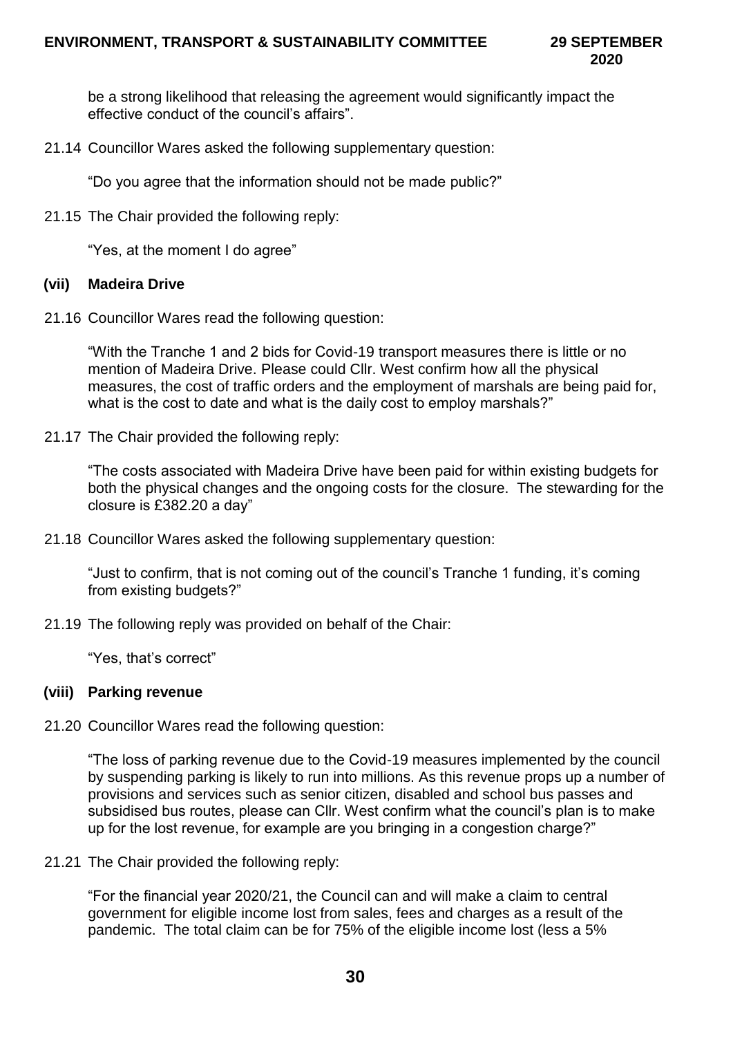be a strong likelihood that releasing the agreement would significantly impact the effective conduct of the council's affairs".

21.14 Councillor Wares asked the following supplementary question:

"Do you agree that the information should not be made public?"

21.15 The Chair provided the following reply:

"Yes, at the moment I do agree"

**(vii) Madeira Drive**

21.16 Councillor Wares read the following question:

"With the Tranche 1 and 2 bids for Covid-19 transport measures there is little or no mention of Madeira Drive. Please could Cllr. West confirm how all the physical measures, the cost of traffic orders and the employment of marshals are being paid for, what is the cost to date and what is the daily cost to employ marshals?"

21.17 The Chair provided the following reply:

"The costs associated with Madeira Drive have been paid for within existing budgets for both the physical changes and the ongoing costs for the closure. The stewarding for the closure is £382.20 a day"

21.18 Councillor Wares asked the following supplementary question:

"Just to confirm, that is not coming out of the council's Tranche 1 funding, it's coming from existing budgets?"

21.19 The following reply was provided on behalf of the Chair:

"Yes, that's correct"

**(viii) Parking revenue**

21.20 Councillor Wares read the following question:

"The loss of parking revenue due to the Covid-19 measures implemented by the council by suspending parking is likely to run into millions. As this revenue props up a number of provisions and services such as senior citizen, disabled and school bus passes and subsidised bus routes, please can Cllr. West confirm what the council's plan is to make up for the lost revenue, for example are you bringing in a congestion charge?"

21.21 The Chair provided the following reply:

"For the financial year 2020/21, the Council can and will make a claim to central government for eligible income lost from sales, fees and charges as a result of the pandemic. The total claim can be for 75% of the eligible income lost (less a 5%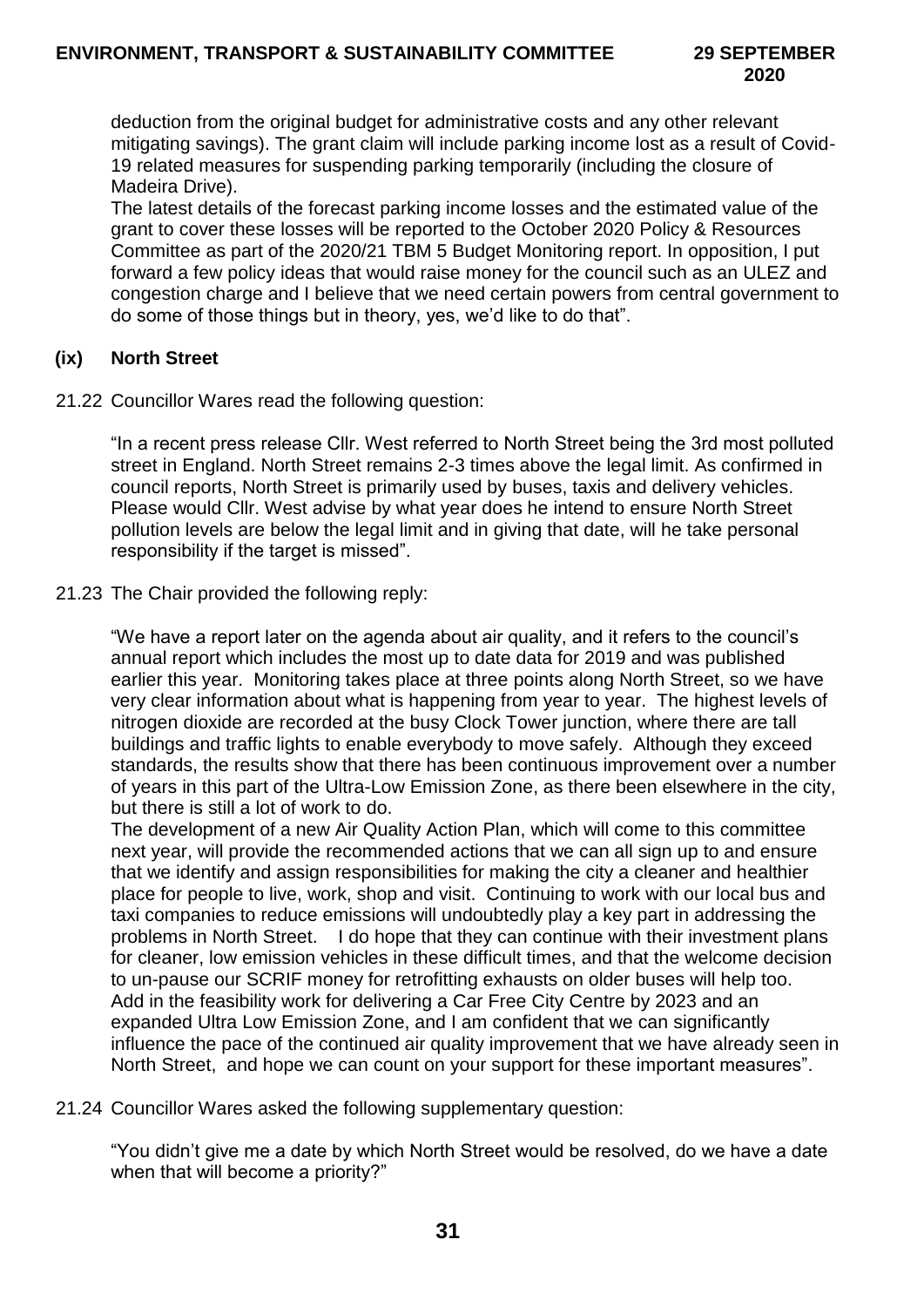deduction from the original budget for administrative costs and any other relevant mitigating savings). The grant claim will include parking income lost as a result of Covid-19 related measures for suspending parking temporarily (including the closure of Madeira Drive).

The latest details of the forecast parking income losses and the estimated value of the grant to cover these losses will be reported to the October 2020 Policy & Resources Committee as part of the 2020/21 TBM 5 Budget Monitoring report. In opposition, I put forward a few policy ideas that would raise money for the council such as an ULEZ and congestion charge and I believe that we need certain powers from central government to do some of those things but in theory, yes, we'd like to do that".

**(ix) North Street**

21.22 Councillor Wares read the following question:

"In a recent press release Cllr. West referred to North Street being the 3rd most polluted street in England. North Street remains 2-3 times above the legal limit. As confirmed in council reports, North Street is primarily used by buses, taxis and delivery vehicles. Please would Cllr. West advise by what year does he intend to ensure North Street pollution levels are below the legal limit and in giving that date, will he take personal responsibility if the target is missed".

21.23 The Chair provided the following reply:

"We have a report later on the agenda about air quality, and it refers to the council's annual report which includes the most up to date data for 2019 and was published earlier this year. Monitoring takes place at three points along North Street, so we have very clear information about what is happening from year to year. The highest levels of nitrogen dioxide are recorded at the busy Clock Tower junction, where there are tall buildings and traffic lights to enable everybody to move safely. Although they exceed standards, the results show that there has been continuous improvement over a number of years in this part of the Ultra-Low Emission Zone, as there been elsewhere in the city, but there is still a lot of work to do.

The development of a new Air Quality Action Plan, which will come to this committee next year, will provide the recommended actions that we can all sign up to and ensure that we identify and assign responsibilities for making the city a cleaner and healthier place for people to live, work, shop and visit. Continuing to work with our local bus and taxi companies to reduce emissions will undoubtedly play a key part in addressing the problems in North Street. I do hope that they can continue with their investment plans for cleaner, low emission vehicles in these difficult times, and that the welcome decision to un-pause our SCRIF money for retrofitting exhausts on older buses will help too. Add in the feasibility work for delivering a Car Free City Centre by 2023 and an expanded Ultra Low Emission Zone, and I am confident that we can significantly influence the pace of the continued air quality improvement that we have already seen in North Street, and hope we can count on your support for these important measures".

21.24 Councillor Wares asked the following supplementary question:

"You didn't give me a date by which North Street would be resolved, do we have a date when that will become a priority?"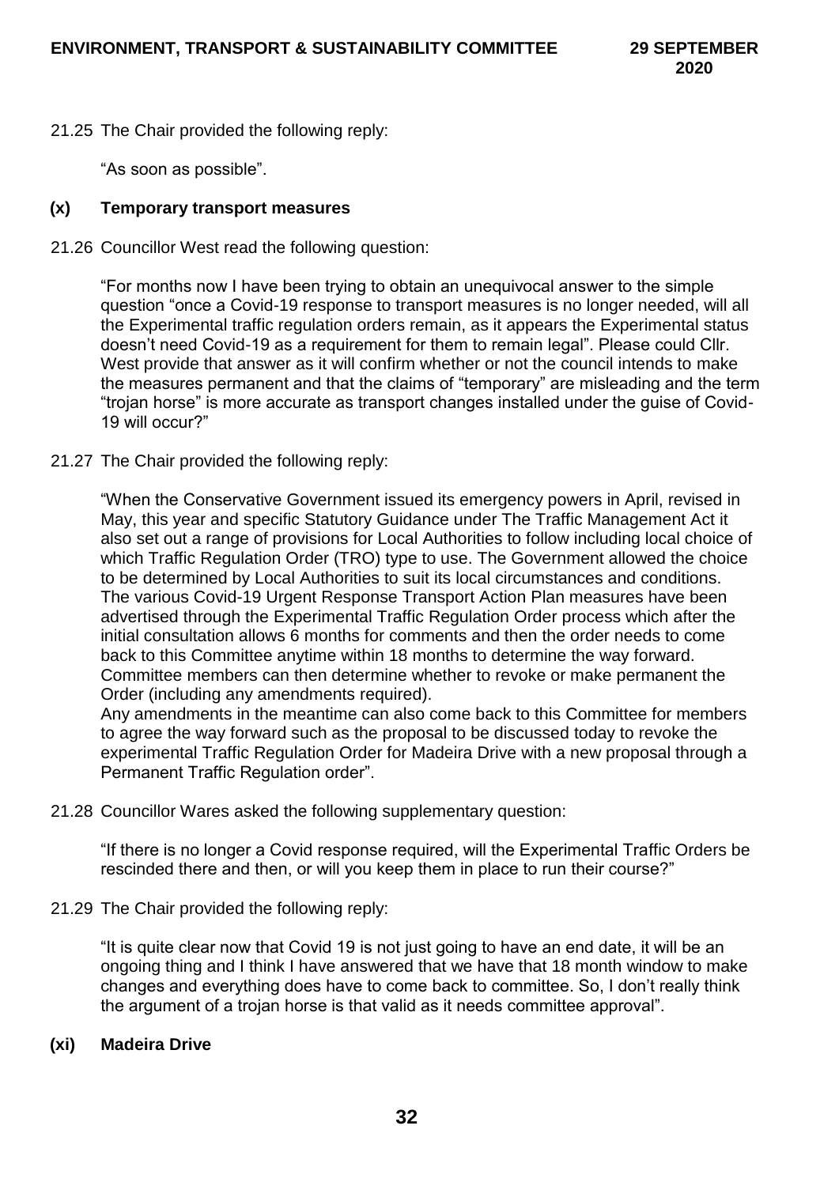21.25 The Chair provided the following reply:

"As soon as possible".

**(x) Temporary transport measures**

21.26 Councillor West read the following question:

"For months now I have been trying to obtain an unequivocal answer to the simple question "once a Covid-19 response to transport measures is no longer needed, will all the Experimental traffic regulation orders remain, as it appears the Experimental status doesn't need Covid-19 as a requirement for them to remain legal". Please could Cllr. West provide that answer as it will confirm whether or not the council intends to make the measures permanent and that the claims of "temporary" are misleading and the term "trojan horse" is more accurate as transport changes installed under the guise of Covid-19 will occur?"

21.27 The Chair provided the following reply:

"When the Conservative Government issued its emergency powers in April, revised in May, this year and specific Statutory Guidance under The Traffic Management Act it also set out a range of provisions for Local Authorities to follow including local choice of which Traffic Regulation Order (TRO) type to use. The Government allowed the choice to be determined by Local Authorities to suit its local circumstances and conditions. The various Covid-19 Urgent Response Transport Action Plan measures have been advertised through the Experimental Traffic Regulation Order process which after the initial consultation allows 6 months for comments and then the order needs to come back to this Committee anytime within 18 months to determine the way forward. Committee members can then determine whether to revoke or make permanent the Order (including any amendments required).
Any amendments in the meantime can also come back to this Committee for members to agree the way forward such as the proposal to be discussed today to revoke the experimental Traffic Regulation Order for Madeira Drive with a new proposal through a Permanent Traffic Regulation order".

21.28 Councillor Wares asked the following supplementary question:

"If there is no longer a Covid response required, will the Experimental Traffic Orders be rescinded there and then, or will you keep them in place to run their course?"

21.29 The Chair provided the following reply:

"It is quite clear now that Covid 19 is not just going to have an end date, it will be an ongoing thing and I think I have answered that we have that 18 month window to make changes and everything does have to come back to committee. So, I don't really think the argument of a trojan horse is that valid as it needs committee approval".

**(xi) Madeira Drive**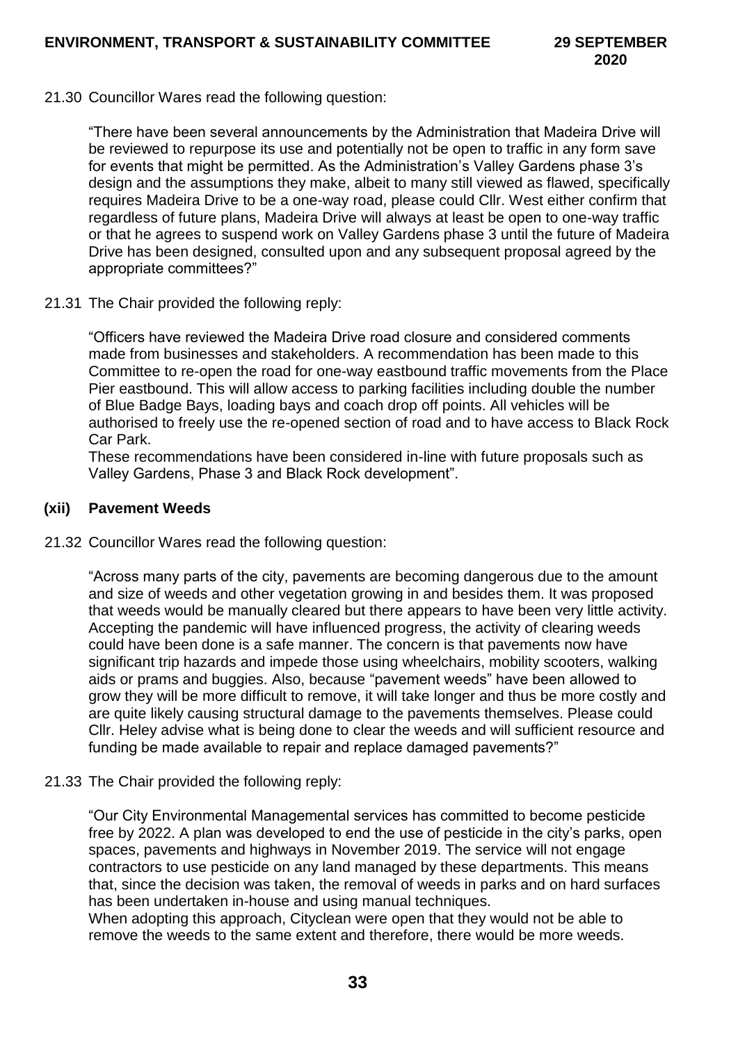21.30 Councillor Wares read the following question:

"There have been several announcements by the Administration that Madeira Drive will be reviewed to repurpose its use and potentially not be open to traffic in any form save for events that might be permitted. As the Administration's Valley Gardens phase 3's design and the assumptions they make, albeit to many still viewed as flawed, specifically requires Madeira Drive to be a one-way road, please could Cllr. West either confirm that regardless of future plans, Madeira Drive will always at least be open to one-way traffic or that he agrees to suspend work on Valley Gardens phase 3 until the future of Madeira Drive has been designed, consulted upon and any subsequent proposal agreed by the appropriate committees?"

21.31 The Chair provided the following reply:

"Officers have reviewed the Madeira Drive road closure and considered comments made from businesses and stakeholders. A recommendation has been made to this Committee to re-open the road for one-way eastbound traffic movements from the Place Pier eastbound. This will allow access to parking facilities including double the number of Blue Badge Bays, loading bays and coach drop off points. All vehicles will be authorised to freely use the re-opened section of road and to have access to Black Rock Car Park.
These recommendations have been considered in-line with future proposals such as Valley Gardens, Phase 3 and Black Rock development".

### (xii) Pavement Weeds

21.32 Councillor Wares read the following question:

"Across many parts of the city, pavements are becoming dangerous due to the amount and size of weeds and other vegetation growing in and besides them. It was proposed that weeds would be manually cleared but there appears to have been very little activity. Accepting the pandemic will have influenced progress, the activity of clearing weeds could have been done is a safe manner. The concern is that pavements now have significant trip hazards and impede those using wheelchairs, mobility scooters, walking aids or prams and buggies. Also, because "pavement weeds" have been allowed to grow they will be more difficult to remove, it will take longer and thus be more costly and are quite likely causing structural damage to the pavements themselves. Please could Cllr. Heley advise what is being done to clear the weeds and will sufficient resource and funding be made available to repair and replace damaged pavements?"

21.33 The Chair provided the following reply:

"Our City Environmental Managemental services has committed to become pesticide free by 2022. A plan was developed to end the use of pesticide in the city's parks, open spaces, pavements and highways in November 2019. The service will not engage contractors to use pesticide on any land managed by these departments. This means that, since the decision was taken, the removal of weeds in parks and on hard surfaces has been undertaken in-house and using manual techniques.
When adopting this approach, Cityclean were open that they would not be able to remove the weeds to the same extent and therefore, there would be more weeds.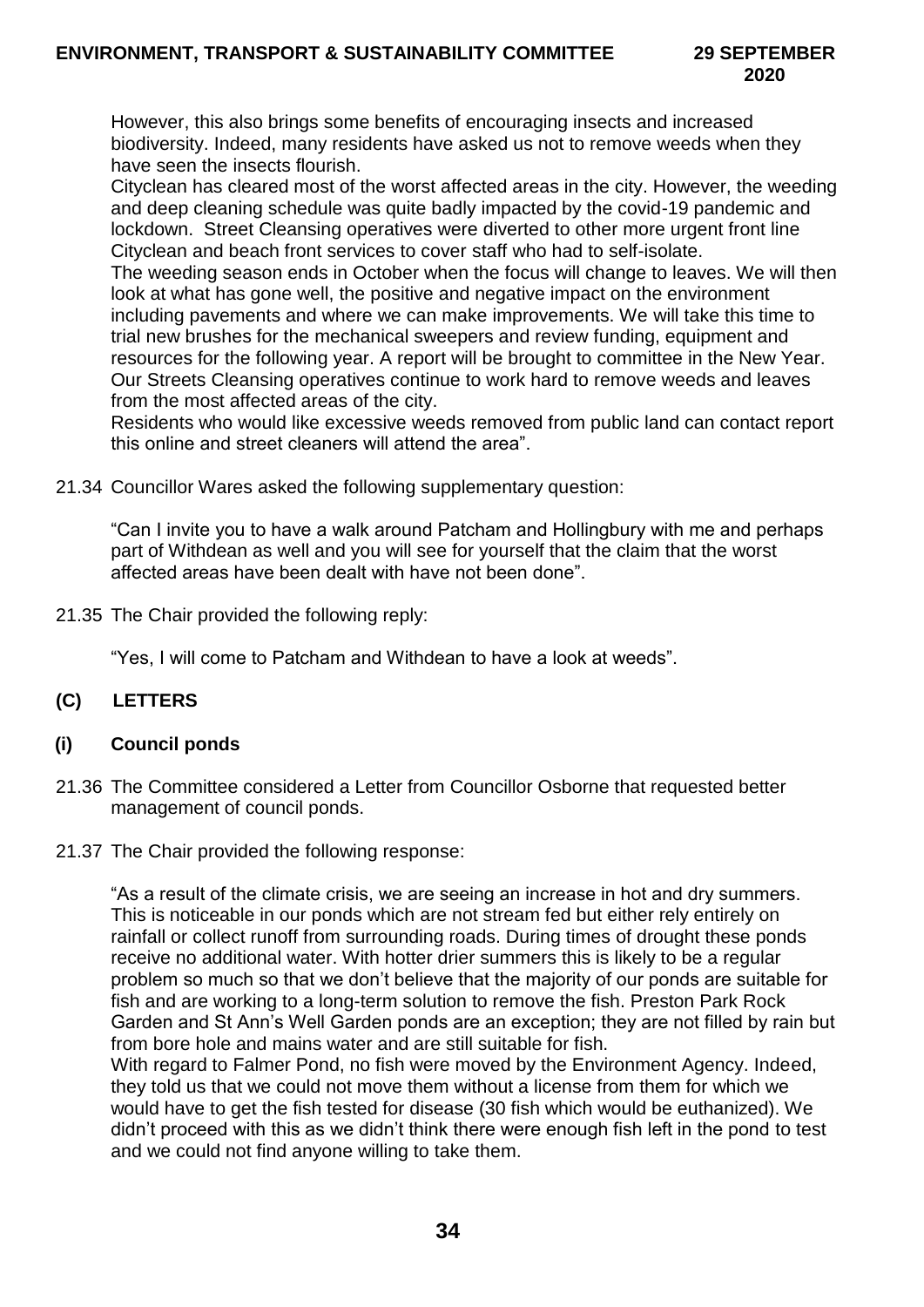However, this also brings some benefits of encouraging insects and increased biodiversity. Indeed, many residents have asked us not to remove weeds when they have seen the insects flourish.

Cityclean has cleared most of the worst affected areas in the city. However, the weeding and deep cleaning schedule was quite badly impacted by the covid-19 pandemic and lockdown. Street Cleansing operatives were diverted to other more urgent front line Cityclean and beach front services to cover staff who had to self-isolate.

The weeding season ends in October when the focus will change to leaves. We will then look at what has gone well, the positive and negative impact on the environment including pavements and where we can make improvements. We will take this time to trial new brushes for the mechanical sweepers and review funding, equipment and resources for the following year. A report will be brought to committee in the New Year. Our Streets Cleansing operatives continue to work hard to remove weeds and leaves from the most affected areas of the city.

Residents who would like excessive weeds removed from public land can contact report this online and street cleaners will attend the area".

21.34 Councillor Wares asked the following supplementary question:

"Can I invite you to have a walk around Patcham and Hollingbury with me and perhaps part of Withdean as well and you will see for yourself that the claim that the worst affected areas have been dealt with have not been done".

21.35 The Chair provided the following reply:

"Yes, I will come to Patcham and Withdean to have a look at weeds".

## (C) LETTERS

### (i) Council ponds

21.36 The Committee considered a Letter from Councillor Osborne that requested better management of council ponds.

21.37 The Chair provided the following response:

"As a result of the climate crisis, we are seeing an increase in hot and dry summers. This is noticeable in our ponds which are not stream fed but either rely entirely on rainfall or collect runoff from surrounding roads. During times of drought these ponds receive no additional water. With hotter drier summers this is likely to be a regular problem so much so that we don't believe that the majority of our ponds are suitable for fish and are working to a long-term solution to remove the fish. Preston Park Rock Garden and St Ann's Well Garden ponds are an exception; they are not filled by rain but from bore hole and mains water and are still suitable for fish.

With regard to Falmer Pond, no fish were moved by the Environment Agency. Indeed, they told us that we could not move them without a license from them for which we would have to get the fish tested for disease (30 fish which would be euthanized). We didn't proceed with this as we didn't think there were enough fish left in the pond to test and we could not find anyone willing to take them.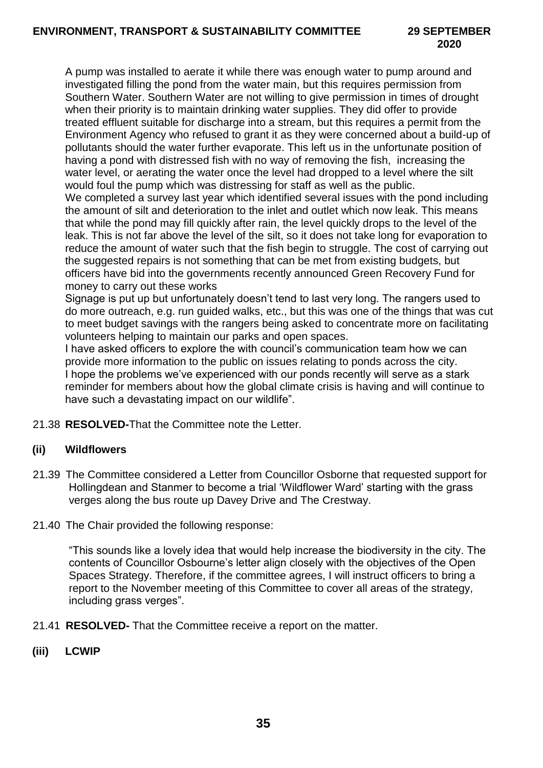A pump was installed to aerate it while there was enough water to pump around and investigated filling the pond from the water main, but this requires permission from Southern Water. Southern Water are not willing to give permission in times of drought when their priority is to maintain drinking water supplies. They did offer to provide treated effluent suitable for discharge into a stream, but this requires a permit from the Environment Agency who refused to grant it as they were concerned about a build-up of pollutants should the water further evaporate. This left us in the unfortunate position of having a pond with distressed fish with no way of removing the fish, increasing the water level, or aerating the water once the level had dropped to a level where the silt would foul the pump which was distressing for staff as well as the public.

We completed a survey last year which identified several issues with the pond including the amount of silt and deterioration to the inlet and outlet which now leak. This means that while the pond may fill quickly after rain, the level quickly drops to the level of the leak. This is not far above the level of the silt, so it does not take long for evaporation to reduce the amount of water such that the fish begin to struggle. The cost of carrying out the suggested repairs is not something that can be met from existing budgets, but officers have bid into the governments recently announced Green Recovery Fund for money to carry out these works

Signage is put up but unfortunately doesn't tend to last very long. The rangers used to do more outreach, e.g. run guided walks, etc., but this was one of the things that was cut to meet budget savings with the rangers being asked to concentrate more on facilitating volunteers helping to maintain our parks and open spaces.

I have asked officers to explore the with council's communication team how we can provide more information to the public on issues relating to ponds across the city.

I hope the problems we've experienced with our ponds recently will serve as a stark reminder for members about how the global climate crisis is having and will continue to have such a devastating impact on our wildlife".

21.38 **RESOLVED-**That the Committee note the Letter.

**(ii) Wildflowers**

21.39 The Committee considered a Letter from Councillor Osborne that requested support for Hollingdean and Stanmer to become a trial 'Wildflower Ward' starting with the grass verges along the bus route up Davey Drive and The Crestway.

21.40 The Chair provided the following response:

"This sounds like a lovely idea that would help increase the biodiversity in the city. The contents of Councillor Osbourne's letter align closely with the objectives of the Open Spaces Strategy. Therefore, if the committee agrees, I will instruct officers to bring a report to the November meeting of this Committee to cover all areas of the strategy, including grass verges".

21.41 **RESOLVED-** That the Committee receive a report on the matter.

**(iii) LCWIP**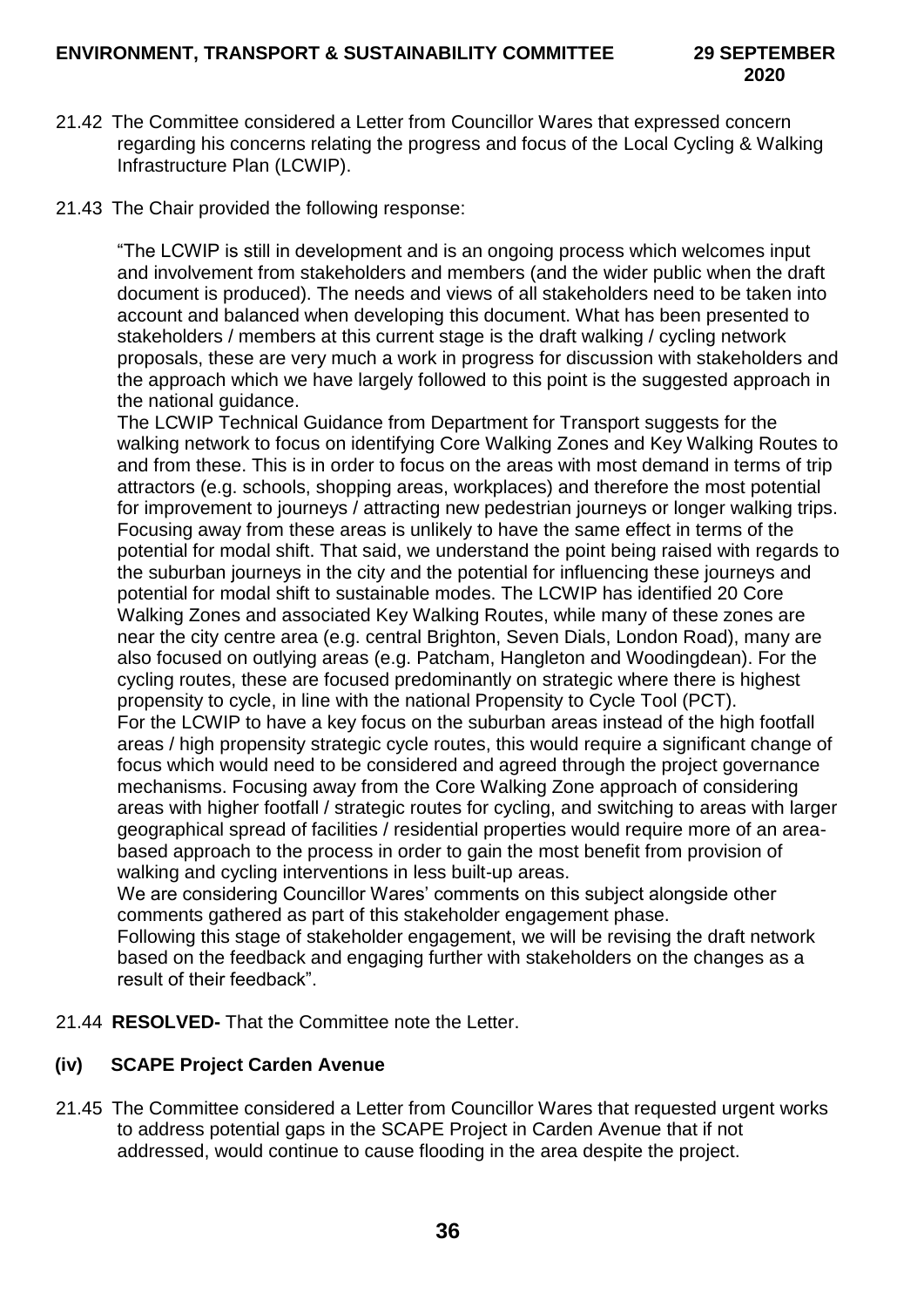21.42 The Committee considered a Letter from Councillor Wares that expressed concern regarding his concerns relating the progress and focus of the Local Cycling & Walking Infrastructure Plan (LCWIP).

21.43 The Chair provided the following response:

"The LCWIP is still in development and is an ongoing process which welcomes input and involvement from stakeholders and members (and the wider public when the draft document is produced). The needs and views of all stakeholders need to be taken into account and balanced when developing this document. What has been presented to stakeholders / members at this current stage is the draft walking / cycling network proposals, these are very much a work in progress for discussion with stakeholders and the approach which we have largely followed to this point is the suggested approach in the national guidance.

The LCWIP Technical Guidance from Department for Transport suggests for the walking network to focus on identifying Core Walking Zones and Key Walking Routes to and from these. This is in order to focus on the areas with most demand in terms of trip attractors (e.g. schools, shopping areas, workplaces) and therefore the most potential for improvement to journeys / attracting new pedestrian journeys or longer walking trips. Focusing away from these areas is unlikely to have the same effect in terms of the potential for modal shift. That said, we understand the point being raised with regards to the suburban journeys in the city and the potential for influencing these journeys and potential for modal shift to sustainable modes. The LCWIP has identified 20 Core Walking Zones and associated Key Walking Routes, while many of these zones are near the city centre area (e.g. central Brighton, Seven Dials, London Road), many are also focused on outlying areas (e.g. Patcham, Hangleton and Woodingdean). For the cycling routes, these are focused predominantly on strategic where there is highest propensity to cycle, in line with the national Propensity to Cycle Tool (PCT).

For the LCWIP to have a key focus on the suburban areas instead of the high footfall areas / high propensity strategic cycle routes, this would require a significant change of focus which would need to be considered and agreed through the project governance mechanisms. Focusing away from the Core Walking Zone approach of considering areas with higher footfall / strategic routes for cycling, and switching to areas with larger geographical spread of facilities / residential properties would require more of an area-based approach to the process in order to gain the most benefit from provision of walking and cycling interventions in less built-up areas.

We are considering Councillor Wares' comments on this subject alongside other comments gathered as part of this stakeholder engagement phase.

Following this stage of stakeholder engagement, we will be revising the draft network based on the feedback and engaging further with stakeholders on the changes as a result of their feedback".

21.44 **RESOLVED-** That the Committee note the Letter.

### (iv) SCAPE Project Carden Avenue

21.45 The Committee considered a Letter from Councillor Wares that requested urgent works to address potential gaps in the SCAPE Project in Carden Avenue that if not addressed, would continue to cause flooding in the area despite the project.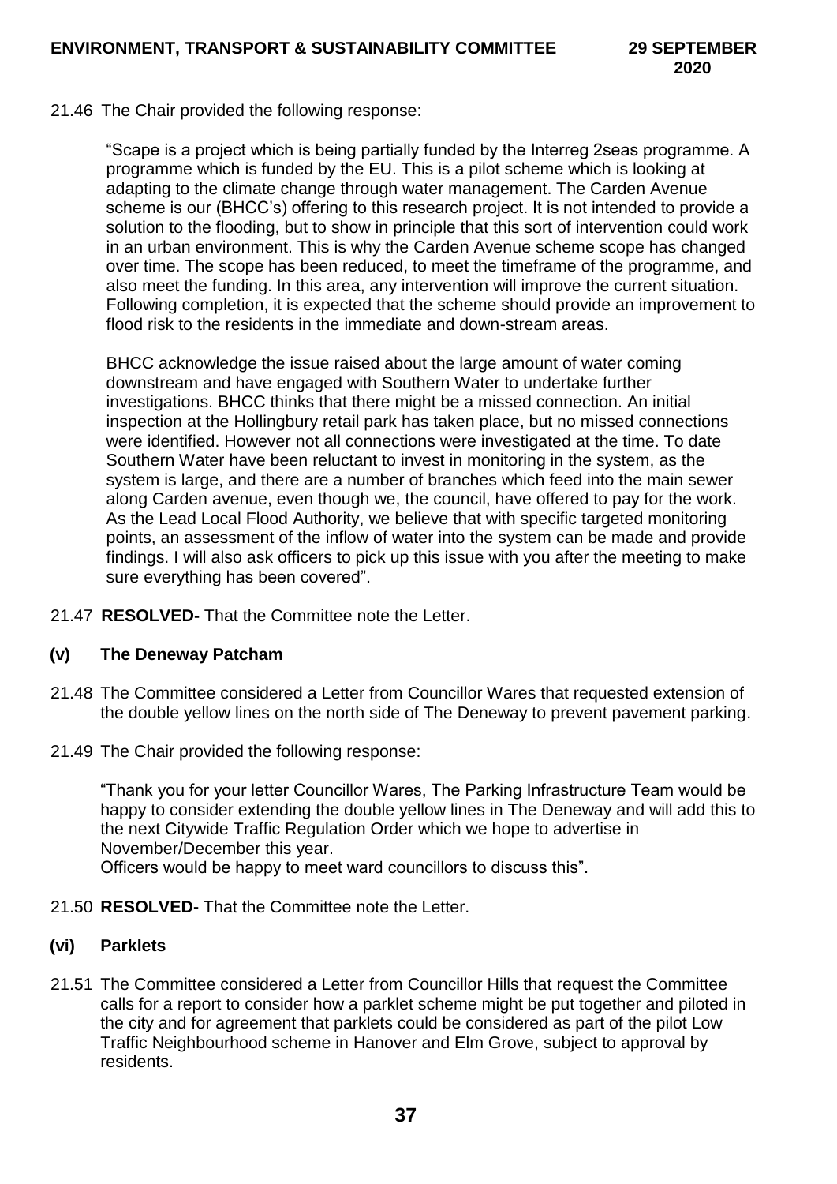21.46 The Chair provided the following response:

"Scape is a project which is being partially funded by the Interreg 2seas programme. A programme which is funded by the EU. This is a pilot scheme which is looking at adapting to the climate change through water management. The Carden Avenue scheme is our (BHCC's) offering to this research project. It is not intended to provide a solution to the flooding, but to show in principle that this sort of intervention could work in an urban environment. This is why the Carden Avenue scheme scope has changed over time. The scope has been reduced, to meet the timeframe of the programme, and also meet the funding. In this area, any intervention will improve the current situation. Following completion, it is expected that the scheme should provide an improvement to flood risk to the residents in the immediate and down-stream areas.

BHCC acknowledge the issue raised about the large amount of water coming downstream and have engaged with Southern Water to undertake further investigations. BHCC thinks that there might be a missed connection. An initial inspection at the Hollingbury retail park has taken place, but no missed connections were identified. However not all connections were investigated at the time. To date Southern Water have been reluctant to invest in monitoring in the system, as the system is large, and there are a number of branches which feed into the main sewer along Carden avenue, even though we, the council, have offered to pay for the work. As the Lead Local Flood Authority, we believe that with specific targeted monitoring points, an assessment of the inflow of water into the system can be made and provide findings. I will also ask officers to pick up this issue with you after the meeting to make sure everything has been covered".

21.47 **RESOLVED-** That the Committee note the Letter.

### (v) The Deneway Patcham

21.48 The Committee considered a Letter from Councillor Wares that requested extension of the double yellow lines on the north side of The Deneway to prevent pavement parking.

21.49 The Chair provided the following response:

"Thank you for your letter Councillor Wares, The Parking Infrastructure Team would be happy to consider extending the double yellow lines in The Deneway and will add this to the next Citywide Traffic Regulation Order which we hope to advertise in November/December this year.
Officers would be happy to meet ward councillors to discuss this".

21.50 **RESOLVED-** That the Committee note the Letter.

### (vi) Parklets

21.51 The Committee considered a Letter from Councillor Hills that request the Committee calls for a report to consider how a parklet scheme might be put together and piloted in the city and for agreement that parklets could be considered as part of the pilot Low Traffic Neighbourhood scheme in Hanover and Elm Grove, subject to approval by residents.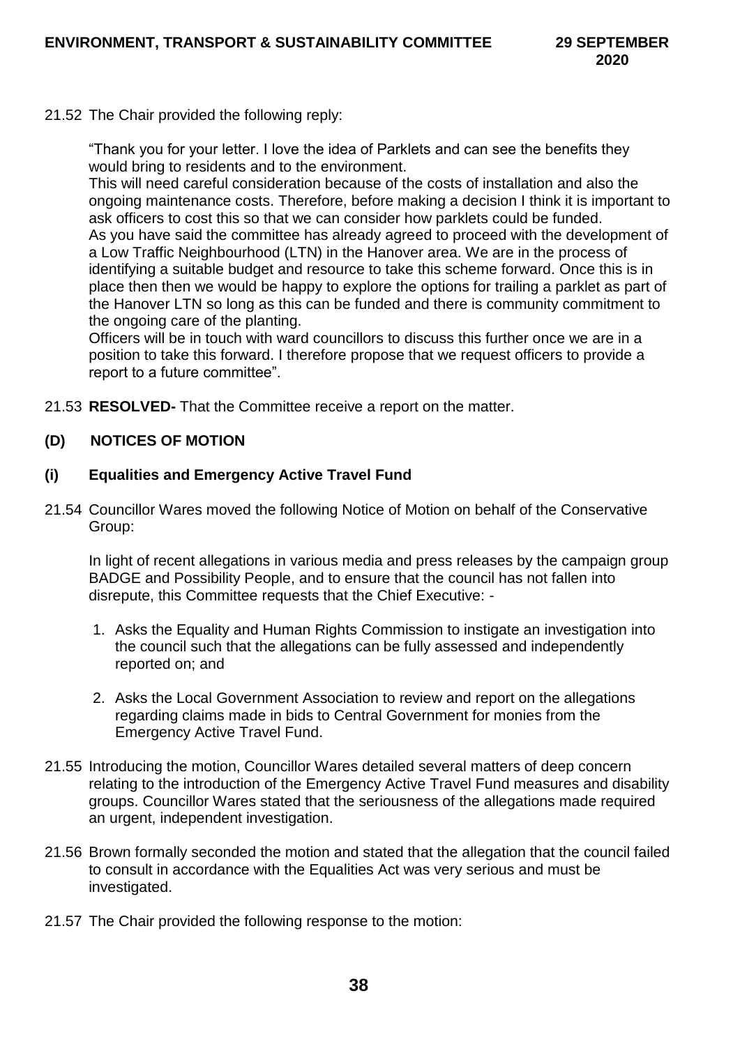21.52 The Chair provided the following reply:

"Thank you for your letter. I love the idea of Parklets and can see the benefits they would bring to residents and to the environment.
This will need careful consideration because of the costs of installation and also the ongoing maintenance costs. Therefore, before making a decision I think it is important to ask officers to cost this so that we can consider how parklets could be funded.
As you have said the committee has already agreed to proceed with the development of a Low Traffic Neighbourhood (LTN) in the Hanover area. We are in the process of identifying a suitable budget and resource to take this scheme forward. Once this is in place then then we would be happy to explore the options for trailing a parklet as part of the Hanover LTN so long as this can be funded and there is community commitment to the ongoing care of the planting.
Officers will be in touch with ward councillors to discuss this further once we are in a position to take this forward. I therefore propose that we request officers to provide a report to a future committee".

21.53 **RESOLVED-** That the Committee receive a report on the matter.

## (D) NOTICES OF MOTION

### (i) Equalities and Emergency Active Travel Fund

21.54 Councillor Wares moved the following Notice of Motion on behalf of the Conservative Group:

In light of recent allegations in various media and press releases by the campaign group BADGE and Possibility People, and to ensure that the council has not fallen into disrepute, this Committee requests that the Chief Executive: -

1. Asks the Equality and Human Rights Commission to instigate an investigation into the council such that the allegations can be fully assessed and independently reported on; and

2. Asks the Local Government Association to review and report on the allegations regarding claims made in bids to Central Government for monies from the Emergency Active Travel Fund.

21.55 Introducing the motion, Councillor Wares detailed several matters of deep concern relating to the introduction of the Emergency Active Travel Fund measures and disability groups. Councillor Wares stated that the seriousness of the allegations made required an urgent, independent investigation.

21.56 Brown formally seconded the motion and stated that the allegation that the council failed to consult in accordance with the Equalities Act was very serious and must be investigated.

21.57 The Chair provided the following response to the motion: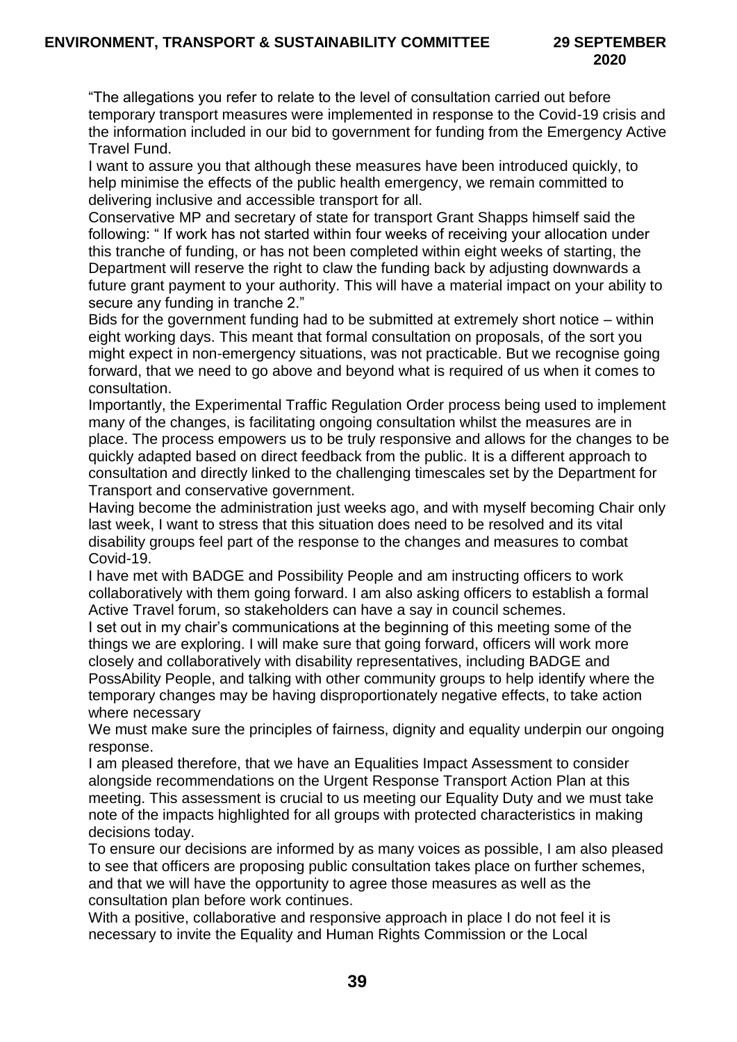"The allegations you refer to relate to the level of consultation carried out before temporary transport measures were implemented in response to the Covid-19 crisis and the information included in our bid to government for funding from the Emergency Active Travel Fund.

I want to assure you that although these measures have been introduced quickly, to help minimise the effects of the public health emergency, we remain committed to delivering inclusive and accessible transport for all.

Conservative MP and secretary of state for transport Grant Shapps himself said the following: " If work has not started within four weeks of receiving your allocation under this tranche of funding, or has not been completed within eight weeks of starting, the Department will reserve the right to claw the funding back by adjusting downwards a future grant payment to your authority. This will have a material impact on your ability to secure any funding in tranche 2."

Bids for the government funding had to be submitted at extremely short notice – within eight working days. This meant that formal consultation on proposals, of the sort you might expect in non-emergency situations, was not practicable. But we recognise going forward, that we need to go above and beyond what is required of us when it comes to consultation.

Importantly, the Experimental Traffic Regulation Order process being used to implement many of the changes, is facilitating ongoing consultation whilst the measures are in place. The process empowers us to be truly responsive and allows for the changes to be quickly adapted based on direct feedback from the public. It is a different approach to consultation and directly linked to the challenging timescales set by the Department for Transport and conservative government.

Having become the administration just weeks ago, and with myself becoming Chair only last week, I want to stress that this situation does need to be resolved and its vital disability groups feel part of the response to the changes and measures to combat Covid-19.

I have met with BADGE and Possibility People and am instructing officers to work collaboratively with them going forward. I am also asking officers to establish a formal Active Travel forum, so stakeholders can have a say in council schemes.

I set out in my chair's communications at the beginning of this meeting some of the things we are exploring. I will make sure that going forward, officers will work more closely and collaboratively with disability representatives, including BADGE and PossAbility People, and talking with other community groups to help identify where the temporary changes may be having disproportionately negative effects, to take action where necessary

We must make sure the principles of fairness, dignity and equality underpin our ongoing response.

I am pleased therefore, that we have an Equalities Impact Assessment to consider alongside recommendations on the Urgent Response Transport Action Plan at this meeting. This assessment is crucial to us meeting our Equality Duty and we must take note of the impacts highlighted for all groups with protected characteristics in making decisions today.

To ensure our decisions are informed by as many voices as possible, I am also pleased to see that officers are proposing public consultation takes place on further schemes, and that we will have the opportunity to agree those measures as well as the consultation plan before work continues.

With a positive, collaborative and responsive approach in place I do not feel it is necessary to invite the Equality and Human Rights Commission or the Local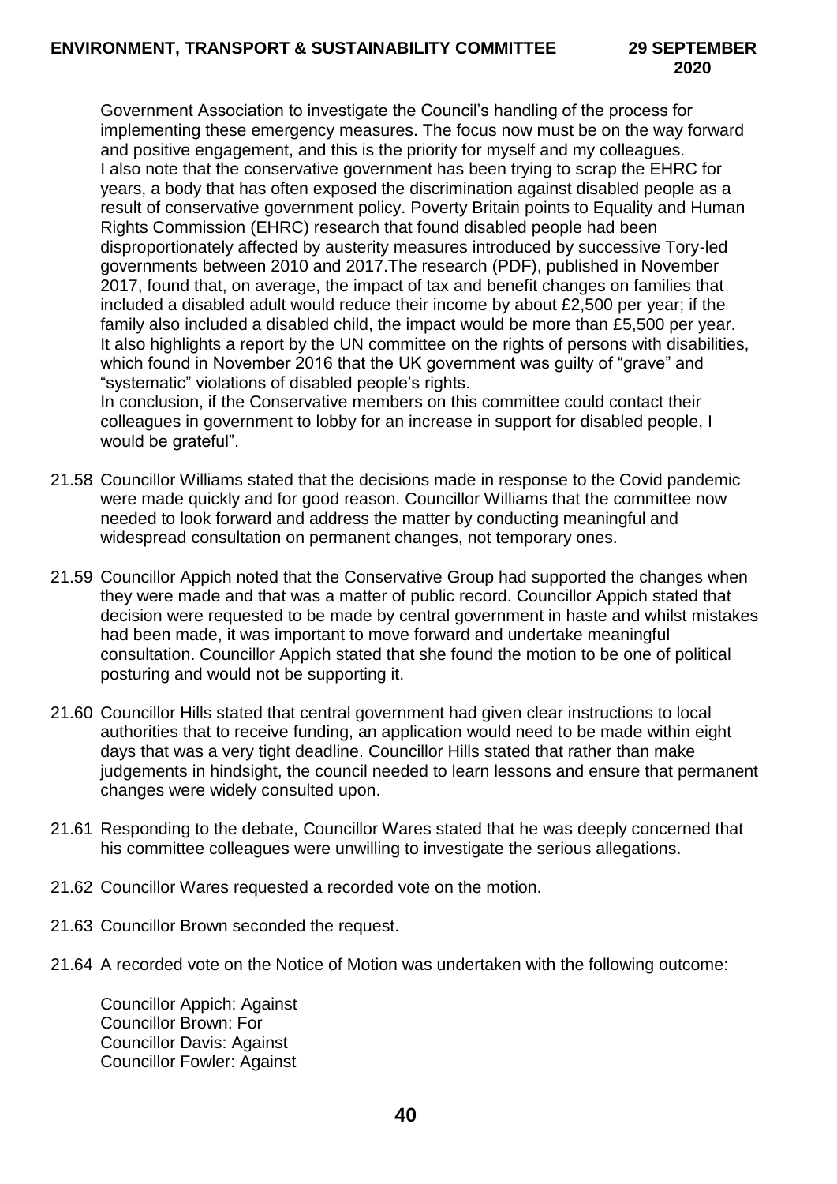Government Association to investigate the Council's handling of the process for implementing these emergency measures. The focus now must be on the way forward and positive engagement, and this is the priority for myself and my colleagues.
I also note that the conservative government has been trying to scrap the EHRC for years, a body that has often exposed the discrimination against disabled people as a result of conservative government policy. Poverty Britain points to Equality and Human Rights Commission (EHRC) research that found disabled people had been disproportionately affected by austerity measures introduced by successive Tory-led governments between 2010 and 2017.The research (PDF), published in November 2017, found that, on average, the impact of tax and benefit changes on families that included a disabled adult would reduce their income by about £2,500 per year; if the family also included a disabled child, the impact would be more than £5,500 per year. It also highlights a report by the UN committee on the rights of persons with disabilities, which found in November 2016 that the UK government was guilty of "grave" and "systematic" violations of disabled people's rights.
In conclusion, if the Conservative members on this committee could contact their colleagues in government to lobby for an increase in support for disabled people, I would be grateful".

21.58 Councillor Williams stated that the decisions made in response to the Covid pandemic were made quickly and for good reason. Councillor Williams that the committee now needed to look forward and address the matter by conducting meaningful and widespread consultation on permanent changes, not temporary ones.

21.59 Councillor Appich noted that the Conservative Group had supported the changes when they were made and that was a matter of public record. Councillor Appich stated that decision were requested to be made by central government in haste and whilst mistakes had been made, it was important to move forward and undertake meaningful consultation. Councillor Appich stated that she found the motion to be one of political posturing and would not be supporting it.

21.60 Councillor Hills stated that central government had given clear instructions to local authorities that to receive funding, an application would need to be made within eight days that was a very tight deadline. Councillor Hills stated that rather than make judgements in hindsight, the council needed to learn lessons and ensure that permanent changes were widely consulted upon.

21.61 Responding to the debate, Councillor Wares stated that he was deeply concerned that his committee colleagues were unwilling to investigate the serious allegations.

21.62 Councillor Wares requested a recorded vote on the motion.

21.63 Councillor Brown seconded the request.

21.64 A recorded vote on the Notice of Motion was undertaken with the following outcome:

Councillor Appich: Against
Councillor Brown: For
Councillor Davis: Against
Councillor Fowler: Against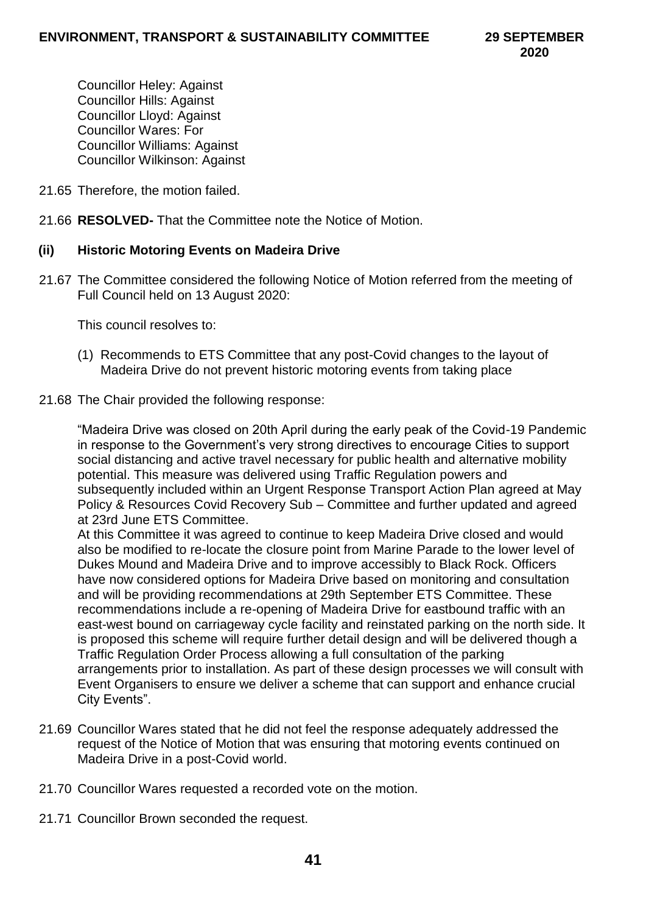Councillor Heley: Against
Councillor Hills: Against
Councillor Lloyd: Against
Councillor Wares: For
Councillor Williams: Against
Councillor Wilkinson: Against

21.65 Therefore, the motion failed.

21.66 **RESOLVED-** That the Committee note the Notice of Motion.

### (ii) Historic Motoring Events on Madeira Drive

21.67 The Committee considered the following Notice of Motion referred from the meeting of Full Council held on 13 August 2020:

This council resolves to:

(1) Recommends to ETS Committee that any post-Covid changes to the layout of Madeira Drive do not prevent historic motoring events from taking place

21.68 The Chair provided the following response:

"Madeira Drive was closed on 20th April during the early peak of the Covid-19 Pandemic in response to the Government's very strong directives to encourage Cities to support social distancing and active travel necessary for public health and alternative mobility potential. This measure was delivered using Traffic Regulation powers and subsequently included within an Urgent Response Transport Action Plan agreed at May Policy & Resources Covid Recovery Sub – Committee and further updated and agreed at 23rd June ETS Committee.
At this Committee it was agreed to continue to keep Madeira Drive closed and would also be modified to re-locate the closure point from Marine Parade to the lower level of Dukes Mound and Madeira Drive and to improve accessibly to Black Rock. Officers have now considered options for Madeira Drive based on monitoring and consultation and will be providing recommendations at 29th September ETS Committee. These recommendations include a re-opening of Madeira Drive for eastbound traffic with an east-west bound on carriageway cycle facility and reinstated parking on the north side. It is proposed this scheme will require further detail design and will be delivered though a Traffic Regulation Order Process allowing a full consultation of the parking arrangements prior to installation. As part of these design processes we will consult with Event Organisers to ensure we deliver a scheme that can support and enhance crucial City Events".

21.69 Councillor Wares stated that he did not feel the response adequately addressed the request of the Notice of Motion that was ensuring that motoring events continued on Madeira Drive in a post-Covid world.

21.70 Councillor Wares requested a recorded vote on the motion.

21.71 Councillor Brown seconded the request.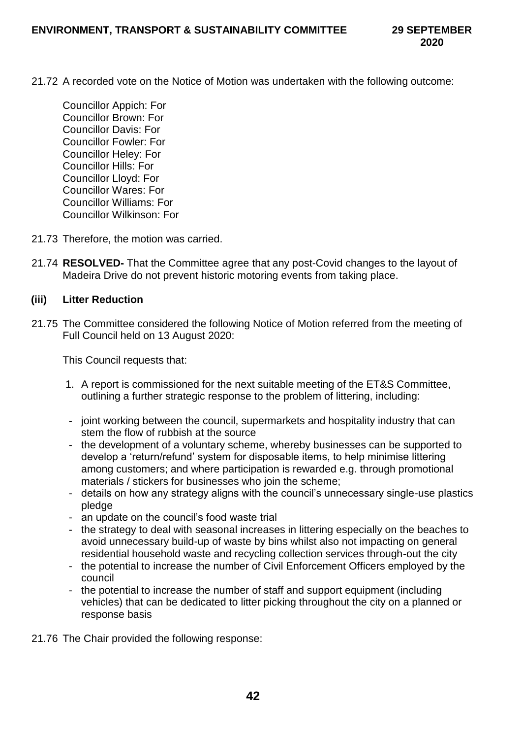21.72 A recorded vote on the Notice of Motion was undertaken with the following outcome:

Councillor Appich: For
Councillor Brown: For
Councillor Davis: For
Councillor Fowler: For
Councillor Heley: For
Councillor Hills: For
Councillor Lloyd: For
Councillor Wares: For
Councillor Williams: For
Councillor Wilkinson: For

21.73 Therefore, the motion was carried.

21.74 **RESOLVED-** That the Committee agree that any post-Covid changes to the layout of Madeira Drive do not prevent historic motoring events from taking place.

### (iii) Litter Reduction

21.75 The Committee considered the following Notice of Motion referred from the meeting of Full Council held on 13 August 2020:

This Council requests that:

1. A report is commissioned for the next suitable meeting of the ET&S Committee, outlining a further strategic response to the problem of littering, including:

   - joint working between the council, supermarkets and hospitality industry that can stem the flow of rubbish at the source
   - the development of a voluntary scheme, whereby businesses can be supported to develop a 'return/refund' system for disposable items, to help minimise littering among customers; and where participation is rewarded e.g. through promotional materials / stickers for businesses who join the scheme;
   - details on how any strategy aligns with the council's unnecessary single-use plastics pledge
   - an update on the council's food waste trial
   - the strategy to deal with seasonal increases in littering especially on the beaches to avoid unnecessary build-up of waste by bins whilst also not impacting on general residential household waste and recycling collection services through-out the city
   - the potential to increase the number of Civil Enforcement Officers employed by the council
   - the potential to increase the number of staff and support equipment (including vehicles) that can be dedicated to litter picking throughout the city on a planned or response basis

21.76 The Chair provided the following response: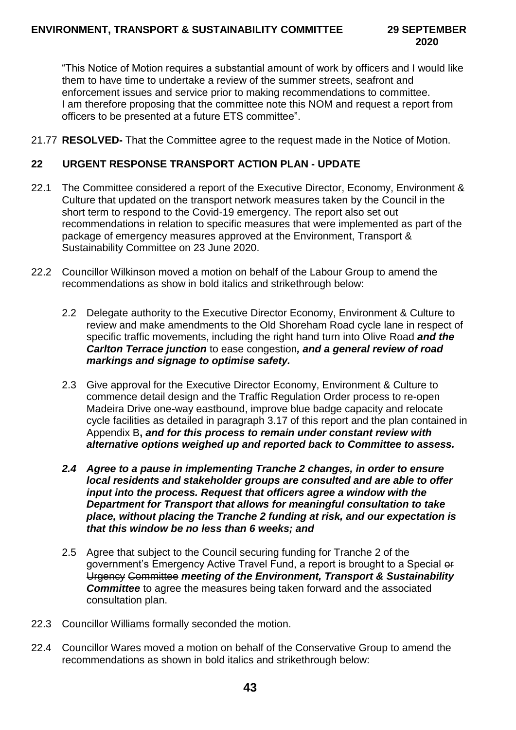"This Notice of Motion requires a substantial amount of work by officers and I would like them to have time to undertake a review of the summer streets, seafront and enforcement issues and service prior to making recommendations to committee. I am therefore proposing that the committee note this NOM and request a report from officers to be presented at a future ETS committee".

21.77 **RESOLVED-** That the Committee agree to the request made in the Notice of Motion.

## 22 URGENT RESPONSE TRANSPORT ACTION PLAN - UPDATE

22.1 The Committee considered a report of the Executive Director, Economy, Environment & Culture that updated on the transport network measures taken by the Council in the short term to respond to the Covid-19 emergency. The report also set out recommendations in relation to specific measures that were implemented as part of the package of emergency measures approved at the Environment, Transport & Sustainability Committee on 23 June 2020.

22.2 Councillor Wilkinson moved a motion on behalf of the Labour Group to amend the recommendations as show in bold italics and strikethrough below:

> 2.2 Delegate authority to the Executive Director Economy, Environment & Culture to review and make amendments to the Old Shoreham Road cycle lane in respect of specific traffic movements, including the right hand turn into Olive Road ***and the Carlton Terrace junction*** to ease congestion***, and a general review of road markings and signage to optimise safety.***
>
> 2.3 Give approval for the Executive Director Economy, Environment & Culture to commence detail design and the Traffic Regulation Order process to re-open Madeira Drive one-way eastbound, improve blue badge capacity and relocate cycle facilities as detailed in paragraph 3.17 of this report and the plan contained in Appendix B***, and for this process to remain under constant review with alternative options weighed up and reported back to Committee to assess.***
>
> ***2.4 Agree to a pause in implementing Tranche 2 changes, in order to ensure local residents and stakeholder groups are consulted and are able to offer input into the process. Request that officers agree a window with the Department for Transport that allows for meaningful consultation to take place, without placing the Tranche 2 funding at risk, and our expectation is that this window be no less than 6 weeks; and***
>
> 2.5 Agree that subject to the Council securing funding for Tranche 2 of the government's Emergency Active Travel Fund, a report is brought to a Special ~~or Urgency Committee~~ ***meeting of the Environment, Transport & Sustainability Committee*** to agree the measures being taken forward and the associated consultation plan.

22.3 Councillor Williams formally seconded the motion.

22.4 Councillor Wares moved a motion on behalf of the Conservative Group to amend the recommendations as shown in bold italics and strikethrough below: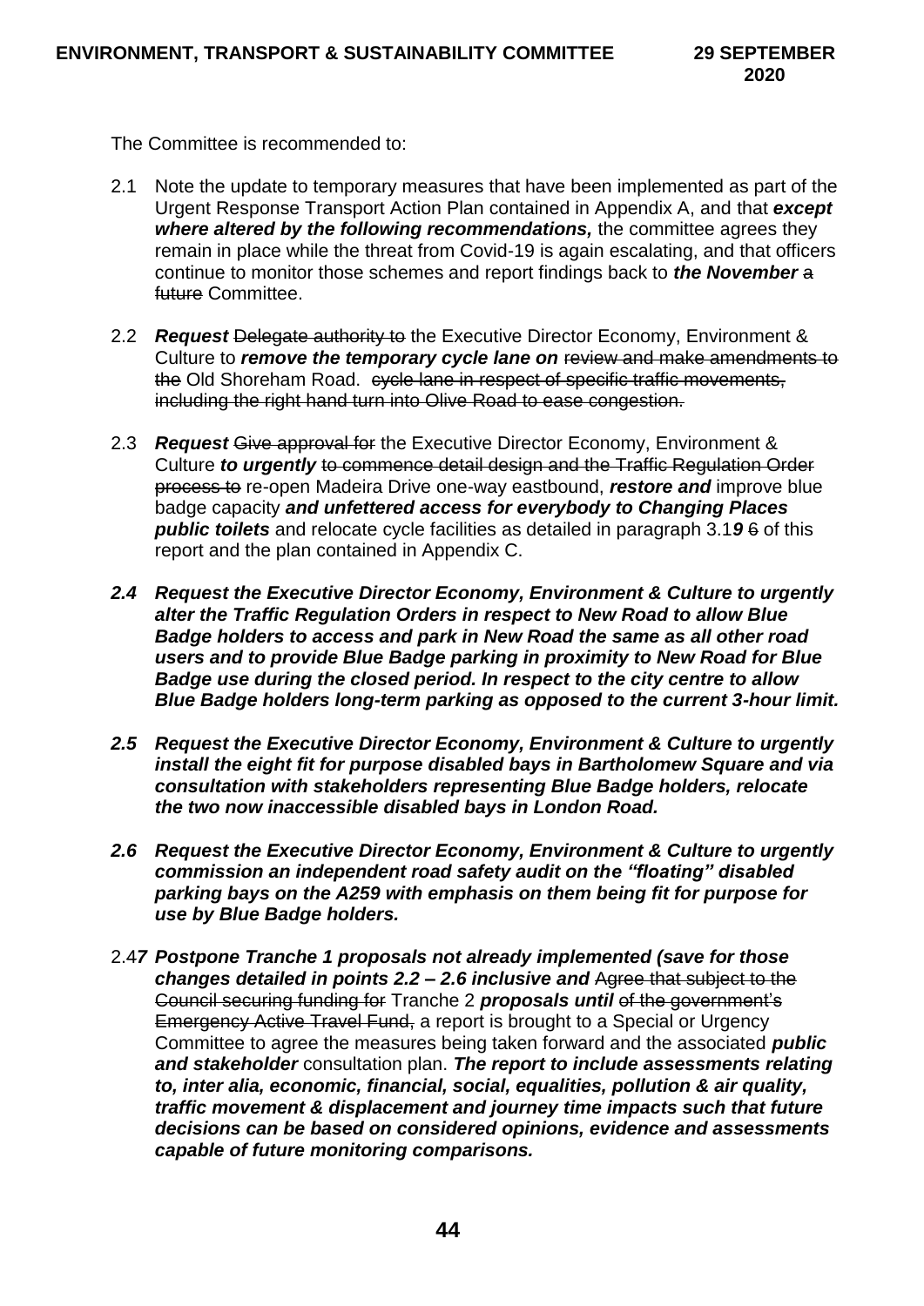The Committee is recommended to:

2.1 Note the update to temporary measures that have been implemented as part of the Urgent Response Transport Action Plan contained in Appendix A, and that ***except where altered by the following recommendations,*** the committee agrees they remain in place while the threat from Covid-19 is again escalating, and that officers continue to monitor those schemes and report findings back to ***the November*** ~~a future~~ Committee.

2.2 ***Request*** ~~Delegate authority to~~ the Executive Director Economy, Environment & Culture to ***remove the temporary cycle lane on*** ~~review and make amendments to the~~ Old Shoreham Road. ~~cycle lane in respect of specific traffic movements, including the right hand turn into Olive Road to ease congestion.~~

2.3 ***Request*** ~~Give approval for~~ the Executive Director Economy, Environment & Culture ***to urgently*** ~~to commence detail design and the Traffic Regulation Order process to~~ re-open Madeira Drive one-way eastbound, ***restore and*** improve blue badge capacity ***and unfettered access for everybody to Changing Places public toilets*** and relocate cycle facilities as detailed in paragraph 3.1***9*** ~~6~~ of this report and the plan contained in Appendix C.

***2.4 Request the Executive Director Economy, Environment & Culture to urgently alter the Traffic Regulation Orders in respect to New Road to allow Blue Badge holders to access and park in New Road the same as all other road users and to provide Blue Badge parking in proximity to New Road for Blue Badge use during the closed period. In respect to the city centre to allow Blue Badge holders long-term parking as opposed to the current 3-hour limit.***

***2.5 Request the Executive Director Economy, Environment & Culture to urgently install the eight fit for purpose disabled bays in Bartholomew Square and via consultation with stakeholders representing Blue Badge holders, relocate the two now inaccessible disabled bays in London Road.***

***2.6 Request the Executive Director Economy, Environment & Culture to urgently commission an independent road safety audit on the "floating" disabled parking bays on the A259 with emphasis on them being fit for purpose for use by Blue Badge holders.***

2.4***7 Postpone Tranche 1 proposals not already implemented (save for those changes detailed in points 2.2 – 2.6 inclusive and*** ~~Agree that subject to the Council securing funding for~~ Tranche 2 ***proposals until*** ~~of the government's Emergency Active Travel Fund,~~ a report is brought to a Special or Urgency Committee to agree the measures being taken forward and the associated ***public and stakeholder*** consultation plan. ***The report to include assessments relating to, inter alia, economic, financial, social, equalities, pollution & air quality, traffic movement & displacement and journey time impacts such that future decisions can be based on considered opinions, evidence and assessments capable of future monitoring comparisons.***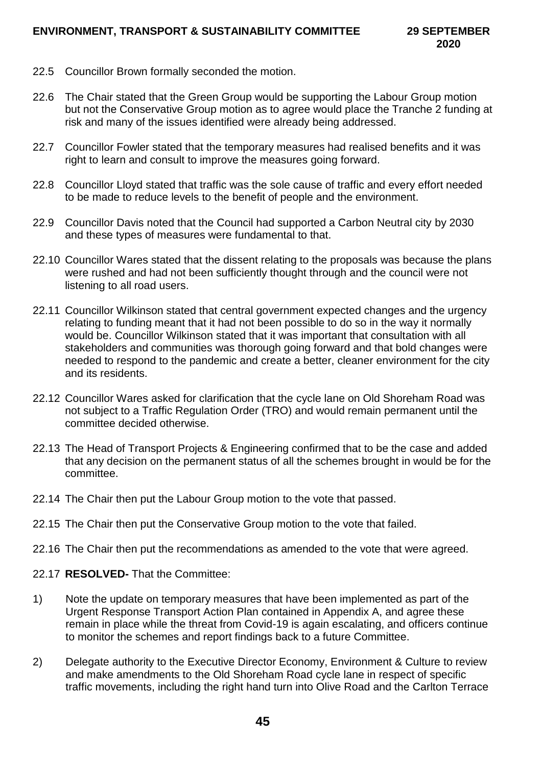22.5 Councillor Brown formally seconded the motion.

22.6 The Chair stated that the Green Group would be supporting the Labour Group motion but not the Conservative Group motion as to agree would place the Tranche 2 funding at risk and many of the issues identified were already being addressed.

22.7 Councillor Fowler stated that the temporary measures had realised benefits and it was right to learn and consult to improve the measures going forward.

22.8 Councillor Lloyd stated that traffic was the sole cause of traffic and every effort needed to be made to reduce levels to the benefit of people and the environment.

22.9 Councillor Davis noted that the Council had supported a Carbon Neutral city by 2030 and these types of measures were fundamental to that.

22.10 Councillor Wares stated that the dissent relating to the proposals was because the plans were rushed and had not been sufficiently thought through and the council were not listening to all road users.

22.11 Councillor Wilkinson stated that central government expected changes and the urgency relating to funding meant that it had not been possible to do so in the way it normally would be. Councillor Wilkinson stated that it was important that consultation with all stakeholders and communities was thorough going forward and that bold changes were needed to respond to the pandemic and create a better, cleaner environment for the city and its residents.

22.12 Councillor Wares asked for clarification that the cycle lane on Old Shoreham Road was not subject to a Traffic Regulation Order (TRO) and would remain permanent until the committee decided otherwise.

22.13 The Head of Transport Projects & Engineering confirmed that to be the case and added that any decision on the permanent status of all the schemes brought in would be for the committee.

22.14 The Chair then put the Labour Group motion to the vote that passed.

22.15 The Chair then put the Conservative Group motion to the vote that failed.

22.16 The Chair then put the recommendations as amended to the vote that were agreed.

22.17 **RESOLVED-** That the Committee:

1) Note the update on temporary measures that have been implemented as part of the Urgent Response Transport Action Plan contained in Appendix A, and agree these remain in place while the threat from Covid-19 is again escalating, and officers continue to monitor the schemes and report findings back to a future Committee.

2) Delegate authority to the Executive Director Economy, Environment & Culture to review and make amendments to the Old Shoreham Road cycle lane in respect of specific traffic movements, including the right hand turn into Olive Road and the Carlton Terrace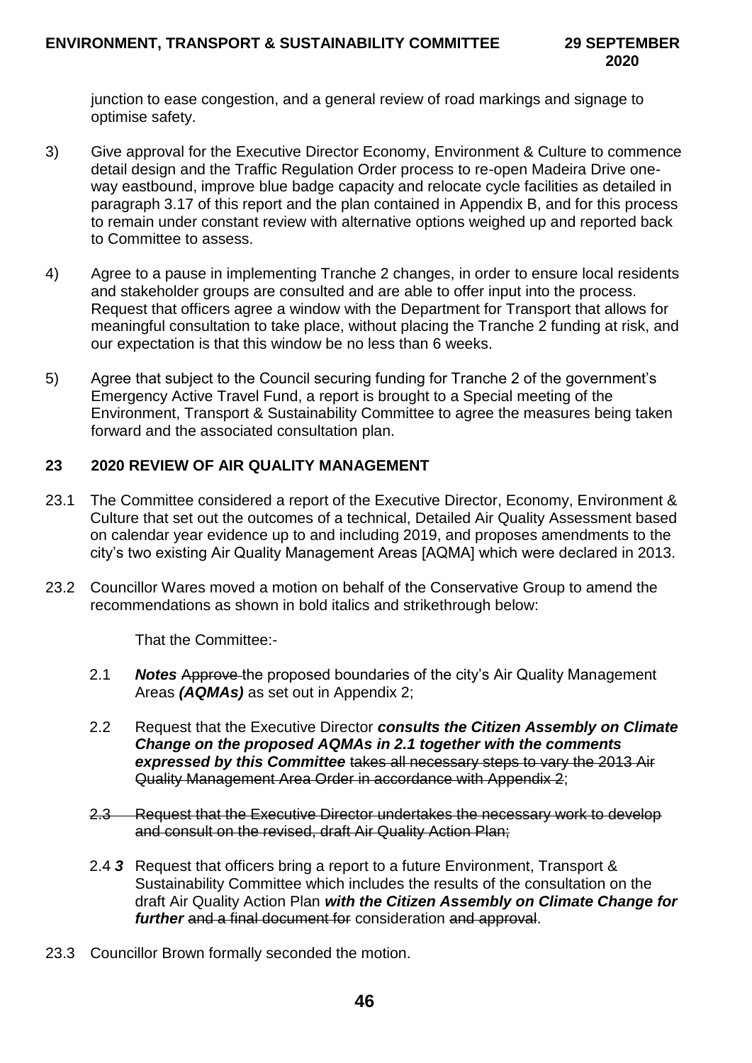junction to ease congestion, and a general review of road markings and signage to optimise safety.

3) Give approval for the Executive Director Economy, Environment & Culture to commence detail design and the Traffic Regulation Order process to re-open Madeira Drive one-way eastbound, improve blue badge capacity and relocate cycle facilities as detailed in paragraph 3.17 of this report and the plan contained in Appendix B, and for this process to remain under constant review with alternative options weighed up and reported back to Committee to assess.

4) Agree to a pause in implementing Tranche 2 changes, in order to ensure local residents and stakeholder groups are consulted and are able to offer input into the process. Request that officers agree a window with the Department for Transport that allows for meaningful consultation to take place, without placing the Tranche 2 funding at risk, and our expectation is that this window be no less than 6 weeks.

5) Agree that subject to the Council securing funding for Tranche 2 of the government's Emergency Active Travel Fund, a report is brought to a Special meeting of the Environment, Transport & Sustainability Committee to agree the measures being taken forward and the associated consultation plan.

## 23 2020 REVIEW OF AIR QUALITY MANAGEMENT

23.1 The Committee considered a report of the Executive Director, Economy, Environment & Culture that set out the outcomes of a technical, Detailed Air Quality Assessment based on calendar year evidence up to and including 2019, and proposes amendments to the city's two existing Air Quality Management Areas [AQMA] which were declared in 2013.

23.2 Councillor Wares moved a motion on behalf of the Conservative Group to amend the recommendations as shown in bold italics and strikethrough below:

That the Committee:-

2.1 ***Notes*** ~~Approve~~ the proposed boundaries of the city's Air Quality Management Areas ***(AQMAs)*** as set out in Appendix 2;

2.2 Request that the Executive Director ***consults the Citizen Assembly on Climate Change on the proposed AQMAs in 2.1 together with the comments expressed by this Committee*** ~~takes all necessary steps to vary the 2013 Air Quality Management Area Order in accordance with Appendix 2~~;

~~2.3 Request that the Executive Director undertakes the necessary work to develop and consult on the revised, draft Air Quality Action Plan;~~

2.4 ***3*** Request that officers bring a report to a future Environment, Transport & Sustainability Committee which includes the results of the consultation on the draft Air Quality Action Plan ***with the Citizen Assembly on Climate Change for further*** ~~and a final document for~~ consideration ~~and approval~~.

23.3 Councillor Brown formally seconded the motion.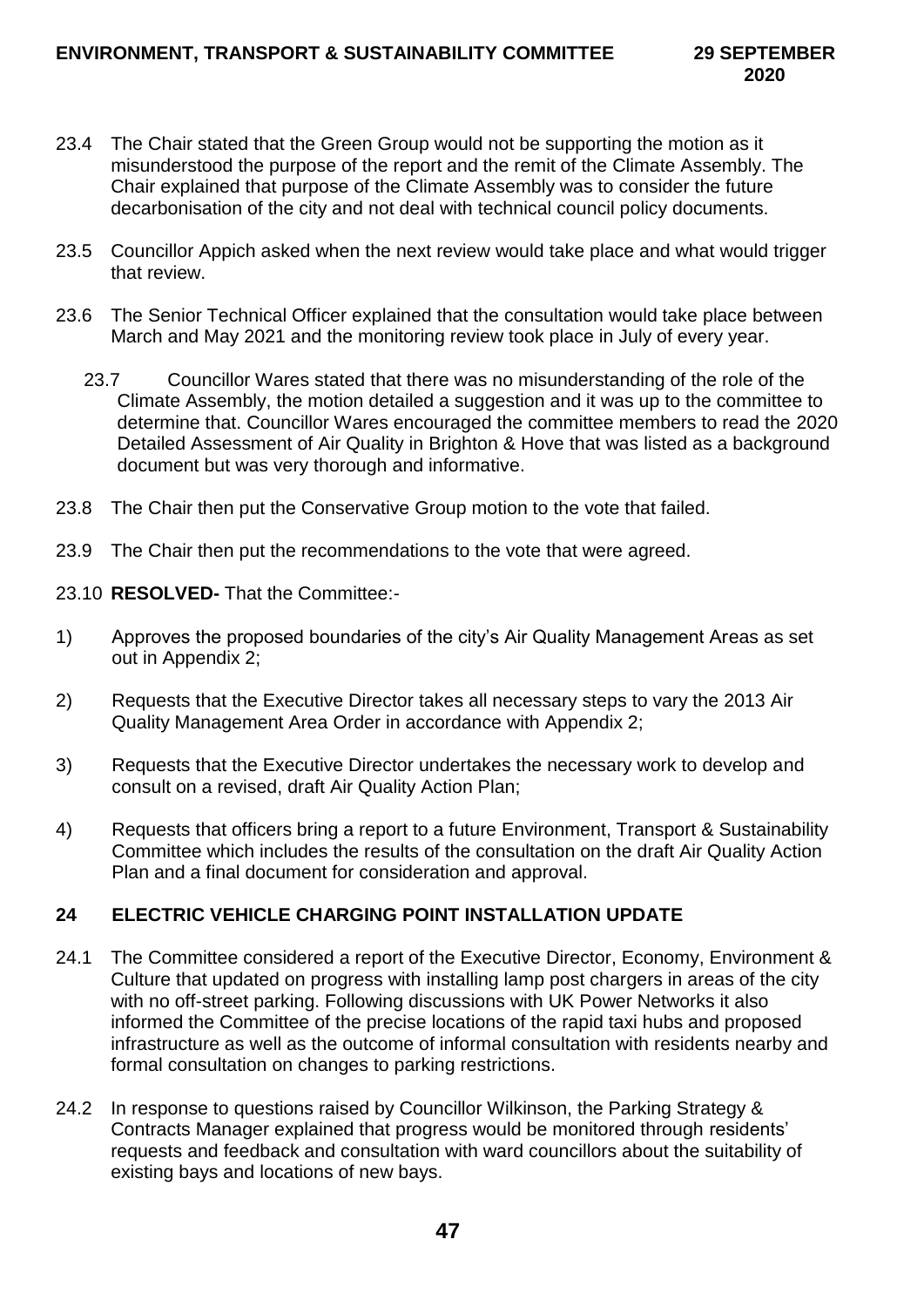23.4 The Chair stated that the Green Group would not be supporting the motion as it misunderstood the purpose of the report and the remit of the Climate Assembly. The Chair explained that purpose of the Climate Assembly was to consider the future decarbonisation of the city and not deal with technical council policy documents.

23.5 Councillor Appich asked when the next review would take place and what would trigger that review.

23.6 The Senior Technical Officer explained that the consultation would take place between March and May 2021 and the monitoring review took place in July of every year.

23.7 Councillor Wares stated that there was no misunderstanding of the role of the Climate Assembly, the motion detailed a suggestion and it was up to the committee to determine that. Councillor Wares encouraged the committee members to read the 2020 Detailed Assessment of Air Quality in Brighton & Hove that was listed as a background document but was very thorough and informative.

23.8 The Chair then put the Conservative Group motion to the vote that failed.

23.9 The Chair then put the recommendations to the vote that were agreed.

23.10 **RESOLVED-** That the Committee:-

1) Approves the proposed boundaries of the city's Air Quality Management Areas as set out in Appendix 2;

2) Requests that the Executive Director takes all necessary steps to vary the 2013 Air Quality Management Area Order in accordance with Appendix 2;

3) Requests that the Executive Director undertakes the necessary work to develop and consult on a revised, draft Air Quality Action Plan;

4) Requests that officers bring a report to a future Environment, Transport & Sustainability Committee which includes the results of the consultation on the draft Air Quality Action Plan and a final document for consideration and approval.

## 24 ELECTRIC VEHICLE CHARGING POINT INSTALLATION UPDATE

24.1 The Committee considered a report of the Executive Director, Economy, Environment & Culture that updated on progress with installing lamp post chargers in areas of the city with no off-street parking. Following discussions with UK Power Networks it also informed the Committee of the precise locations of the rapid taxi hubs and proposed infrastructure as well as the outcome of informal consultation with residents nearby and formal consultation on changes to parking restrictions.

24.2 In response to questions raised by Councillor Wilkinson, the Parking Strategy & Contracts Manager explained that progress would be monitored through residents' requests and feedback and consultation with ward councillors about the suitability of existing bays and locations of new bays.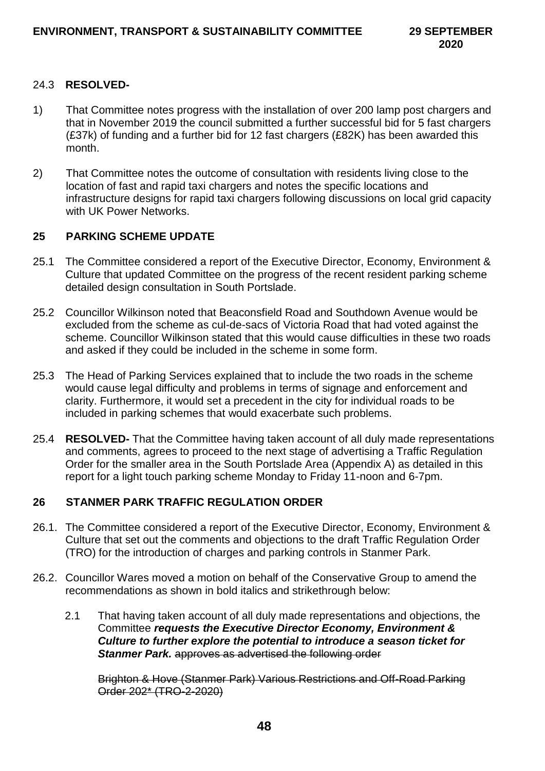24.3 **RESOLVED-**

1) That Committee notes progress with the installation of over 200 lamp post chargers and that in November 2019 the council submitted a further successful bid for 5 fast chargers (£37k) of funding and a further bid for 12 fast chargers (£82K) has been awarded this month.

2) That Committee notes the outcome of consultation with residents living close to the location of fast and rapid taxi chargers and notes the specific locations and infrastructure designs for rapid taxi chargers following discussions on local grid capacity with UK Power Networks.

## 25 PARKING SCHEME UPDATE

25.1 The Committee considered a report of the Executive Director, Economy, Environment & Culture that updated Committee on the progress of the recent resident parking scheme detailed design consultation in South Portslade.

25.2 Councillor Wilkinson noted that Beaconsfield Road and Southdown Avenue would be excluded from the scheme as cul-de-sacs of Victoria Road that had voted against the scheme. Councillor Wilkinson stated that this would cause difficulties in these two roads and asked if they could be included in the scheme in some form.

25.3 The Head of Parking Services explained that to include the two roads in the scheme would cause legal difficulty and problems in terms of signage and enforcement and clarity. Furthermore, it would set a precedent in the city for individual roads to be included in parking schemes that would exacerbate such problems.

25.4 **RESOLVED-** That the Committee having taken account of all duly made representations and comments, agrees to proceed to the next stage of advertising a Traffic Regulation Order for the smaller area in the South Portslade Area (Appendix A) as detailed in this report for a light touch parking scheme Monday to Friday 11-noon and 6-7pm.

## 26 STANMER PARK TRAFFIC REGULATION ORDER

26.1. The Committee considered a report of the Executive Director, Economy, Environment & Culture that set out the comments and objections to the draft Traffic Regulation Order (TRO) for the introduction of charges and parking controls in Stanmer Park.

26.2. Councillor Wares moved a motion on behalf of the Conservative Group to amend the recommendations as shown in bold italics and strikethrough below:

2.1 That having taken account of all duly made representations and objections, the Committee ***requests the Executive Director Economy, Environment & Culture to further explore the potential to introduce a season ticket for Stanmer Park.*** ~~approves as advertised the following order~~

~~Brighton & Hove (Stanmer Park) Various Restrictions and Off-Road Parking Order 202* (TRO-2-2020)~~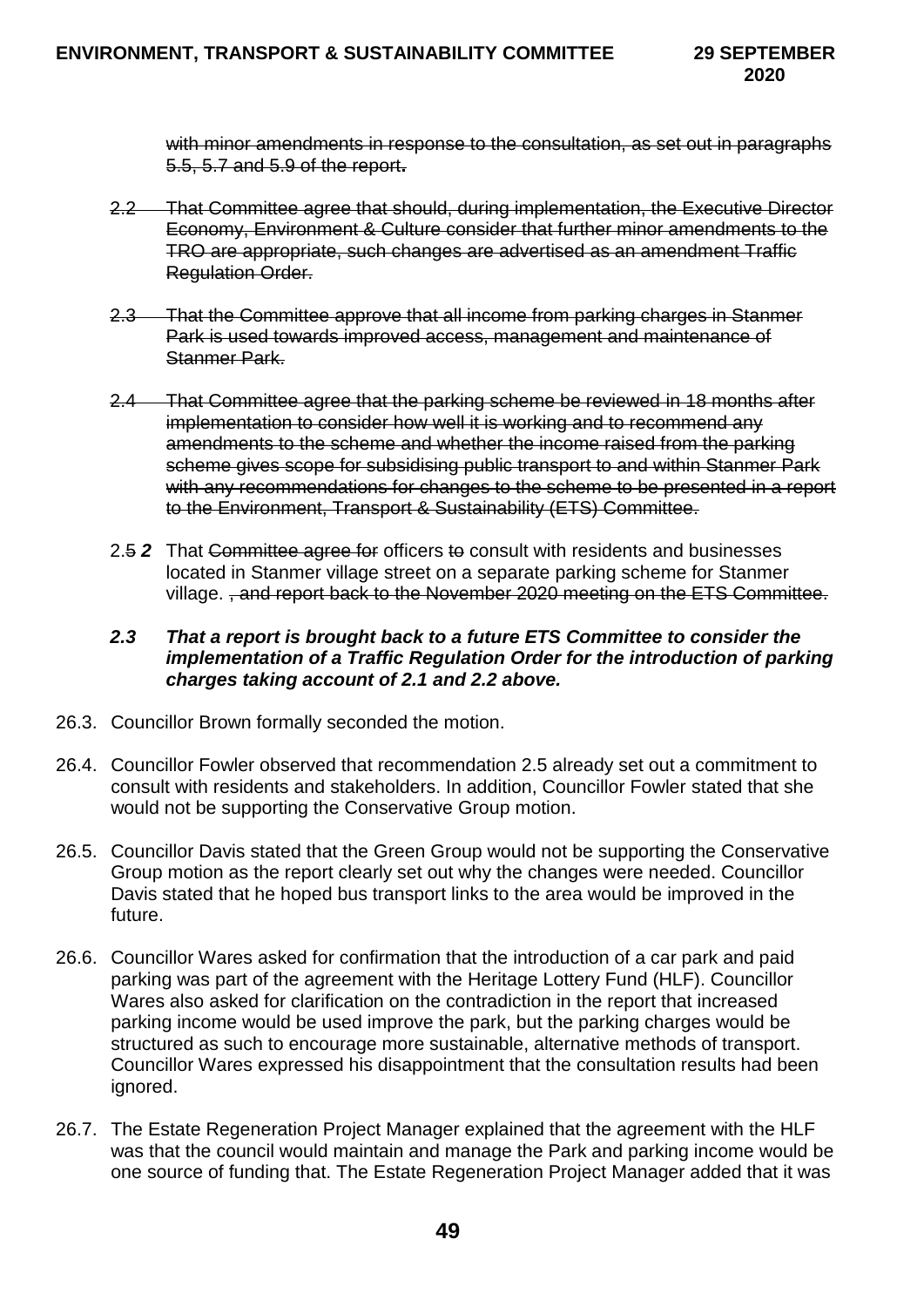~~with minor amendments in response to the consultation, as set out in paragraphs 5.5, 5.7 and 5.9 of the report.~~

~~2.2 That Committee agree that should, during implementation, the Executive Director Economy, Environment & Culture consider that further minor amendments to the TRO are appropriate, such changes are advertised as an amendment Traffic Regulation Order.~~

~~2.3 That the Committee approve that all income from parking charges in Stanmer Park is used towards improved access, management and maintenance of Stanmer Park.~~

~~2.4 That Committee agree that the parking scheme be reviewed in 18 months after implementation to consider how well it is working and to recommend any amendments to the scheme and whether the income raised from the parking scheme gives scope for subsidising public transport to and within Stanmer Park with any recommendations for changes to the scheme to be presented in a report to the Environment, Transport & Sustainability (ETS) Committee.~~

2.~~5~~ ***2*** That ~~Committee agree for~~ officers ~~to~~ consult with residents and businesses located in Stanmer village street on a separate parking scheme for Stanmer village. ~~, and report back to the November 2020 meeting on the ETS Committee.~~

***2.3 That a report is brought back to a future ETS Committee to consider the implementation of a Traffic Regulation Order for the introduction of parking charges taking account of 2.1 and 2.2 above.***

26.3. Councillor Brown formally seconded the motion.

26.4. Councillor Fowler observed that recommendation 2.5 already set out a commitment to consult with residents and stakeholders. In addition, Councillor Fowler stated that she would not be supporting the Conservative Group motion.

26.5. Councillor Davis stated that the Green Group would not be supporting the Conservative Group motion as the report clearly set out why the changes were needed. Councillor Davis stated that he hoped bus transport links to the area would be improved in the future.

26.6. Councillor Wares asked for confirmation that the introduction of a car park and paid parking was part of the agreement with the Heritage Lottery Fund (HLF). Councillor Wares also asked for clarification on the contradiction in the report that increased parking income would be used improve the park, but the parking charges would be structured as such to encourage more sustainable, alternative methods of transport. Councillor Wares expressed his disappointment that the consultation results had been ignored.

26.7. The Estate Regeneration Project Manager explained that the agreement with the HLF was that the council would maintain and manage the Park and parking income would be one source of funding that. The Estate Regeneration Project Manager added that it was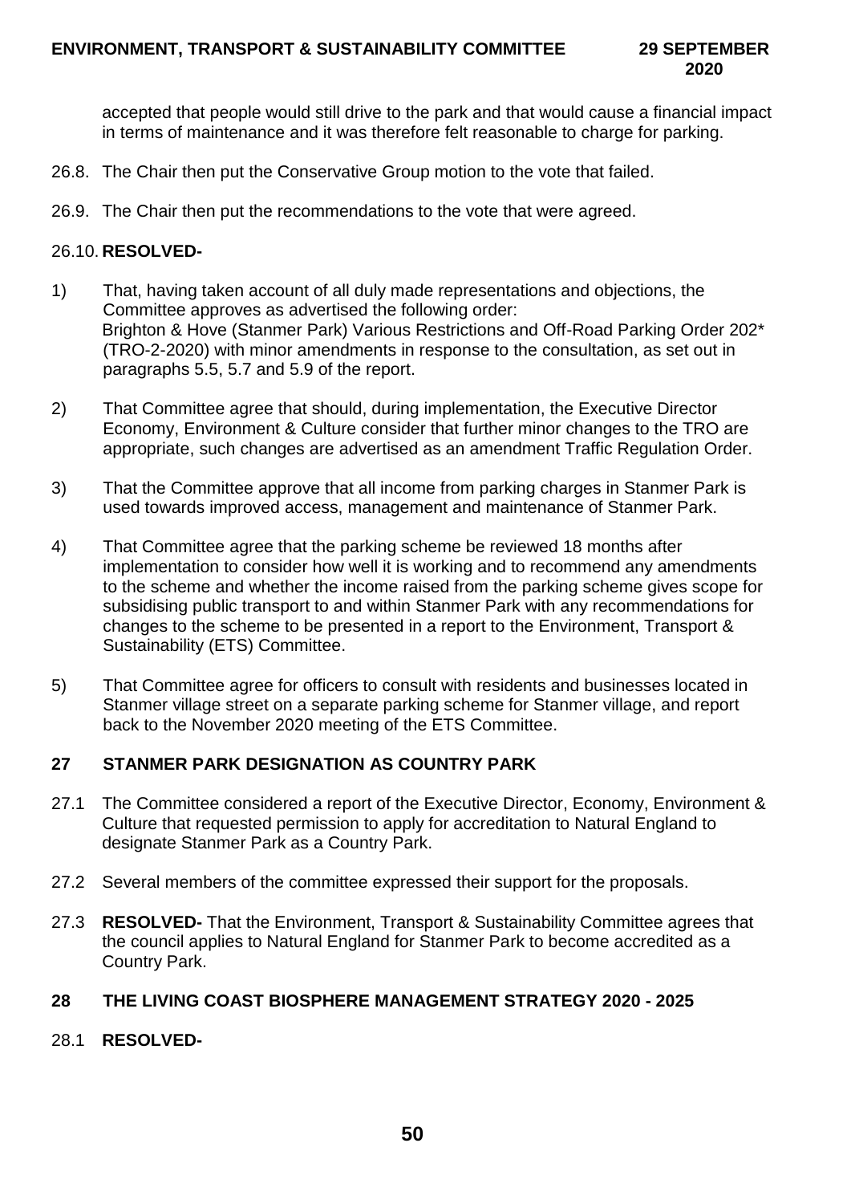accepted that people would still drive to the park and that would cause a financial impact in terms of maintenance and it was therefore felt reasonable to charge for parking.

26.8. The Chair then put the Conservative Group motion to the vote that failed.

26.9. The Chair then put the recommendations to the vote that were agreed.

26.10. **RESOLVED-**

1) That, having taken account of all duly made representations and objections, the Committee approves as advertised the following order: Brighton & Hove (Stanmer Park) Various Restrictions and Off-Road Parking Order 202* (TRO-2-2020) with minor amendments in response to the consultation, as set out in paragraphs 5.5, 5.7 and 5.9 of the report.

2) That Committee agree that should, during implementation, the Executive Director Economy, Environment & Culture consider that further minor changes to the TRO are appropriate, such changes are advertised as an amendment Traffic Regulation Order.

3) That the Committee approve that all income from parking charges in Stanmer Park is used towards improved access, management and maintenance of Stanmer Park.

4) That Committee agree that the parking scheme be reviewed 18 months after implementation to consider how well it is working and to recommend any amendments to the scheme and whether the income raised from the parking scheme gives scope for subsidising public transport to and within Stanmer Park with any recommendations for changes to the scheme to be presented in a report to the Environment, Transport & Sustainability (ETS) Committee.

5) That Committee agree for officers to consult with residents and businesses located in Stanmer village street on a separate parking scheme for Stanmer village, and report back to the November 2020 meeting of the ETS Committee.

## 27 STANMER PARK DESIGNATION AS COUNTRY PARK

27.1 The Committee considered a report of the Executive Director, Economy, Environment & Culture that requested permission to apply for accreditation to Natural England to designate Stanmer Park as a Country Park.

27.2 Several members of the committee expressed their support for the proposals.

27.3 **RESOLVED-** That the Environment, Transport & Sustainability Committee agrees that the council applies to Natural England for Stanmer Park to become accredited as a Country Park.

## 28 THE LIVING COAST BIOSPHERE MANAGEMENT STRATEGY 2020 - 2025

28.1 **RESOLVED-**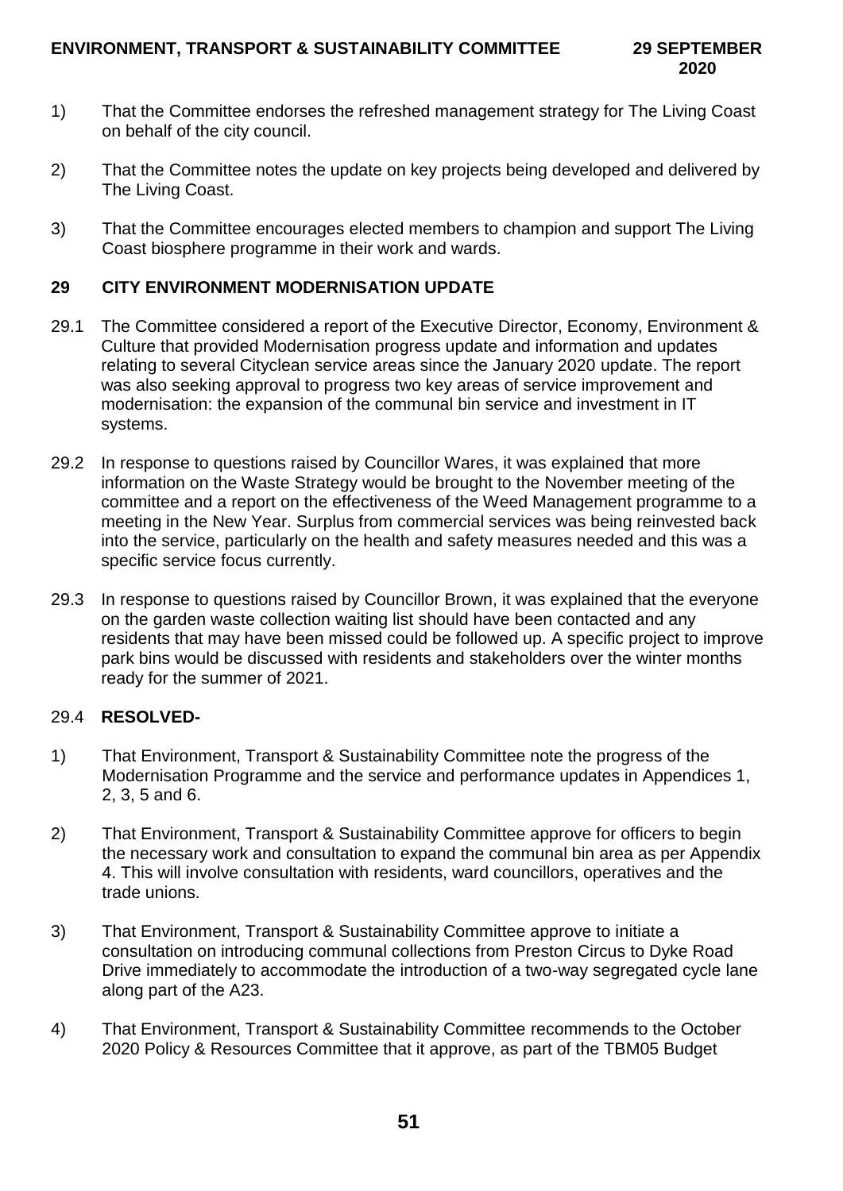1) That the Committee endorses the refreshed management strategy for The Living Coast on behalf of the city council.

2) That the Committee notes the update on key projects being developed and delivered by The Living Coast.

3) That the Committee encourages elected members to champion and support The Living Coast biosphere programme in their work and wards.

## 29 CITY ENVIRONMENT MODERNISATION UPDATE

29.1 The Committee considered a report of the Executive Director, Economy, Environment & Culture that provided Modernisation progress update and information and updates relating to several Cityclean service areas since the January 2020 update. The report was also seeking approval to progress two key areas of service improvement and modernisation: the expansion of the communal bin service and investment in IT systems.

29.2 In response to questions raised by Councillor Wares, it was explained that more information on the Waste Strategy would be brought to the November meeting of the committee and a report on the effectiveness of the Weed Management programme to a meeting in the New Year. Surplus from commercial services was being reinvested back into the service, particularly on the health and safety measures needed and this was a specific service focus currently.

29.3 In response to questions raised by Councillor Brown, it was explained that the everyone on the garden waste collection waiting list should have been contacted and any residents that may have been missed could be followed up. A specific project to improve park bins would be discussed with residents and stakeholders over the winter months ready for the summer of 2021.

29.4 **RESOLVED-**

1) That Environment, Transport & Sustainability Committee note the progress of the Modernisation Programme and the service and performance updates in Appendices 1, 2, 3, 5 and 6.

2) That Environment, Transport & Sustainability Committee approve for officers to begin the necessary work and consultation to expand the communal bin area as per Appendix 4. This will involve consultation with residents, ward councillors, operatives and the trade unions.

3) That Environment, Transport & Sustainability Committee approve to initiate a consultation on introducing communal collections from Preston Circus to Dyke Road Drive immediately to accommodate the introduction of a two-way segregated cycle lane along part of the A23.

4) That Environment, Transport & Sustainability Committee recommends to the October 2020 Policy & Resources Committee that it approve, as part of the TBM05 Budget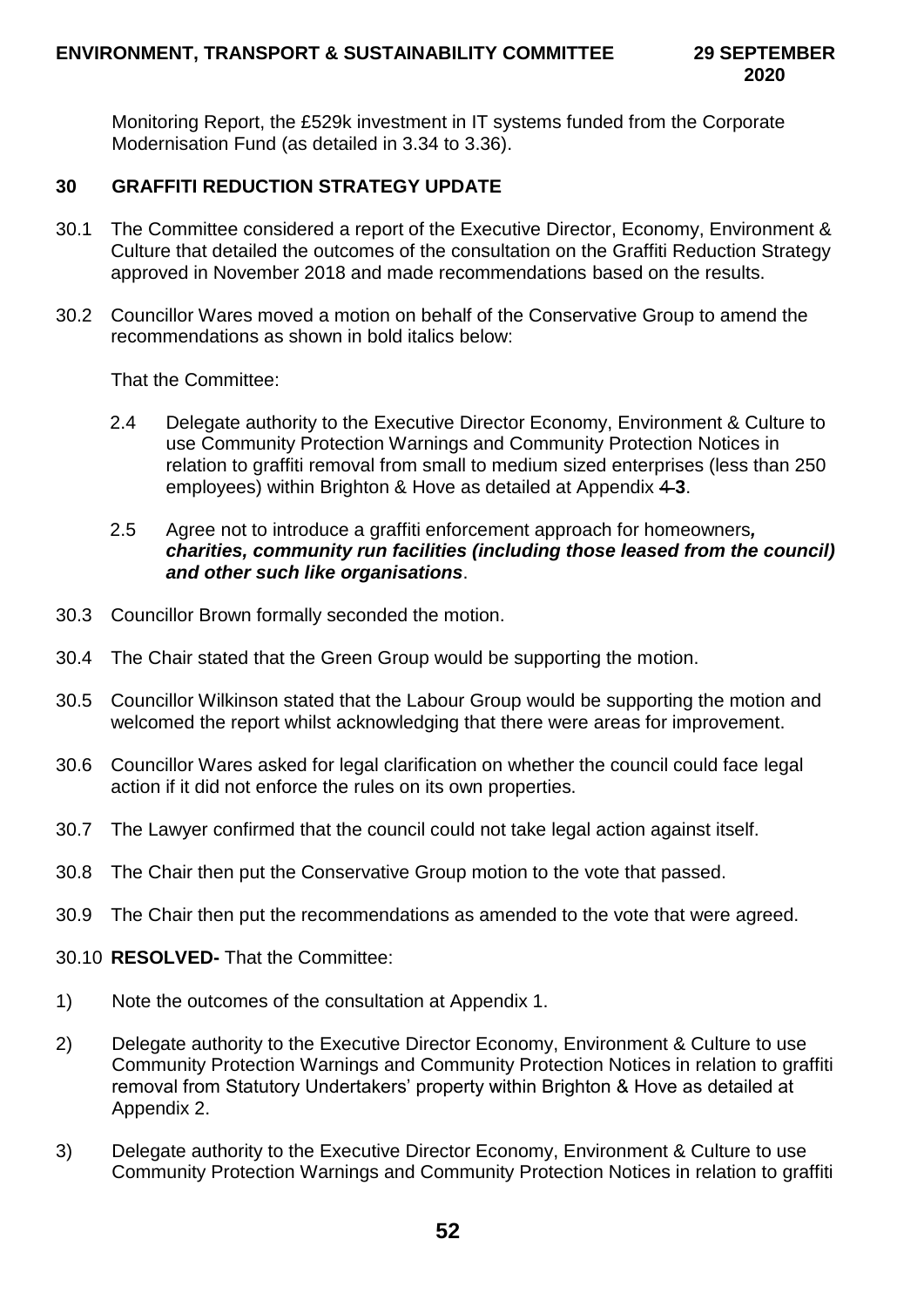Monitoring Report, the £529k investment in IT systems funded from the Corporate Modernisation Fund (as detailed in 3.34 to 3.36).

## 30 GRAFFITI REDUCTION STRATEGY UPDATE

30.1 The Committee considered a report of the Executive Director, Economy, Environment & Culture that detailed the outcomes of the consultation on the Graffiti Reduction Strategy approved in November 2018 and made recommendations based on the results.

30.2 Councillor Wares moved a motion on behalf of the Conservative Group to amend the recommendations as shown in bold italics below:

That the Committee:

2.4 Delegate authority to the Executive Director Economy, Environment & Culture to use Community Protection Warnings and Community Protection Notices in relation to graffiti removal from small to medium sized enterprises (less than 250 employees) within Brighton & Hove as detailed at Appendix ~~4~~ **3**.

2.5 Agree not to introduce a graffiti enforcement approach for homeowners***, charities, community run facilities (including those leased from the council) and other such like organisations***.

30.3 Councillor Brown formally seconded the motion.

30.4 The Chair stated that the Green Group would be supporting the motion.

30.5 Councillor Wilkinson stated that the Labour Group would be supporting the motion and welcomed the report whilst acknowledging that there were areas for improvement.

30.6 Councillor Wares asked for legal clarification on whether the council could face legal action if it did not enforce the rules on its own properties.

30.7 The Lawyer confirmed that the council could not take legal action against itself.

30.8 The Chair then put the Conservative Group motion to the vote that passed.

30.9 The Chair then put the recommendations as amended to the vote that were agreed.

30.10 **RESOLVED-** That the Committee:

1) Note the outcomes of the consultation at Appendix 1.

2) Delegate authority to the Executive Director Economy, Environment & Culture to use Community Protection Warnings and Community Protection Notices in relation to graffiti removal from Statutory Undertakers' property within Brighton & Hove as detailed at Appendix 2.

3) Delegate authority to the Executive Director Economy, Environment & Culture to use Community Protection Warnings and Community Protection Notices in relation to graffiti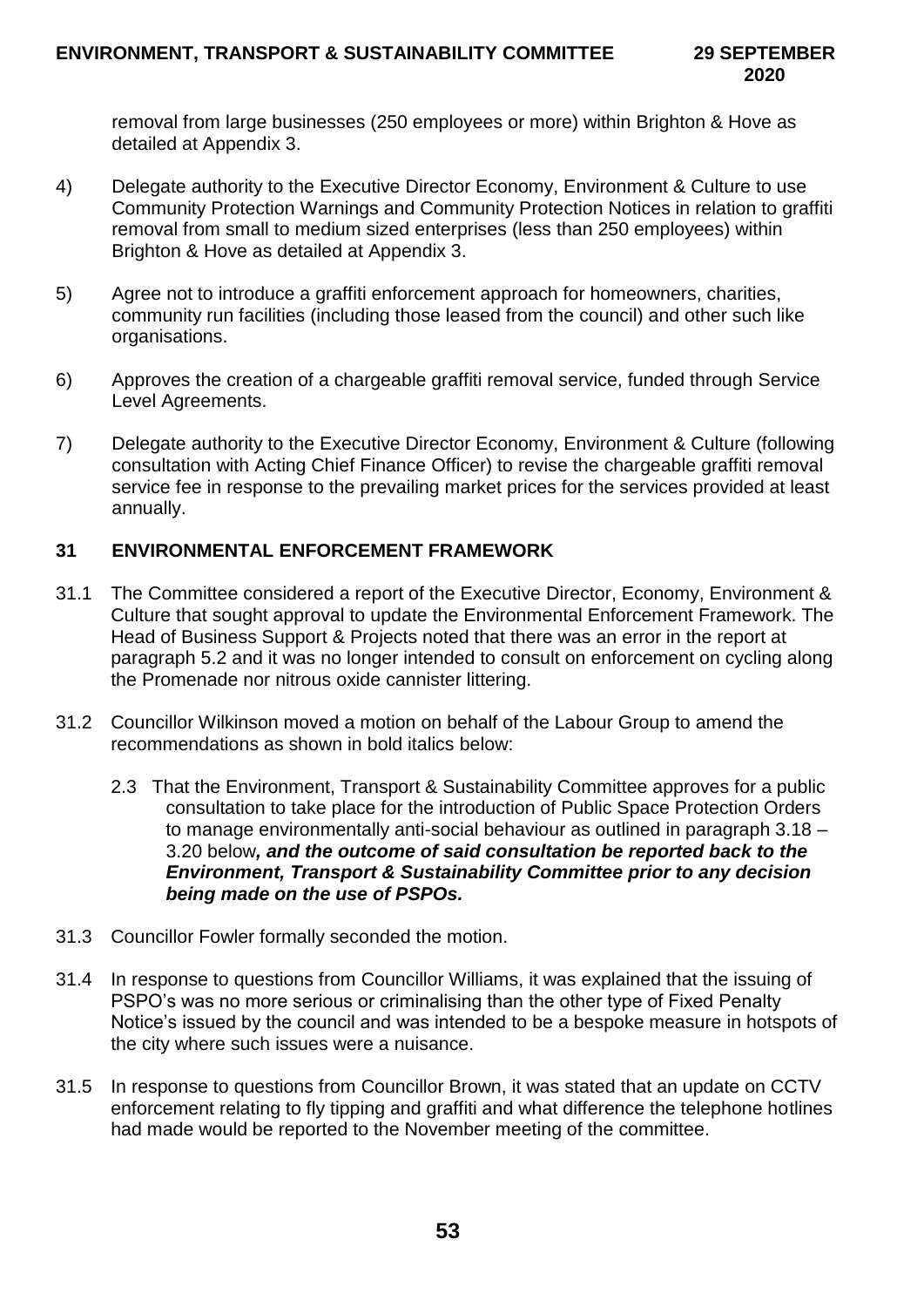removal from large businesses (250 employees or more) within Brighton & Hove as detailed at Appendix 3.

4) Delegate authority to the Executive Director Economy, Environment & Culture to use Community Protection Warnings and Community Protection Notices in relation to graffiti removal from small to medium sized enterprises (less than 250 employees) within Brighton & Hove as detailed at Appendix 3.

5) Agree not to introduce a graffiti enforcement approach for homeowners, charities, community run facilities (including those leased from the council) and other such like organisations.

6) Approves the creation of a chargeable graffiti removal service, funded through Service Level Agreements.

7) Delegate authority to the Executive Director Economy, Environment & Culture (following consultation with Acting Chief Finance Officer) to revise the chargeable graffiti removal service fee in response to the prevailing market prices for the services provided at least annually.

## 31 ENVIRONMENTAL ENFORCEMENT FRAMEWORK

31.1 The Committee considered a report of the Executive Director, Economy, Environment & Culture that sought approval to update the Environmental Enforcement Framework. The Head of Business Support & Projects noted that there was an error in the report at paragraph 5.2 and it was no longer intended to consult on enforcement on cycling along the Promenade nor nitrous oxide cannister littering.

31.2 Councillor Wilkinson moved a motion on behalf of the Labour Group to amend the recommendations as shown in bold italics below:

> 2.3 That the Environment, Transport & Sustainability Committee approves for a public consultation to take place for the introduction of Public Space Protection Orders to manage environmentally anti-social behaviour as outlined in paragraph 3.18 – 3.20 below***, and the outcome of said consultation be reported back to the Environment, Transport & Sustainability Committee prior to any decision being made on the use of PSPOs.***

31.3 Councillor Fowler formally seconded the motion.

31.4 In response to questions from Councillor Williams, it was explained that the issuing of PSPO's was no more serious or criminalising than the other type of Fixed Penalty Notice's issued by the council and was intended to be a bespoke measure in hotspots of the city where such issues were a nuisance.

31.5 In response to questions from Councillor Brown, it was stated that an update on CCTV enforcement relating to fly tipping and graffiti and what difference the telephone hotlines had made would be reported to the November meeting of the committee.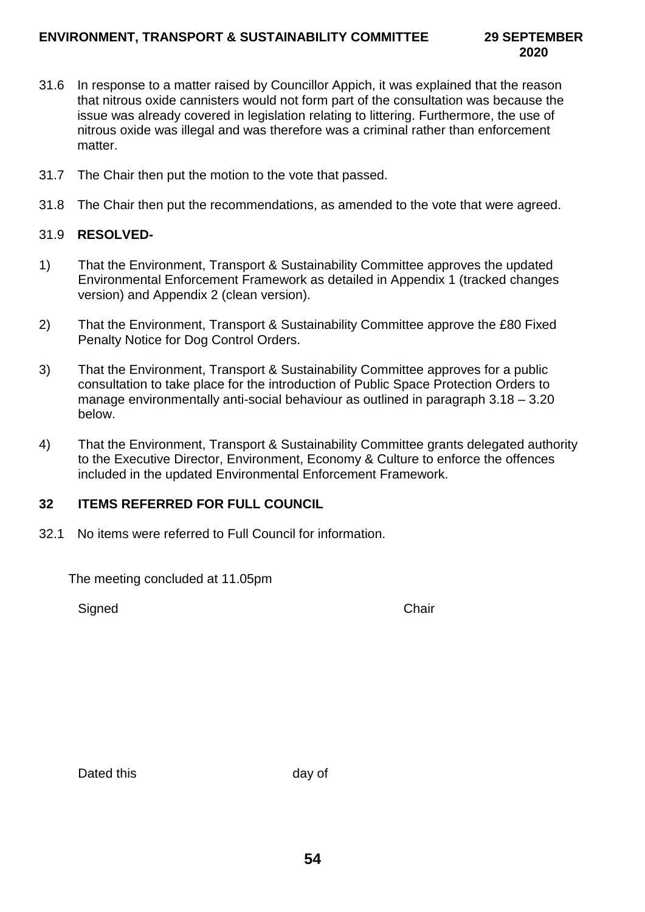31.6 In response to a matter raised by Councillor Appich, it was explained that the reason that nitrous oxide cannisters would not form part of the consultation was because the issue was already covered in legislation relating to littering. Furthermore, the use of nitrous oxide was illegal and was therefore was a criminal rather than enforcement matter.

31.7 The Chair then put the motion to the vote that passed.

31.8 The Chair then put the recommendations, as amended to the vote that were agreed.

31.9 **RESOLVED-**

1) That the Environment, Transport & Sustainability Committee approves the updated Environmental Enforcement Framework as detailed in Appendix 1 (tracked changes version) and Appendix 2 (clean version).

2) That the Environment, Transport & Sustainability Committee approve the £80 Fixed Penalty Notice for Dog Control Orders.

3) That the Environment, Transport & Sustainability Committee approves for a public consultation to take place for the introduction of Public Space Protection Orders to manage environmentally anti-social behaviour as outlined in paragraph 3.18 – 3.20 below.

4) That the Environment, Transport & Sustainability Committee grants delegated authority to the Executive Director, Environment, Economy & Culture to enforce the offences included in the updated Environmental Enforcement Framework.

## 32 ITEMS REFERRED FOR FULL COUNCIL

32.1 No items were referred to Full Council for information.

The meeting concluded at 11.05pm

Signed Chair

Dated this day of